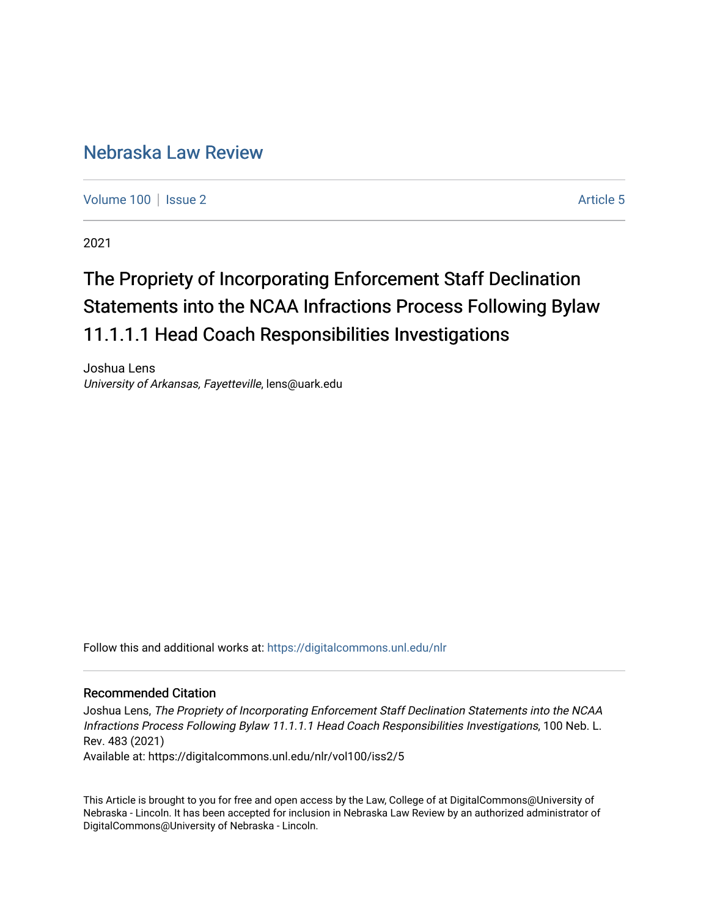# Nebraska Law Review

Volume 100 | Issue 2 Article 5

2021

## The Propriety of Incorporating Enforcement Staff Declination Statements into the NCAA Infractions Process Following Bylaw 11.1.1.1 Head Coach Responsibilities Investigations

Joshua Lens
*University of Arkansas, Fayetteville*, lens@uark.edu

Follow this and additional works at: https://digitalcommons.unl.edu/nlr

### Recommended Citation

Joshua Lens, *The Propriety of Incorporating Enforcement Staff Declination Statements into the NCAA Infractions Process Following Bylaw 11.1.1.1 Head Coach Responsibilities Investigations*, 100 Neb. L. Rev. 483 (2021)
Available at: https://digitalcommons.unl.edu/nlr/vol100/iss2/5

This Article is brought to you for free and open access by the Law, College of at DigitalCommons@University of Nebraska - Lincoln. It has been accepted for inclusion in Nebraska Law Review by an authorized administrator of DigitalCommons@University of Nebraska - Lincoln.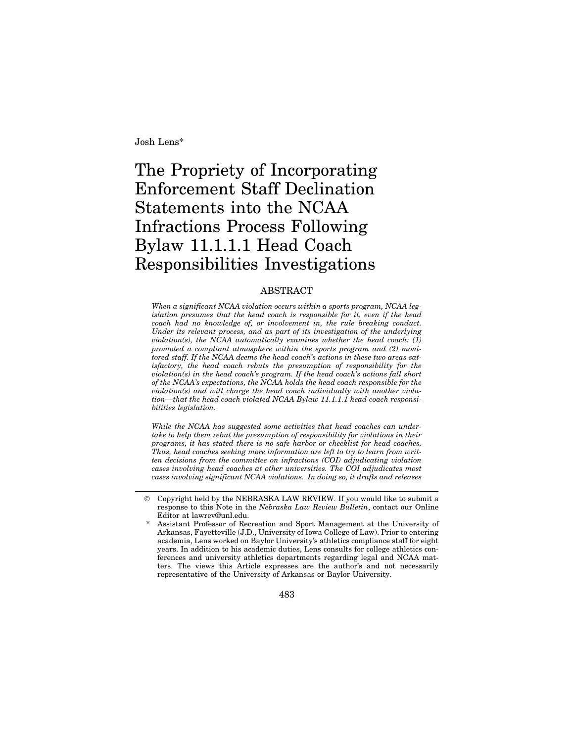Josh Lens*

# The Propriety of Incorporating Enforcement Staff Declination Statements into the NCAA Infractions Process Following Bylaw 11.1.1.1 Head Coach Responsibilities Investigations

## ABSTRACT

*When a significant NCAA violation occurs within a sports program, NCAA legislation presumes that the head coach is responsible for it, even if the head coach had no knowledge of, or involvement in, the rule breaking conduct. Under its relevant process, and as part of its investigation of the underlying violation(s), the NCAA automatically examines whether the head coach: (1) promoted a compliant atmosphere within the sports program and (2) monitored staff. If the NCAA deems the head coach's actions in these two areas satisfactory, the head coach rebuts the presumption of responsibility for the violation(s) in the head coach's program. If the head coach's actions fall short of the NCAA's expectations, the NCAA holds the head coach responsible for the violation(s) and will charge the head coach individually with another violation—that the head coach violated NCAA Bylaw 11.1.1.1 head coach responsibilities legislation.*

*While the NCAA has suggested some activities that head coaches can undertake to help them rebut the presumption of responsibility for violations in their programs, it has stated there is no safe harbor or checklist for head coaches. Thus, head coaches seeking more information are left to try to learn from written decisions from the committee on infractions (COI) adjudicating violation cases involving head coaches at other universities. The COI adjudicates most cases involving significant NCAA violations. In doing so, it drafts and releases*

---

© Copyright held by the NEBRASKA LAW REVIEW. If you would like to submit a response to this Note in the *Nebraska Law Review Bulletin*, contact our Online Editor at lawrev@unl.edu.

\* Assistant Professor of Recreation and Sport Management at the University of Arkansas, Fayetteville (J.D., University of Iowa College of Law). Prior to entering academia, Lens worked on Baylor University's athletics compliance staff for eight years. In addition to his academic duties, Lens consults for college athletics conferences and university athletics departments regarding legal and NCAA matters. The views this Article expresses are the author's and not necessarily representative of the University of Arkansas or Baylor University.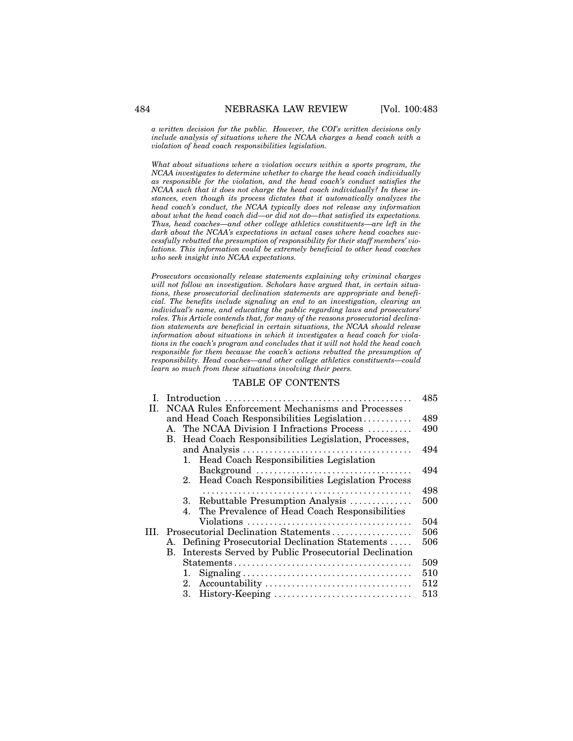*a written decision for the public. However, the COI's written decisions only include analysis of situations where the NCAA charges a head coach with a violation of head coach responsibilities legislation.*

*What about situations where a violation occurs within a sports program, the NCAA investigates to determine whether to charge the head coach individually as responsible for the violation, and the head coach's conduct satisfies the NCAA such that it does not charge the head coach individually? In these instances, even though its process dictates that it automatically analyzes the head coach's conduct, the NCAA typically does not release any information about what the head coach did—or did not do—that satisfied its expectations. Thus, head coaches—and other college athletics constituents—are left in the dark about the NCAA's expectations in actual cases where head coaches successfully rebutted the presumption of responsibility for their staff members' violations. This information could be extremely beneficial to other head coaches who seek insight into NCAA expectations.*

*Prosecutors occasionally release statements explaining why criminal charges will not follow an investigation. Scholars have argued that, in certain situations, these prosecutorial declination statements are appropriate and beneficial. The benefits include signaling an end to an investigation, clearing an individual's name, and educating the public regarding laws and prosecutors' roles. This Article contends that, for many of the reasons prosecutorial declination statements are beneficial in certain situations, the NCAA should release information about situations in which it investigates a head coach for violations in the coach's program and concludes that it will not hold the head coach responsible for them because the coach's actions rebutted the presumption of responsibility. Head coaches—and other college athletics constituents—could learn so much from these situations involving their peers.*

## TABLE OF CONTENTS

| | |
|---|---|
| I. Introduction | 485 |
| II. NCAA Rules Enforcement Mechanisms and Processes and Head Coach Responsibilities Legislation | 489 |
| A. The NCAA Division I Infractions Process | 490 |
| B. Head Coach Responsibilities Legislation, Processes, and Analysis | 494 |
| 1. Head Coach Responsibilities Legislation Background | 494 |
| 2. Head Coach Responsibilities Legislation Process | 498 |
| 3. Rebuttable Presumption Analysis | 500 |
| 4. The Prevalence of Head Coach Responsibilities Violations | 504 |
| III. Prosecutorial Declination Statements | 506 |
| A. Defining Prosecutorial Declination Statements | 506 |
| B. Interests Served by Public Prosecutorial Declination Statements | 509 |
| 1. Signaling | 510 |
| 2. Accountability | 512 |
| 3. History-Keeping | 513 |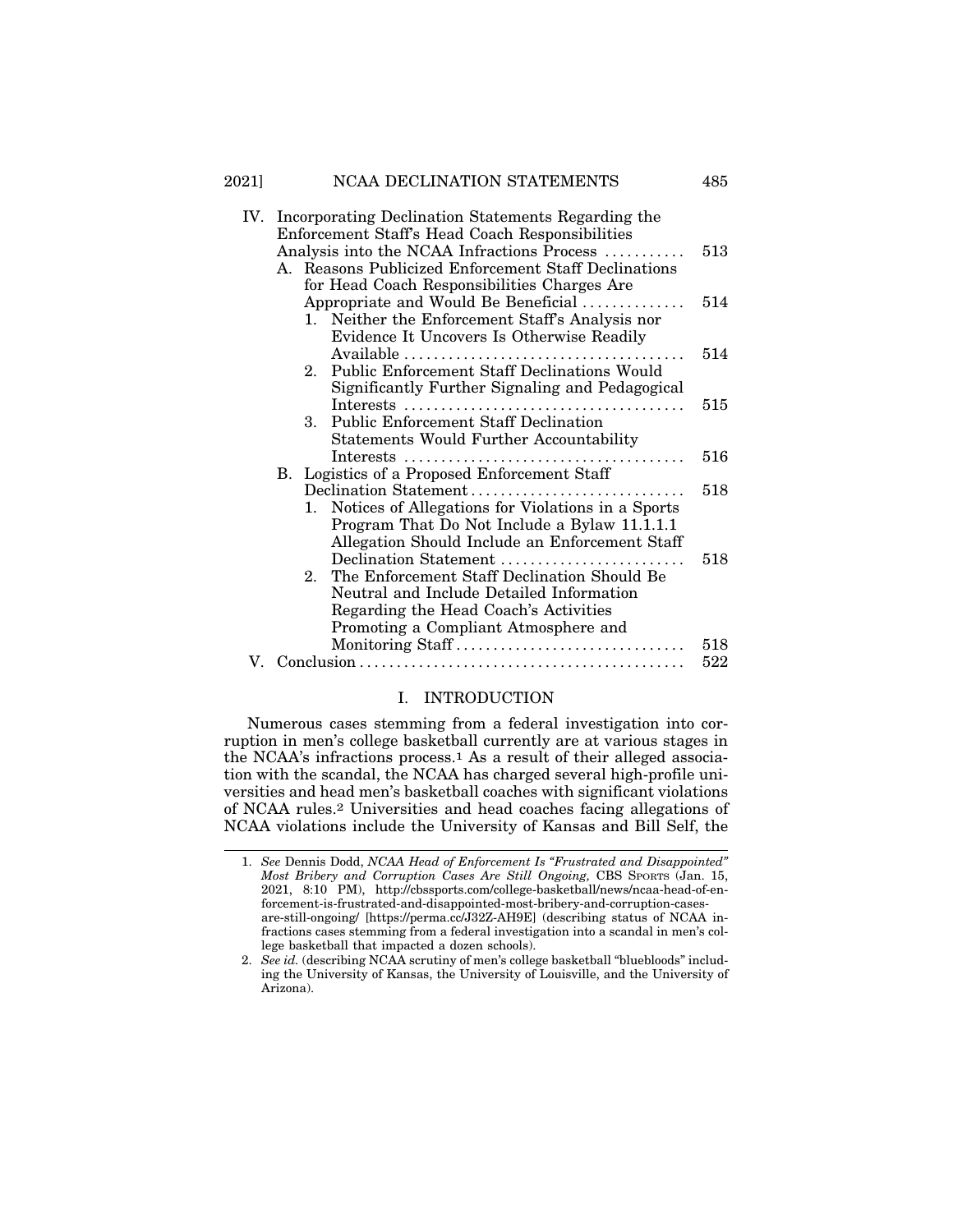IV. Incorporating Declination Statements Regarding the Enforcement Staff's Head Coach Responsibilities Analysis into the NCAA Infractions Process ........... 513
   A. Reasons Publicized Enforcement Staff Declinations for Head Coach Responsibilities Charges Are Appropriate and Would Be Beneficial .............. 514
      1. Neither the Enforcement Staff's Analysis nor Evidence It Uncovers Is Otherwise Readily Available ...................................... 514
      2. Public Enforcement Staff Declinations Would Significantly Further Signaling and Pedagogical Interests ...................................... 515
      3. Public Enforcement Staff Declination Statements Would Further Accountability Interests ...................................... 516
   B. Logistics of a Proposed Enforcement Staff Declination Statement ............................. 518
      1. Notices of Allegations for Violations in a Sports Program That Do Not Include a Bylaw 11.1.1.1 Allegation Should Include an Enforcement Staff Declination Statement ......................... 518
      2. The Enforcement Staff Declination Should Be Neutral and Include Detailed Information Regarding the Head Coach's Activities Promoting a Compliant Atmosphere and Monitoring Staff ............................... 518
V. Conclusion ............................................ 522

## I. INTRODUCTION

Numerous cases stemming from a federal investigation into corruption in men's college basketball currently are at various stages in the NCAA's infractions process.[1] As a result of their alleged association with the scandal, the NCAA has charged several high-profile universities and head men's basketball coaches with significant violations of NCAA rules.[2] Universities and head coaches facing allegations of NCAA violations include the University of Kansas and Bill Self, the

---

1. *See* Dennis Dodd, *NCAA Head of Enforcement Is "Frustrated and Disappointed" Most Bribery and Corruption Cases Are Still Ongoing,* CBS SPORTS (Jan. 15, 2021, 8:10 PM), http://cbssports.com/college-basketball/news/ncaa-head-of-enforcement-is-frustrated-and-disappointed-most-bribery-and-corruption-cases-are-still-ongoing/ [https://perma.cc/J32Z-AH9E] (describing status of NCAA infractions cases stemming from a federal investigation into a scandal in men's college basketball that impacted a dozen schools).

2. *See id.* (describing NCAA scrutiny of men's college basketball "bluebloods" including the University of Kansas, the University of Louisville, and the University of Arizona).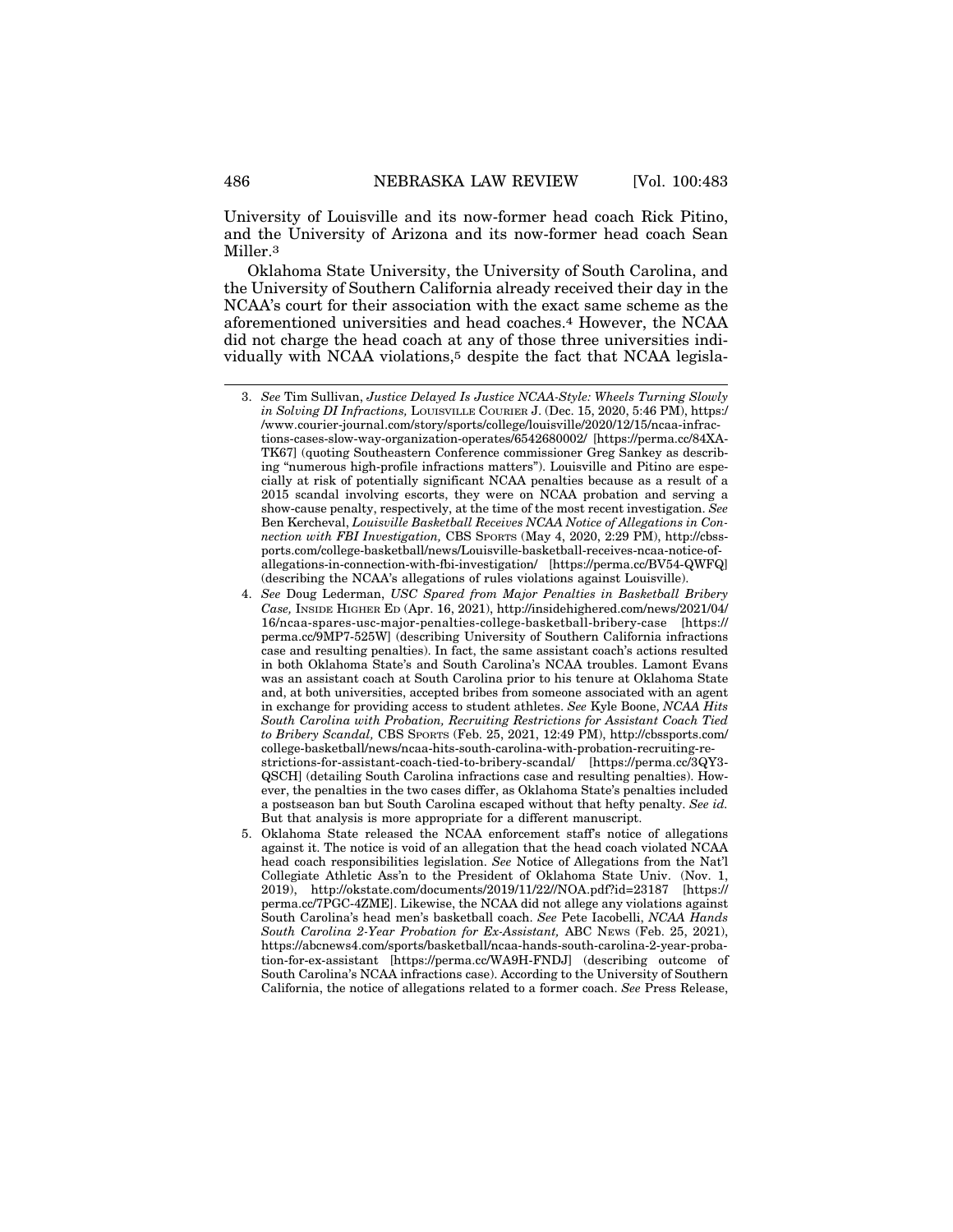University of Louisville and its now-former head coach Rick Pitino, and the University of Arizona and its now-former head coach Sean Miller.[3]

Oklahoma State University, the University of South Carolina, and the University of Southern California already received their day in the NCAA's court for their association with the exact same scheme as the aforementioned universities and head coaches.[4] However, the NCAA did not charge the head coach at any of those three universities individually with NCAA violations,[5] despite the fact that NCAA legisla-

---

3. *See* Tim Sullivan, *Justice Delayed Is Justice NCAA-Style: Wheels Turning Slowly in Solving DI Infractions,* LOUISVILLE COURIER J. (Dec. 15, 2020, 5:46 PM), https://www.courier-journal.com/story/sports/college/louisville/2020/12/15/ncaa-infractions-cases-slow-way-organization-operates/6542680002/ [https://perma.cc/84XA-TK67] (quoting Southeastern Conference commissioner Greg Sankey as describing "numerous high-profile infractions matters"). Louisville and Pitino are especially at risk of potentially significant NCAA penalties because as a result of a 2015 scandal involving escorts, they were on NCAA probation and serving a show-cause penalty, respectively, at the time of the most recent investigation. *See* Ben Kercheval, *Louisville Basketball Receives NCAA Notice of Allegations in Connection with FBI Investigation,* CBS SPORTS (May 4, 2020, 2:29 PM), http://cbssports.com/college-basketball/news/Louisville-basketball-receives-ncaa-notice-of-allegations-in-connection-with-fbi-investigation/ [https://perma.cc/BV54-QWFQ] (describing the NCAA's allegations of rules violations against Louisville).

4. *See* Doug Lederman, *USC Spared from Major Penalties in Basketball Bribery Case,* INSIDE HIGHER ED (Apr. 16, 2021), http://insidehighered.com/news/2021/04/16/ncaa-spares-usc-major-penalties-college-basketball-bribery-case [https://perma.cc/9MP7-525W] (describing University of Southern California infractions case and resulting penalties). In fact, the same assistant coach's actions resulted in both Oklahoma State's and South Carolina's NCAA troubles. Lamont Evans was an assistant coach at South Carolina prior to his tenure at Oklahoma State and, at both universities, accepted bribes from someone associated with an agent in exchange for providing access to student athletes. *See* Kyle Boone, *NCAA Hits South Carolina with Probation, Recruiting Restrictions for Assistant Coach Tied to Bribery Scandal,* CBS SPORTS (Feb. 25, 2021, 12:49 PM), http://cbssports.com/college-basketball/news/ncaa-hits-south-carolina-with-probation-recruiting-restrictions-for-assistant-coach-tied-to-bribery-scandal/ [https://perma.cc/3QY3-QSCH] (detailing South Carolina infractions case and resulting penalties). However, the penalties in the two cases differ, as Oklahoma State's penalties included a postseason ban but South Carolina escaped without that hefty penalty. *See id.* But that analysis is more appropriate for a different manuscript.

5. Oklahoma State released the NCAA enforcement staff's notice of allegations against it. The notice is void of an allegation that the head coach violated NCAA head coach responsibilities legislation. *See* Notice of Allegations from the Nat'l Collegiate Athletic Ass'n to the President of Oklahoma State Univ. (Nov. 1, 2019), http://okstate.com/documents/2019/11/22//NOA.pdf?id=23187 [https://perma.cc/7PGC-4ZME]. Likewise, the NCAA did not allege any violations against South Carolina's head men's basketball coach. *See* Pete Iacobelli, *NCAA Hands South Carolina 2-Year Probation for Ex-Assistant,* ABC NEWS (Feb. 25, 2021), https://abcnews4.com/sports/basketball/ncaa-hands-south-carolina-2-year-probation-for-ex-assistant [https://perma.cc/WA9H-FNDJ] (describing outcome of South Carolina's NCAA infractions case). According to the University of Southern California, the notice of allegations related to a former coach. *See* Press Release,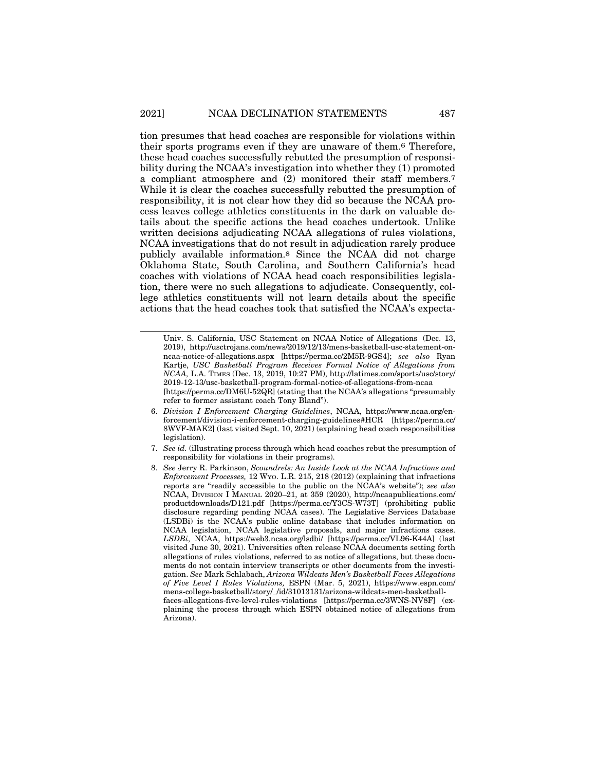tion presumes that head coaches are responsible for violations within their sports programs even if they are unaware of them.[6] Therefore, these head coaches successfully rebutted the presumption of responsibility during the NCAA's investigation into whether they (1) promoted a compliant atmosphere and (2) monitored their staff members.[7] While it is clear the coaches successfully rebutted the presumption of responsibility, it is not clear how they did so because the NCAA process leaves college athletics constituents in the dark on valuable details about the specific actions the head coaches undertook. Unlike written decisions adjudicating NCAA allegations of rules violations, NCAA investigations that do not result in adjudication rarely produce publicly available information.[8] Since the NCAA did not charge Oklahoma State, South Carolina, and Southern California's head coaches with violations of NCAA head coach responsibilities legislation, there were no such allegations to adjudicate. Consequently, college athletics constituents will not learn details about the specific actions that the head coaches took that satisfied the NCAA's expecta-

---

Univ. S. California, USC Statement on NCAA Notice of Allegations (Dec. 13, 2019), http://usctrojans.com/news/2019/12/13/mens-basketball-usc-statement-on-ncaa-notice-of-allegations.aspx [https://perma.cc/2M5R-9GS4]; *see also* Ryan Kartje, *USC Basketball Program Receives Formal Notice of Allegations from NCAA,* L.A. TIMES (Dec. 13, 2019, 10:27 PM), http://latimes.com/sports/usc/story/2019-12-13/usc-basketball-program-formal-notice-of-allegations-from-ncaa [https://perma.cc/DM6U-52QR] (stating that the NCAA's allegations "presumably refer to former assistant coach Tony Bland").

6. *Division I Enforcement Charging Guidelines*, NCAA, https://www.ncaa.org/enforcement/division-i-enforcement-charging-guidelines#HCR [https://perma.cc/8WVF-MAK2] (last visited Sept. 10, 2021) (explaining head coach responsibilities legislation).

7. *See id.* (illustrating process through which head coaches rebut the presumption of responsibility for violations in their programs).

8. *See* Jerry R. Parkinson, *Scoundrels: An Inside Look at the NCAA Infractions and Enforcement Processes,* 12 WYO. L.R. 215, 218 (2012) (explaining that infractions reports are "readily accessible to the public on the NCAA's website"); *see also* NCAA, DIVISION I MANUAL 2020–21, at 359 (2020), http://ncaapublications.com/productdownloads/D121.pdf [https://perma.cc/Y3CS-W73T] (prohibiting public disclosure regarding pending NCAA cases). The Legislative Services Database (LSDBi) is the NCAA's public online database that includes information on NCAA legislation, NCAA legislative proposals, and major infractions cases. *LSDBi*, NCAA, https://web3.ncaa.org/lsdbi/ [https://perma.cc/VL96-K44A] (last visited June 30, 2021). Universities often release NCAA documents setting forth allegations of rules violations, referred to as notice of allegations, but these documents do not contain interview transcripts or other documents from the investigation. *See* Mark Schlabach, *Arizona Wildcats Men's Basketball Faces Allegations of Five Level I Rules Violations,* ESPN (Mar. 5, 2021), https://www.espn.com/mens-college-basketball/story/_/id/31013131/arizona-wildcats-men-basketball-faces-allegations-five-level-rules-violations [https://perma.cc/3WNS-NV8F] (explaining the process through which ESPN obtained notice of allegations from Arizona).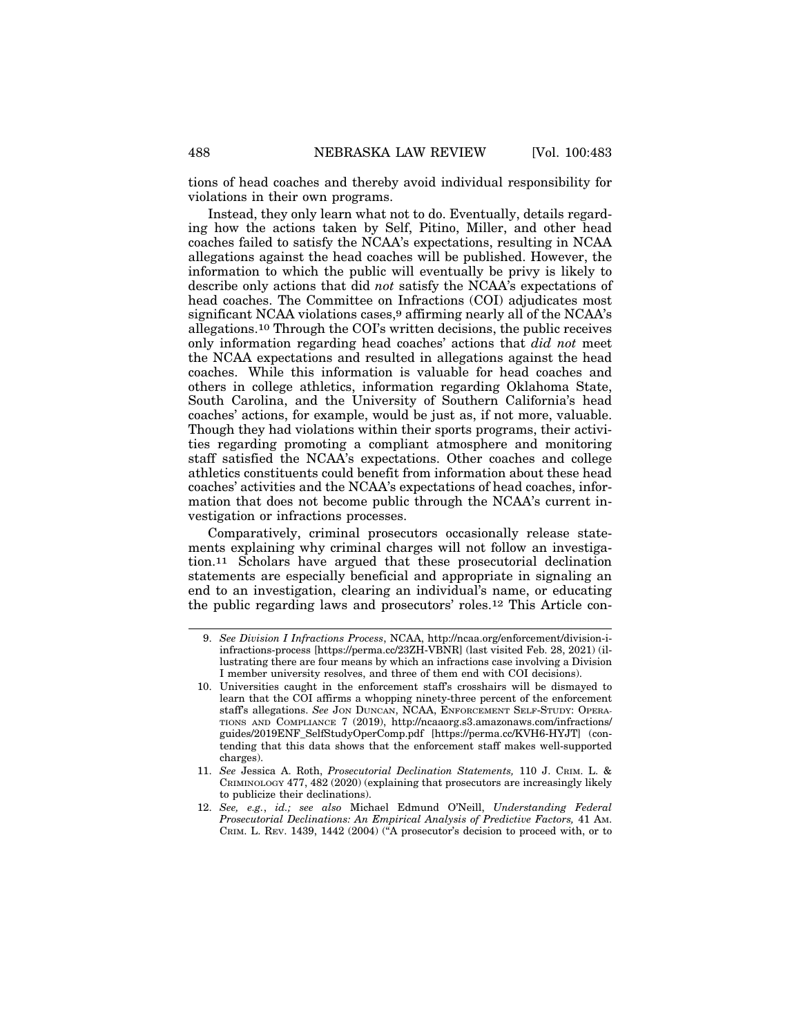tions of head coaches and thereby avoid individual responsibility for violations in their own programs.

Instead, they only learn what not to do. Eventually, details regarding how the actions taken by Self, Pitino, Miller, and other head coaches failed to satisfy the NCAA's expectations, resulting in NCAA allegations against the head coaches will be published. However, the information to which the public will eventually be privy is likely to describe only actions that did *not* satisfy the NCAA's expectations of head coaches. The Committee on Infractions (COI) adjudicates most significant NCAA violations cases,[9] affirming nearly all of the NCAA's allegations.[10] Through the COI's written decisions, the public receives only information regarding head coaches' actions that *did not* meet the NCAA expectations and resulted in allegations against the head coaches. While this information is valuable for head coaches and others in college athletics, information regarding Oklahoma State, South Carolina, and the University of Southern California's head coaches' actions, for example, would be just as, if not more, valuable. Though they had violations within their sports programs, their activities regarding promoting a compliant atmosphere and monitoring staff satisfied the NCAA's expectations. Other coaches and college athletics constituents could benefit from information about these head coaches' activities and the NCAA's expectations of head coaches, information that does not become public through the NCAA's current investigation or infractions processes.

Comparatively, criminal prosecutors occasionally release statements explaining why criminal charges will not follow an investigation.[11] Scholars have argued that these prosecutorial declination statements are especially beneficial and appropriate in signaling an end to an investigation, clearing an individual's name, or educating the public regarding laws and prosecutors' roles.[12] This Article con-

---

9. *See Division I Infractions Process*, NCAA, http://ncaa.org/enforcement/division-i-infractions-process [https://perma.cc/23ZH-VBNR] (last visited Feb. 28, 2021) (illustrating there are four means by which an infractions case involving a Division I member university resolves, and three of them end with COI decisions).

10. Universities caught in the enforcement staff's crosshairs will be dismayed to learn that the COI affirms a whopping ninety-three percent of the enforcement staff's allegations. *See* JON DUNCAN, NCAA, ENFORCEMENT SELF-STUDY: OPERATIONS AND COMPLIANCE 7 (2019), http://ncaaorg.s3.amazonaws.com/infractions/guides/2019ENF_SelfStudyOperComp.pdf [https://perma.cc/KVH6-HYJT] (contending that this data shows that the enforcement staff makes well-supported charges).

11. *See* Jessica A. Roth, *Prosecutorial Declination Statements,* 110 J. CRIM. L. & CRIMINOLOGY 477, 482 (2020) (explaining that prosecutors are increasingly likely to publicize their declinations).

12. *See, e.g.*, *id.; see also* Michael Edmund O'Neill, *Understanding Federal Prosecutorial Declinations: An Empirical Analysis of Predictive Factors,* 41 AM. CRIM. L. REV. 1439, 1442 (2004) ("A prosecutor's decision to proceed with, or to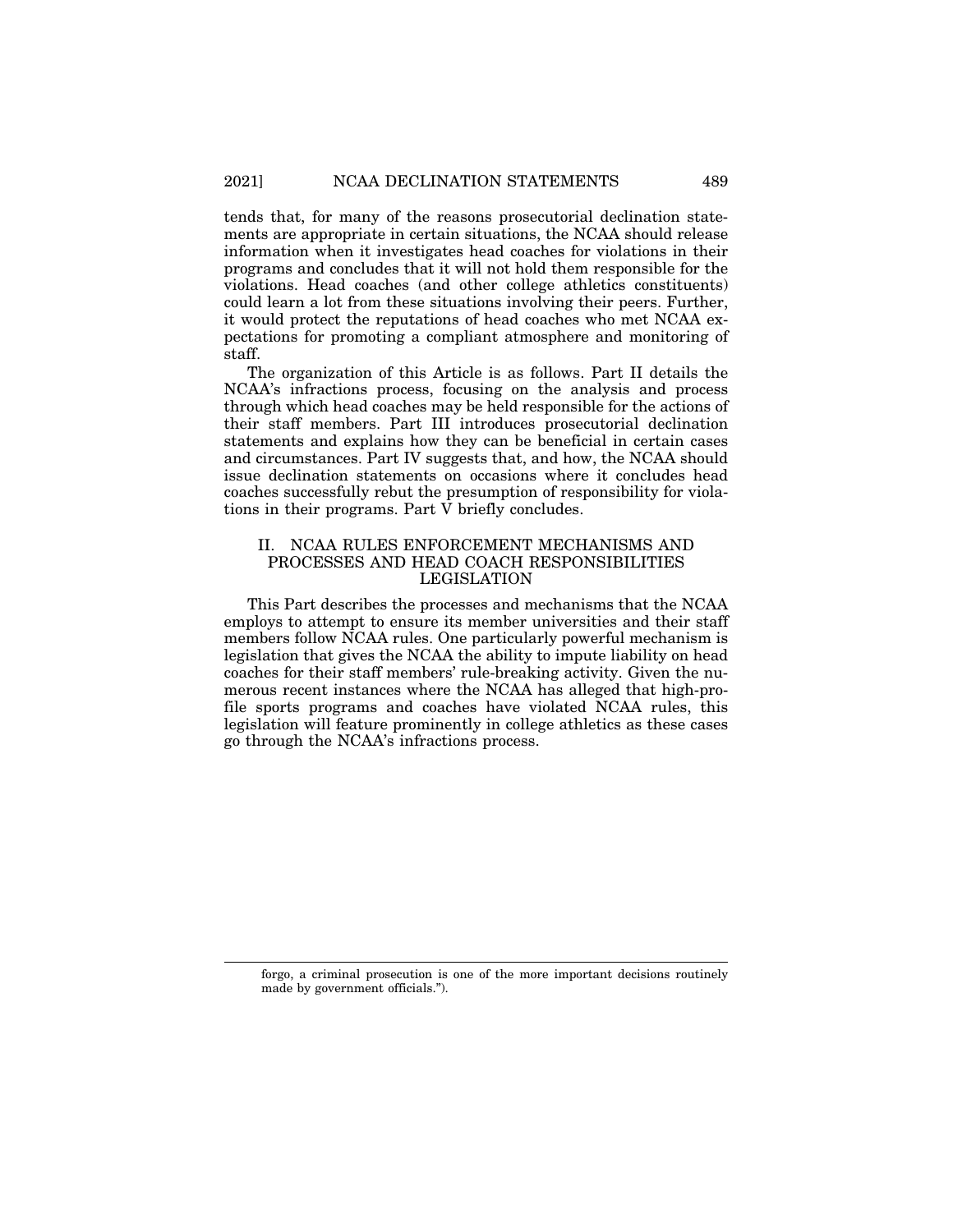tends that, for many of the reasons prosecutorial declination statements are appropriate in certain situations, the NCAA should release information when it investigates head coaches for violations in their programs and concludes that it will not hold them responsible for the violations. Head coaches (and other college athletics constituents) could learn a lot from these situations involving their peers. Further, it would protect the reputations of head coaches who met NCAA expectations for promoting a compliant atmosphere and monitoring of staff.

The organization of this Article is as follows. Part II details the NCAA's infractions process, focusing on the analysis and process through which head coaches may be held responsible for the actions of their staff members. Part III introduces prosecutorial declination statements and explains how they can be beneficial in certain cases and circumstances. Part IV suggests that, and how, the NCAA should issue declination statements on occasions where it concludes head coaches successfully rebut the presumption of responsibility for violations in their programs. Part V briefly concludes.

## II. NCAA RULES ENFORCEMENT MECHANISMS AND PROCESSES AND HEAD COACH RESPONSIBILITIES LEGISLATION

This Part describes the processes and mechanisms that the NCAA employs to attempt to ensure its member universities and their staff members follow NCAA rules. One particularly powerful mechanism is legislation that gives the NCAA the ability to impute liability on head coaches for their staff members' rule-breaking activity. Given the numerous recent instances where the NCAA has alleged that high-profile sports programs and coaches have violated NCAA rules, this legislation will feature prominently in college athletics as these cases go through the NCAA's infractions process.

---

forgo, a criminal prosecution is one of the more important decisions routinely made by government officials.").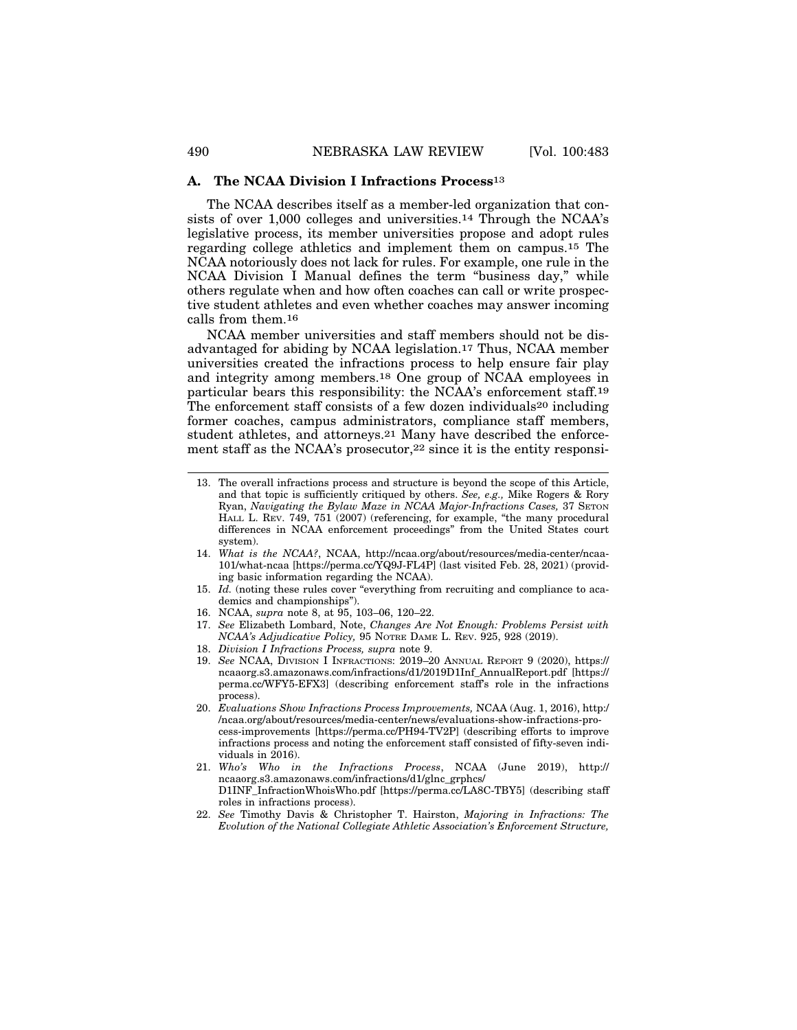### A. The NCAA Division I Infractions Process[13]

The NCAA describes itself as a member-led organization that consists of over 1,000 colleges and universities.[14] Through the NCAA's legislative process, its member universities propose and adopt rules regarding college athletics and implement them on campus.[15] The NCAA notoriously does not lack for rules. For example, one rule in the NCAA Division I Manual defines the term "business day," while others regulate when and how often coaches can call or write prospective student athletes and even whether coaches may answer incoming calls from them.[16]

NCAA member universities and staff members should not be disadvantaged for abiding by NCAA legislation.[17] Thus, NCAA member universities created the infractions process to help ensure fair play and integrity among members.[18] One group of NCAA employees in particular bears this responsibility: the NCAA's enforcement staff.[19] The enforcement staff consists of a few dozen individuals[20] including former coaches, campus administrators, compliance staff members, student athletes, and attorneys.[21] Many have described the enforcement staff as the NCAA's prosecutor,[22] since it is the entity responsi-

---

13. The overall infractions process and structure is beyond the scope of this Article, and that topic is sufficiently critiqued by others. *See, e.g.,* Mike Rogers & Rory Ryan, *Navigating the Bylaw Maze in NCAA Major-Infractions Cases,* 37 SETON HALL L. REV. 749, 751 (2007) (referencing, for example, "the many procedural differences in NCAA enforcement proceedings" from the United States court system).

14. *What is the NCAA?*, NCAA, http://ncaa.org/about/resources/media-center/ncaa-101/what-ncaa [https://perma.cc/YQ9J-FL4P] (last visited Feb. 28, 2021) (providing basic information regarding the NCAA).

15. *Id.* (noting these rules cover "everything from recruiting and compliance to academics and championships").

16. NCAA, *supra* note 8, at 95, 103–06, 120–22.

17. *See* Elizabeth Lombard, Note, *Changes Are Not Enough: Problems Persist with NCAA's Adjudicative Policy,* 95 NOTRE DAME L. REV. 925, 928 (2019).

18. *Division I Infractions Process, supra* note 9.

19. *See* NCAA, DIVISION I INFRACTIONS: 2019–20 ANNUAL REPORT 9 (2020), https://ncaaorg.s3.amazonaws.com/infractions/d1/2019D1Inf_AnnualReport.pdf [https://perma.cc/WFY5-EFX3] (describing enforcement staff's role in the infractions process).

20. *Evaluations Show Infractions Process Improvements,* NCAA (Aug. 1, 2016), http://ncaa.org/about/resources/media-center/news/evaluations-show-infractions-process-improvements [https://perma.cc/PH94-TV2P] (describing efforts to improve infractions process and noting the enforcement staff consisted of fifty-seven individuals in 2016).

21. *Who's Who in the Infractions Process*, NCAA (June 2019), http://ncaaorg.s3.amazonaws.com/infractions/d1/glnc_grphcs/D1INF_InfractionWhoisWho.pdf [https://perma.cc/LA8C-TBY5] (describing staff roles in infractions process).

22. *See* Timothy Davis & Christopher T. Hairston, *Majoring in Infractions: The Evolution of the National Collegiate Athletic Association's Enforcement Structure,*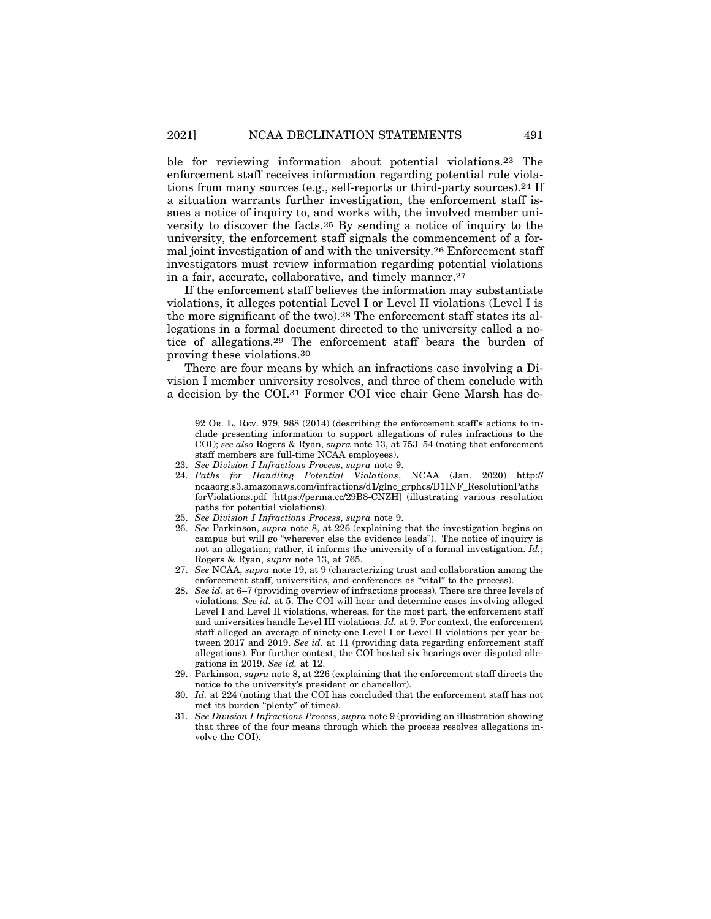ble for reviewing information about potential violations.[23] The enforcement staff receives information regarding potential rule violations from many sources (e.g., self-reports or third-party sources).[24] If a situation warrants further investigation, the enforcement staff issues a notice of inquiry to, and works with, the involved member university to discover the facts.[25] By sending a notice of inquiry to the university, the enforcement staff signals the commencement of a formal joint investigation of and with the university.[26] Enforcement staff investigators must review information regarding potential violations in a fair, accurate, collaborative, and timely manner.[27]

If the enforcement staff believes the information may substantiate violations, it alleges potential Level I or Level II violations (Level I is the more significant of the two).[28] The enforcement staff states its allegations in a formal document directed to the university called a notice of allegations.[29] The enforcement staff bears the burden of proving these violations.[30]

There are four means by which an infractions case involving a Division I member university resolves, and three of them conclude with a decision by the COI.[31] Former COI vice chair Gene Marsh has de-

---

92 OR. L. REV. 979, 988 (2014) (describing the enforcement staff's actions to include presenting information to support allegations of rules infractions to the COI); *see also* Rogers & Ryan, *supra* note 13, at 753–54 (noting that enforcement staff members are full-time NCAA employees).

23. *See Division I Infractions Process*, *supra* note 9.

24. *Paths for Handling Potential Violations*, NCAA (Jan. 2020) http://ncaaorg.s3.amazonaws.com/infractions/d1/glnc_grphcs/D1INF_ResolutionPathsforViolations.pdf [https://perma.cc/29B8-CNZH] (illustrating various resolution paths for potential violations).

25. *See Division I Infractions Process*, *supra* note 9.

26. *See* Parkinson, *supra* note 8, at 226 (explaining that the investigation begins on campus but will go "wherever else the evidence leads"). The notice of inquiry is not an allegation; rather, it informs the university of a formal investigation. *Id.*; Rogers & Ryan, *supra* note 13, at 765.

27. *See* NCAA, *supra* note 19, at 9 (characterizing trust and collaboration among the enforcement staff, universities, and conferences as "vital" to the process).

28. *See id.* at 6–7 (providing overview of infractions process). There are three levels of violations. *See id.* at 5. The COI will hear and determine cases involving alleged Level I and Level II violations, whereas, for the most part, the enforcement staff and universities handle Level III violations. *Id.* at 9. For context, the enforcement staff alleged an average of ninety-one Level I or Level II violations per year between 2017 and 2019. *See id.* at 11 (providing data regarding enforcement staff allegations). For further context, the COI hosted six hearings over disputed allegations in 2019. *See id.* at 12.

29. Parkinson, *supra* note 8, at 226 (explaining that the enforcement staff directs the notice to the university's president or chancellor).

30. *Id.* at 224 (noting that the COI has concluded that the enforcement staff has not met its burden "plenty" of times).

31. *See Division I Infractions Process*, *supra* note 9 (providing an illustration showing that three of the four means through which the process resolves allegations involve the COI).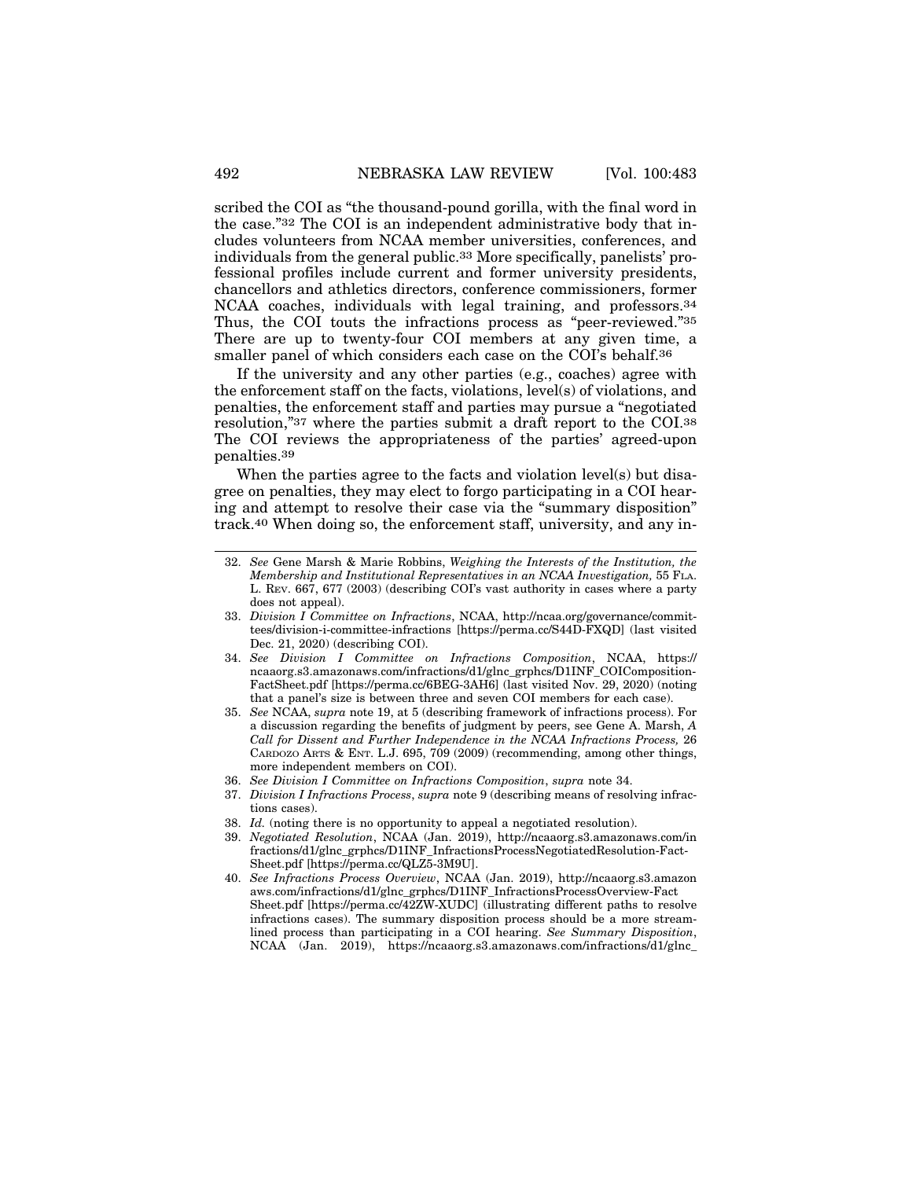scribed the COI as "the thousand-pound gorilla, with the final word in the case."[32] The COI is an independent administrative body that includes volunteers from NCAA member universities, conferences, and individuals from the general public.[33] More specifically, panelists' professional profiles include current and former university presidents, chancellors and athletics directors, conference commissioners, former NCAA coaches, individuals with legal training, and professors.[34] Thus, the COI touts the infractions process as "peer-reviewed."[35] There are up to twenty-four COI members at any given time, a smaller panel of which considers each case on the COI's behalf.[36]

If the university and any other parties (e.g., coaches) agree with the enforcement staff on the facts, violations, level(s) of violations, and penalties, the enforcement staff and parties may pursue a "negotiated resolution,"[37] where the parties submit a draft report to the COI.[38] The COI reviews the appropriateness of the parties' agreed-upon penalties.[39]

When the parties agree to the facts and violation level(s) but disagree on penalties, they may elect to forgo participating in a COI hearing and attempt to resolve their case via the "summary disposition" track.[40] When doing so, the enforcement staff, university, and any in-

---

32. *See* Gene Marsh & Marie Robbins, *Weighing the Interests of the Institution, the Membership and Institutional Representatives in an NCAA Investigation,* 55 FLA. L. REV. 667, 677 (2003) (describing COI's vast authority in cases where a party does not appeal).

33. *Division I Committee on Infractions*, NCAA, http://ncaa.org/governance/committees/division-i-committee-infractions [https://perma.cc/S44D-FXQD] (last visited Dec. 21, 2020) (describing COI).

34. *See Division I Committee on Infractions Composition*, NCAA, https://ncaaorg.s3.amazonaws.com/infractions/d1/glnc_grphcs/D1INF_COIComposition-FactSheet.pdf [https://perma.cc/6BEG-3AH6] (last visited Nov. 29, 2020) (noting that a panel's size is between three and seven COI members for each case).

35. *See* NCAA, *supra* note 19, at 5 (describing framework of infractions process). For a discussion regarding the benefits of judgment by peers, see Gene A. Marsh, *A Call for Dissent and Further Independence in the NCAA Infractions Process,* 26 CARDOZO ARTS & ENT. L.J. 695, 709 (2009) (recommending, among other things, more independent members on COI).

36. *See Division I Committee on Infractions Composition*, *supra* note 34.

37. *Division I Infractions Process*, *supra* note 9 (describing means of resolving infractions cases).

38. *Id.* (noting there is no opportunity to appeal a negotiated resolution).

39. *Negotiated Resolution*, NCAA (Jan. 2019), http://ncaaorg.s3.amazonaws.com/infractions/d1/glnc_grphcs/D1INF_InfractionsProcessNegotiatedResolution-Fact-Sheet.pdf [https://perma.cc/QLZ5-3M9U].

40. *See Infractions Process Overview*, NCAA (Jan. 2019), http://ncaaorg.s3.amazonaws.com/infractions/d1/glnc_grphcs/D1INF_InfractionsProcessOverview-FactSheet.pdf [https://perma.cc/42ZW-XUDC] (illustrating different paths to resolve infractions cases). The summary disposition process should be a more streamlined process than participating in a COI hearing. *See Summary Disposition*, NCAA (Jan. 2019), https://ncaaorg.s3.amazonaws.com/infractions/d1/glnc_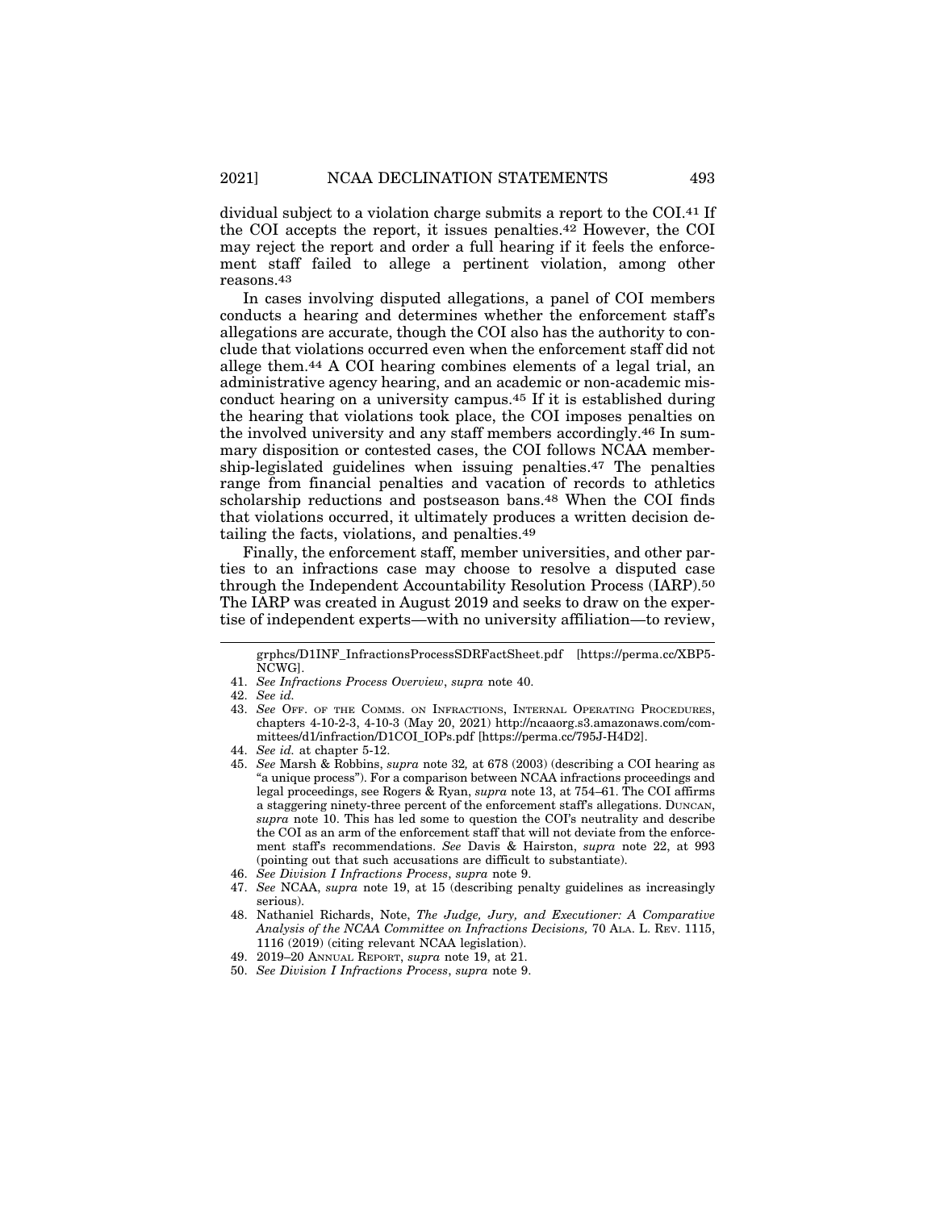dividual subject to a violation charge submits a report to the COI.[41] If the COI accepts the report, it issues penalties.[42] However, the COI may reject the report and order a full hearing if it feels the enforcement staff failed to allege a pertinent violation, among other reasons.[43]

In cases involving disputed allegations, a panel of COI members conducts a hearing and determines whether the enforcement staff's allegations are accurate, though the COI also has the authority to conclude that violations occurred even when the enforcement staff did not allege them.[44] A COI hearing combines elements of a legal trial, an administrative agency hearing, and an academic or non-academic misconduct hearing on a university campus.[45] If it is established during the hearing that violations took place, the COI imposes penalties on the involved university and any staff members accordingly.[46] In summary disposition or contested cases, the COI follows NCAA membership-legislated guidelines when issuing penalties.[47] The penalties range from financial penalties and vacation of records to athletics scholarship reductions and postseason bans.[48] When the COI finds that violations occurred, it ultimately produces a written decision detailing the facts, violations, and penalties.[49]

Finally, the enforcement staff, member universities, and other parties to an infractions case may choose to resolve a disputed case through the Independent Accountability Resolution Process (IARP).[50] The IARP was created in August 2019 and seeks to draw on the expertise of independent experts—with no university affiliation—to review,

---

grphcs/D1INF_InfractionsProcessSDRFactSheet.pdf [https://perma.cc/XBP5-NCWG].

41. *See Infractions Process Overview*, *supra* note 40.
42. *See id.*
43. *See* OFF. OF THE COMMS. ON INFRACTIONS, INTERNAL OPERATING PROCEDURES, chapters 4-10-2-3, 4-10-3 (May 20, 2021) http://ncaaorg.s3.amazonaws.com/committees/d1/infraction/D1COI_IOPs.pdf [https://perma.cc/795J-H4D2].
44. *See id.* at chapter 5-12.
45. *See* Marsh & Robbins, *supra* note 32, at 678 (2003) (describing a COI hearing as "a unique process"). For a comparison between NCAA infractions proceedings and legal proceedings, see Rogers & Ryan, *supra* note 13, at 754–61. The COI affirms a staggering ninety-three percent of the enforcement staff's allegations. DUNCAN, *supra* note 10. This has led some to question the COI's neutrality and describe the COI as an arm of the enforcement staff that will not deviate from the enforcement staff's recommendations. *See* Davis & Hairston, *supra* note 22, at 993 (pointing out that such accusations are difficult to substantiate).
46. *See Division I Infractions Process*, *supra* note 9.
47. *See* NCAA, *supra* note 19, at 15 (describing penalty guidelines as increasingly serious).
48. Nathaniel Richards, Note, *The Judge, Jury, and Executioner: A Comparative Analysis of the NCAA Committee on Infractions Decisions,* 70 ALA. L. REV. 1115, 1116 (2019) (citing relevant NCAA legislation).
49. 2019–20 ANNUAL REPORT, *supra* note 19, at 21.
50. *See Division I Infractions Process*, *supra* note 9.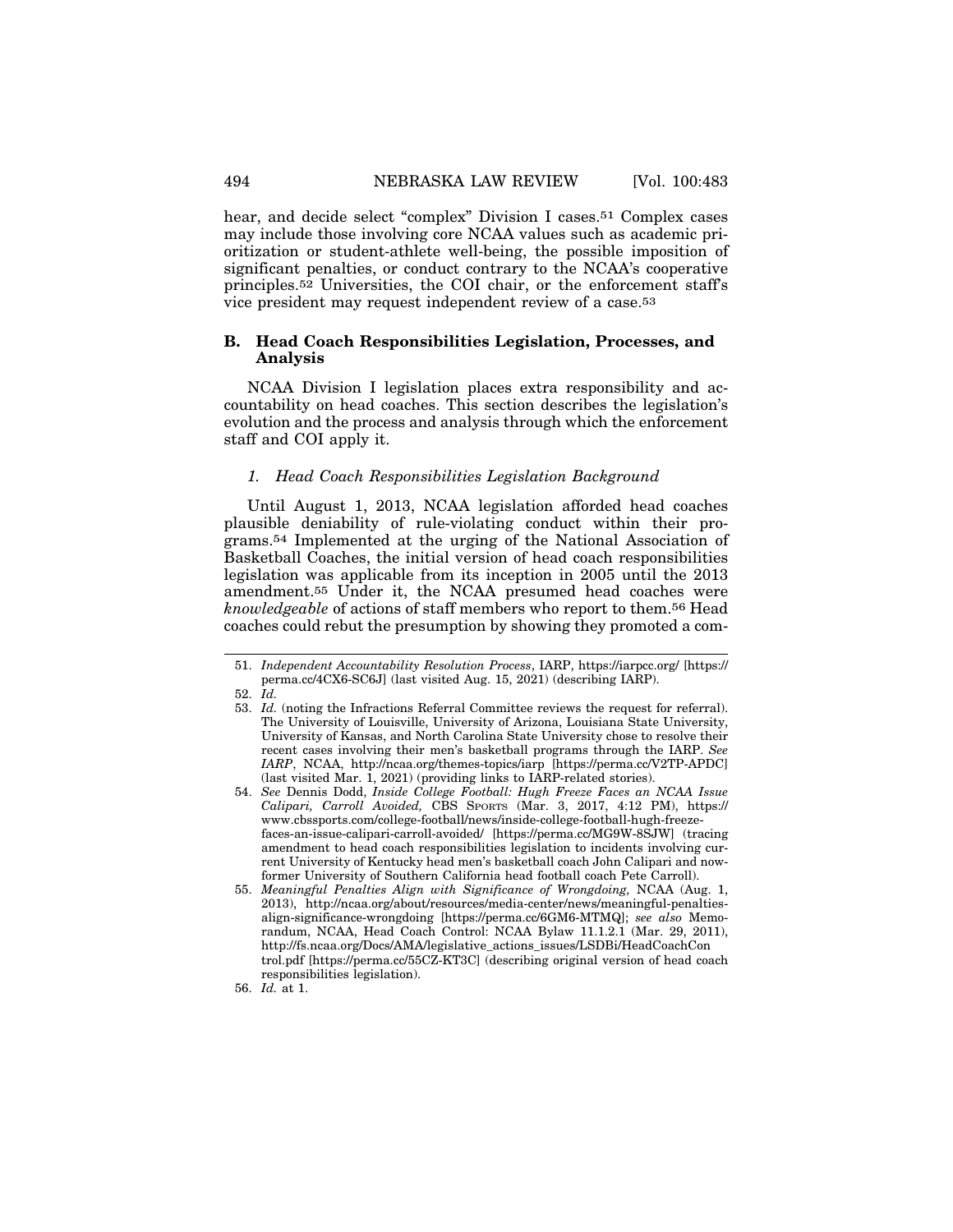hear, and decide select "complex" Division I cases.[51] Complex cases may include those involving core NCAA values such as academic prioritization or student-athlete well-being, the possible imposition of significant penalties, or conduct contrary to the NCAA's cooperative principles.[52] Universities, the COI chair, or the enforcement staff's vice president may request independent review of a case.[53]

## B. Head Coach Responsibilities Legislation, Processes, and Analysis

NCAA Division I legislation places extra responsibility and accountability on head coaches. This section describes the legislation's evolution and the process and analysis through which the enforcement staff and COI apply it.

### *1. Head Coach Responsibilities Legislation Background*

Until August 1, 2013, NCAA legislation afforded head coaches plausible deniability of rule-violating conduct within their programs.[54] Implemented at the urging of the National Association of Basketball Coaches, the initial version of head coach responsibilities legislation was applicable from its inception in 2005 until the 2013 amendment.[55] Under it, the NCAA presumed head coaches were *knowledgeable* of actions of staff members who report to them.[56] Head coaches could rebut the presumption by showing they promoted a com-

---

51. *Independent Accountability Resolution Process*, IARP, https://iarpcc.org/ [https://perma.cc/4CX6-SC6J] (last visited Aug. 15, 2021) (describing IARP).

52. *Id.*

53. *Id.* (noting the Infractions Referral Committee reviews the request for referral). The University of Louisville, University of Arizona, Louisiana State University, University of Kansas, and North Carolina State University chose to resolve their recent cases involving their men's basketball programs through the IARP. *See IARP*, NCAA, http://ncaa.org/themes-topics/iarp [https://perma.cc/V2TP-APDC] (last visited Mar. 1, 2021) (providing links to IARP-related stories).

54. *See* Dennis Dodd, *Inside College Football: Hugh Freeze Faces an NCAA Issue Calipari, Carroll Avoided,* CBS SPORTS (Mar. 3, 2017, 4:12 PM), https://www.cbssports.com/college-football/news/inside-college-football-hugh-freeze-faces-an-issue-calipari-carroll-avoided/ [https://perma.cc/MG9W-8SJW] (tracing amendment to head coach responsibilities legislation to incidents involving current University of Kentucky head men's basketball coach John Calipari and now-former University of Southern California head football coach Pete Carroll).

55. *Meaningful Penalties Align with Significance of Wrongdoing,* NCAA (Aug. 1, 2013), http://ncaa.org/about/resources/media-center/news/meaningful-penalties-align-significance-wrongdoing [https://perma.cc/6GM6-MTMQ]; *see also* Memorandum, NCAA, Head Coach Control: NCAA Bylaw 11.1.2.1 (Mar. 29, 2011), http://fs.ncaa.org/Docs/AMA/legislative_actions_issues/LSDBi/HeadCoachControl.pdf [https://perma.cc/55CZ-KT3C] (describing original version of head coach responsibilities legislation).

56. *Id.* at 1.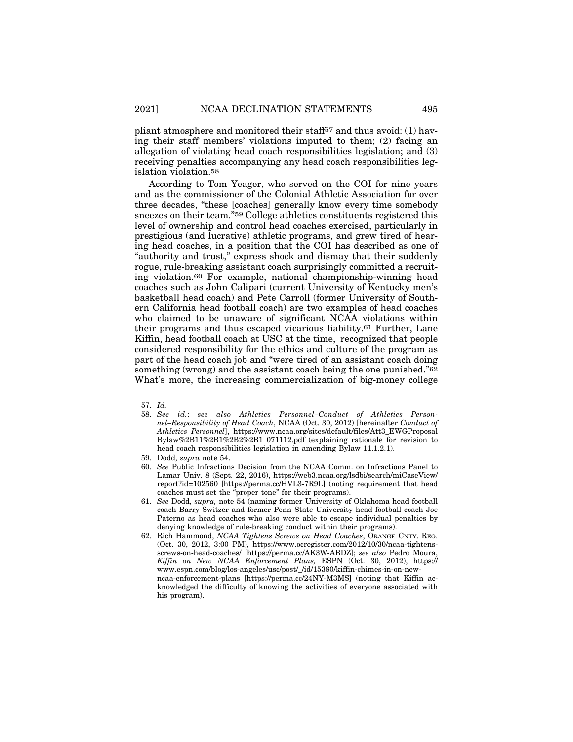pliant atmosphere and monitored their staff[57] and thus avoid: (1) having their staff members' violations imputed to them; (2) facing an allegation of violating head coach responsibilities legislation; and (3) receiving penalties accompanying any head coach responsibilities legislation violation.[58]

According to Tom Yeager, who served on the COI for nine years and as the commissioner of the Colonial Athletic Association for over three decades, "these [coaches] generally know every time somebody sneezes on their team."[59] College athletics constituents registered this level of ownership and control head coaches exercised, particularly in prestigious (and lucrative) athletic programs, and grew tired of hearing head coaches, in a position that the COI has described as one of "authority and trust," express shock and dismay that their suddenly rogue, rule-breaking assistant coach surprisingly committed a recruiting violation.[60] For example, national championship-winning head coaches such as John Calipari (current University of Kentucky men's basketball head coach) and Pete Carroll (former University of Southern California head football coach) are two examples of head coaches who claimed to be unaware of significant NCAA violations within their programs and thus escaped vicarious liability.[61] Further, Lane Kiffin, head football coach at USC at the time, recognized that people considered responsibility for the ethics and culture of the program as part of the head coach job and "were tired of an assistant coach doing something (wrong) and the assistant coach being the one punished."[62] What's more, the increasing commercialization of big-money college

---

57. *Id.*

58. *See id.*; *see also Athletics Personnel–Conduct of Athletics Personnel–Responsibility of Head Coach*, NCAA (Oct. 30, 2012) [hereinafter *Conduct of Athletics Personnel*], https://www.ncaa.org/sites/default/files/Att3_EWGProposal Bylaw%2B11%2B1%2B2%2B1_071112.pdf (explaining rationale for revision to head coach responsibilities legislation in amending Bylaw 11.1.2.1).

59. Dodd, *supra* note 54.

60. *See* Public Infractions Decision from the NCAA Comm. on Infractions Panel to Lamar Univ. 8 (Sept. 22, 2016), https://web3.ncaa.org/lsdbi/search/miCaseView/report?id=102560 [https://perma.cc/HVL3-7R9L] (noting requirement that head coaches must set the "proper tone" for their programs).

61. *See* Dodd, *supra,* note 54 (naming former University of Oklahoma head football coach Barry Switzer and former Penn State University head football coach Joe Paterno as head coaches who also were able to escape individual penalties by denying knowledge of rule-breaking conduct within their programs).

62. Rich Hammond, *NCAA Tightens Screws on Head Coaches*, ORANGE CNTY. REG. (Oct. 30, 2012, 3:00 PM), https://www.ocregister.com/2012/10/30/ncaa-tightens-screws-on-head-coaches/ [https://perma.cc/AK3W-ABDZ]; *see also* Pedro Moura, *Kiffin on New NCAA Enforcement Plans,* ESPN (Oct. 30, 2012), https://www.espn.com/blog/los-angeles/usc/post/_/id/15380/kiffin-chimes-in-on-new-ncaa-enforcement-plans [https://perma.cc/24NY-M3MS] (noting that Kiffin acknowledged the difficulty of knowing the activities of everyone associated with his program).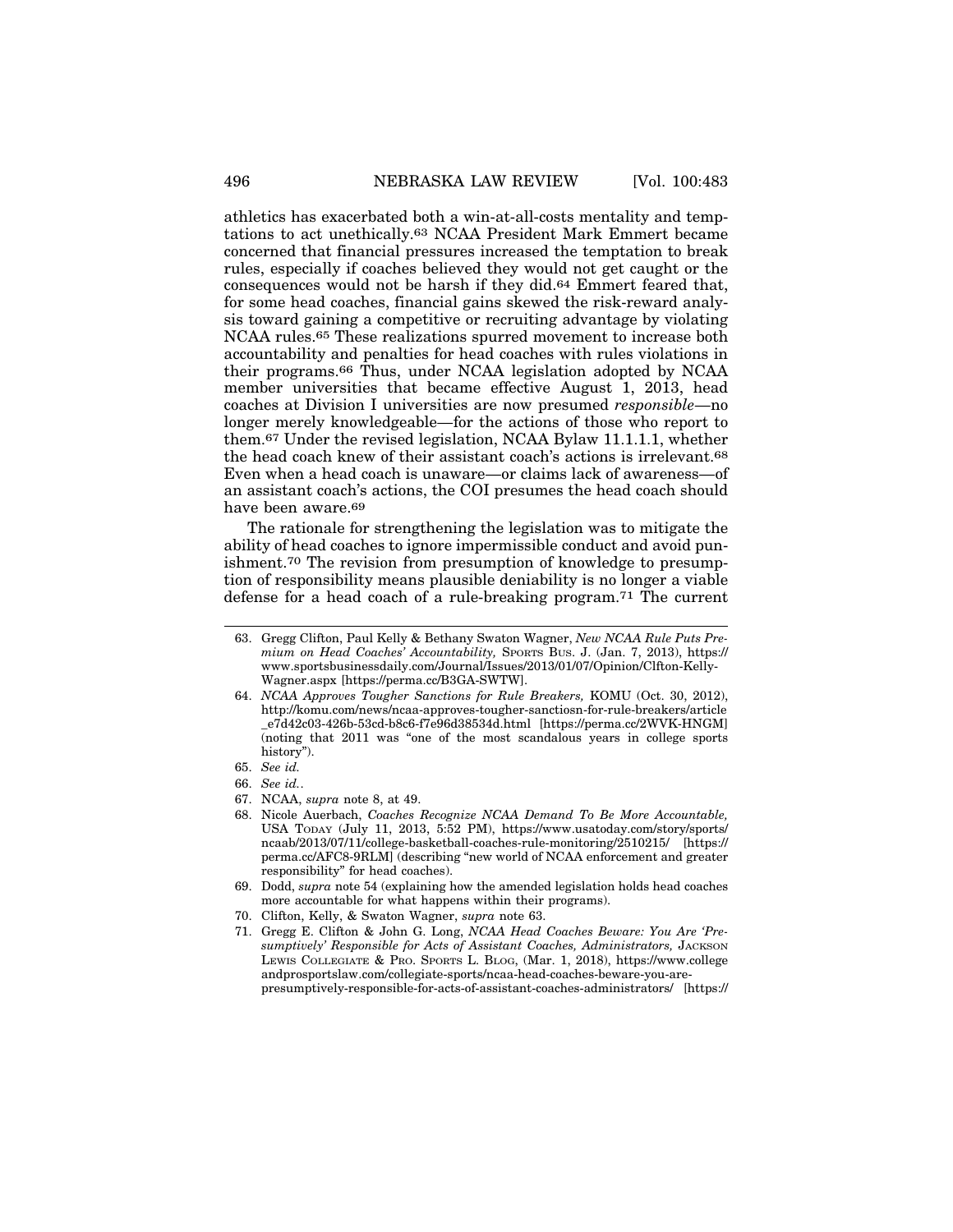athletics has exacerbated both a win-at-all-costs mentality and temptations to act unethically.[63] NCAA President Mark Emmert became concerned that financial pressures increased the temptation to break rules, especially if coaches believed they would not get caught or the consequences would not be harsh if they did.[64] Emmert feared that, for some head coaches, financial gains skewed the risk-reward analysis toward gaining a competitive or recruiting advantage by violating NCAA rules.[65] These realizations spurred movement to increase both accountability and penalties for head coaches with rules violations in their programs.[66] Thus, under NCAA legislation adopted by NCAA member universities that became effective August 1, 2013, head coaches at Division I universities are now presumed *responsible*—no longer merely knowledgeable—for the actions of those who report to them.[67] Under the revised legislation, NCAA Bylaw 11.1.1.1, whether the head coach knew of their assistant coach's actions is irrelevant.[68] Even when a head coach is unaware—or claims lack of awareness—of an assistant coach's actions, the COI presumes the head coach should have been aware.[69]

The rationale for strengthening the legislation was to mitigate the ability of head coaches to ignore impermissible conduct and avoid punishment.[70] The revision from presumption of knowledge to presumption of responsibility means plausible deniability is no longer a viable defense for a head coach of a rule-breaking program.[71] The current

---

63. Gregg Clifton, Paul Kelly & Bethany Swaton Wagner, *New NCAA Rule Puts Premium on Head Coaches' Accountability,* SPORTS BUS. J. (Jan. 7, 2013), https://www.sportsbusinessdaily.com/Journal/Issues/2013/01/07/Opinion/Clfton-Kelly-Wagner.aspx [https://perma.cc/B3GA-SWTW].
64. *NCAA Approves Tougher Sanctions for Rule Breakers,* KOMU (Oct. 30, 2012), http://komu.com/news/ncaa-approves-tougher-sanctiosn-for-rule-breakers/article_e7d42c03-426b-53cd-b8c6-f7e96d38534d.html [https://perma.cc/2WVK-HNGM] (noting that 2011 was "one of the most scandalous years in college sports history").
65. *See id.*
66. *See id.*.
67. NCAA, *supra* note 8, at 49.
68. Nicole Auerbach, *Coaches Recognize NCAA Demand To Be More Accountable,* USA TODAY (July 11, 2013, 5:52 PM), https://www.usatoday.com/story/sports/ncaab/2013/07/11/college-basketball-coaches-rule-monitoring/2510215/ [https://perma.cc/AFC8-9RLM] (describing "new world of NCAA enforcement and greater responsibility" for head coaches).
69. Dodd, *supra* note 54 (explaining how the amended legislation holds head coaches more accountable for what happens within their programs).
70. Clifton, Kelly, & Swaton Wagner, *supra* note 63.
71. Gregg E. Clifton & John G. Long, *NCAA Head Coaches Beware: You Are 'Presumptively' Responsible for Acts of Assistant Coaches, Administrators,* JACKSON LEWIS COLLEGIATE & PRO. SPORTS L. BLOG, (Mar. 1, 2018), https://www.collegeandprosportslaw.com/collegiate-sports/ncaa-head-coaches-beware-you-are-presumptively-responsible-for-acts-of-assistant-coaches-administrators/ [https://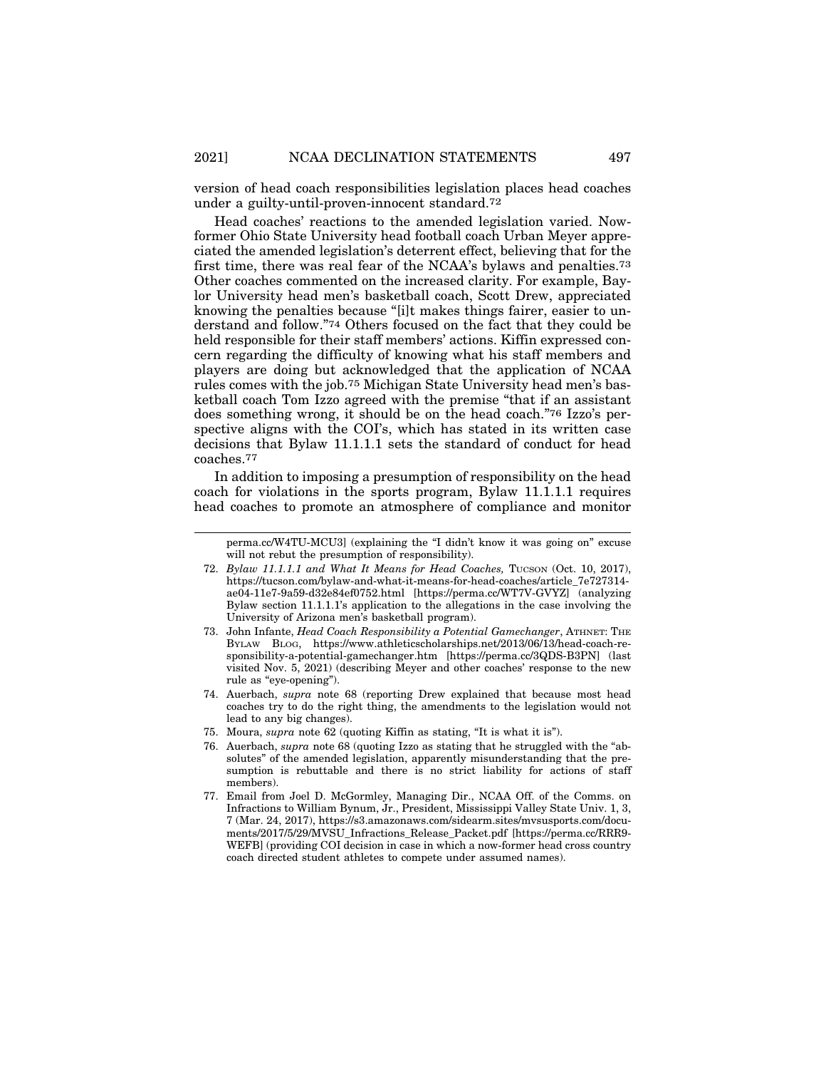version of head coach responsibilities legislation places head coaches under a guilty-until-proven-innocent standard.[72]

Head coaches' reactions to the amended legislation varied. Now-former Ohio State University head football coach Urban Meyer appreciated the amended legislation's deterrent effect, believing that for the first time, there was real fear of the NCAA's bylaws and penalties.[73] Other coaches commented on the increased clarity. For example, Baylor University head men's basketball coach, Scott Drew, appreciated knowing the penalties because "[i]t makes things fairer, easier to understand and follow."[74] Others focused on the fact that they could be held responsible for their staff members' actions. Kiffin expressed concern regarding the difficulty of knowing what his staff members and players are doing but acknowledged that the application of NCAA rules comes with the job.[75] Michigan State University head men's basketball coach Tom Izzo agreed with the premise "that if an assistant does something wrong, it should be on the head coach."[76] Izzo's perspective aligns with the COI's, which has stated in its written case decisions that Bylaw 11.1.1.1 sets the standard of conduct for head coaches.[77]

In addition to imposing a presumption of responsibility on the head coach for violations in the sports program, Bylaw 11.1.1.1 requires head coaches to promote an atmosphere of compliance and monitor

---

perma.cc/W4TU-MCU3] (explaining the "I didn't know it was going on" excuse will not rebut the presumption of responsibility).

72. *Bylaw 11.1.1.1 and What It Means for Head Coaches,* TUCSON (Oct. 10, 2017), https://tucson.com/bylaw-and-what-it-means-for-head-coaches/article_7e727314-ae04-11e7-9a59-d32e84ef0752.html [https://perma.cc/WT7V-GVYZ] (analyzing Bylaw section 11.1.1.1's application to the allegations in the case involving the University of Arizona men's basketball program).

73. John Infante, *Head Coach Responsibility a Potential Gamechanger*, ATHNET: THE BYLAW BLOG, https://www.athleticscholarships.net/2013/06/13/head-coach-responsibility-a-potential-gamechanger.htm [https://perma.cc/3QDS-B3PN] (last visited Nov. 5, 2021) (describing Meyer and other coaches' response to the new rule as "eye-opening").

74. Auerbach, *supra* note 68 (reporting Drew explained that because most head coaches try to do the right thing, the amendments to the legislation would not lead to any big changes).

75. Moura, *supra* note 62 (quoting Kiffin as stating, "It is what it is").

76. Auerbach, *supra* note 68 (quoting Izzo as stating that he struggled with the "absolutes" of the amended legislation, apparently misunderstanding that the presumption is rebuttable and there is no strict liability for actions of staff members).

77. Email from Joel D. McGormley, Managing Dir., NCAA Off. of the Comms. on Infractions to William Bynum, Jr., President, Mississippi Valley State Univ. 1, 3, 7 (Mar. 24, 2017), https://s3.amazonaws.com/sidearm.sites/mvsusports.com/documents/2017/5/29/MVSU_Infractions_Release_Packet.pdf [https://perma.cc/RRR9-WEFB] (providing COI decision in case in which a now-former head cross country coach directed student athletes to compete under assumed names).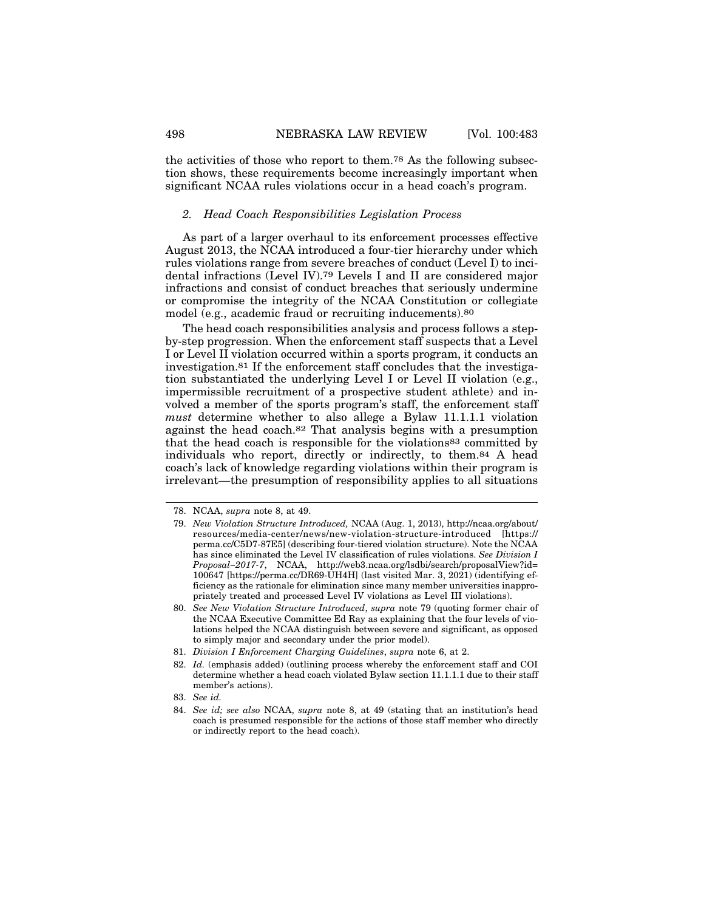the activities of those who report to them.[78] As the following subsection shows, these requirements become increasingly important when significant NCAA rules violations occur in a head coach's program.

### *2. Head Coach Responsibilities Legislation Process*

As part of a larger overhaul to its enforcement processes effective August 2013, the NCAA introduced a four-tier hierarchy under which rules violations range from severe breaches of conduct (Level I) to incidental infractions (Level IV).[79] Levels I and II are considered major infractions and consist of conduct breaches that seriously undermine or compromise the integrity of the NCAA Constitution or collegiate model (e.g., academic fraud or recruiting inducements).[80]

The head coach responsibilities analysis and process follows a step-by-step progression. When the enforcement staff suspects that a Level I or Level II violation occurred within a sports program, it conducts an investigation.[81] If the enforcement staff concludes that the investigation substantiated the underlying Level I or Level II violation (e.g., impermissible recruitment of a prospective student athlete) and involved a member of the sports program's staff, the enforcement staff *must* determine whether to also allege a Bylaw 11.1.1.1 violation against the head coach.[82] That analysis begins with a presumption that the head coach is responsible for the violations[83] committed by individuals who report, directly or indirectly, to them.[84] A head coach's lack of knowledge regarding violations within their program is irrelevant—the presumption of responsibility applies to all situations

---

78. NCAA, *supra* note 8, at 49.

79. *New Violation Structure Introduced,* NCAA (Aug. 1, 2013), http://ncaa.org/about/resources/media-center/news/new-violation-structure-introduced [https://perma.cc/C5D7-87E5] (describing four-tiered violation structure). Note the NCAA has since eliminated the Level IV classification of rules violations. *See Division I Proposal–2017-7*, NCAA, http://web3.ncaa.org/lsdbi/search/proposalView?id=100647 [https://perma.cc/DR69-UH4H] (last visited Mar. 3, 2021) (identifying efficiency as the rationale for elimination since many member universities inappropriately treated and processed Level IV violations as Level III violations).

80. *See New Violation Structure Introduced*, *supra* note 79 (quoting former chair of the NCAA Executive Committee Ed Ray as explaining that the four levels of violations helped the NCAA distinguish between severe and significant, as opposed to simply major and secondary under the prior model).

81. *Division I Enforcement Charging Guidelines*, *supra* note 6, at 2.

82. *Id.* (emphasis added) (outlining process whereby the enforcement staff and COI determine whether a head coach violated Bylaw section 11.1.1.1 due to their staff member's actions).

83. *See id.*

84. *See id; see also* NCAA, *supra* note 8, at 49 (stating that an institution's head coach is presumed responsible for the actions of those staff member who directly or indirectly report to the head coach).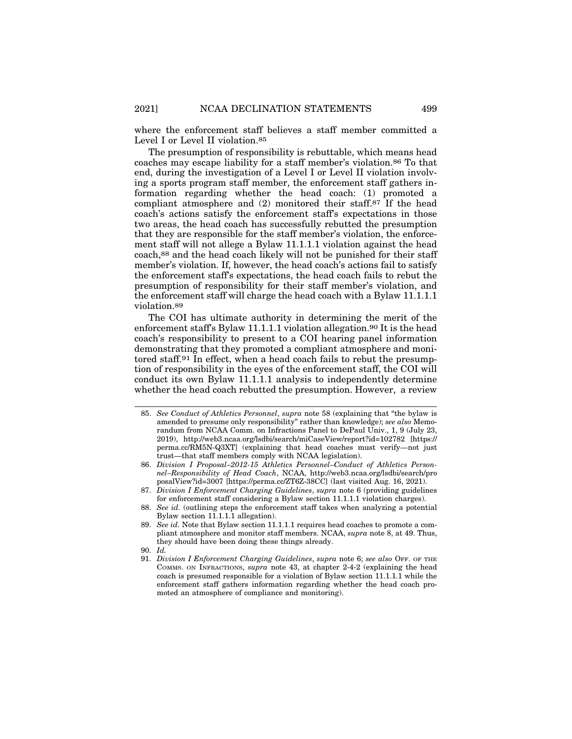where the enforcement staff believes a staff member committed a Level I or Level II violation.[85]

The presumption of responsibility is rebuttable, which means head coaches may escape liability for a staff member's violation.[86] To that end, during the investigation of a Level I or Level II violation involving a sports program staff member, the enforcement staff gathers information regarding whether the head coach: (1) promoted a compliant atmosphere and (2) monitored their staff.[87] If the head coach's actions satisfy the enforcement staff's expectations in those two areas, the head coach has successfully rebutted the presumption that they are responsible for the staff member's violation, the enforcement staff will not allege a Bylaw 11.1.1.1 violation against the head coach,[88] and the head coach likely will not be punished for their staff member's violation. If, however, the head coach's actions fail to satisfy the enforcement staff's expectations, the head coach fails to rebut the presumption of responsibility for their staff member's violation, and the enforcement staff will charge the head coach with a Bylaw 11.1.1.1 violation.[89]

The COI has ultimate authority in determining the merit of the enforcement staff's Bylaw 11.1.1.1 violation allegation.[90] It is the head coach's responsibility to present to a COI hearing panel information demonstrating that they promoted a compliant atmosphere and monitored staff.[91] In effect, when a head coach fails to rebut the presumption of responsibility in the eyes of the enforcement staff, the COI will conduct its own Bylaw 11.1.1.1 analysis to independently determine whether the head coach rebutted the presumption. However, a review

---

85. *See Conduct of Athletics Personnel*, *supra* note 58 (explaining that "the bylaw is amended to presume only responsibility" rather than knowledge); *see also* Memorandum from NCAA Comm. on Infractions Panel to DePaul Univ., 1, 9 (July 23, 2019), http://web3.ncaa.org/lsdbi/search/miCaseView/report?id=102782 [https://perma.cc/RM5N-Q3XT] (explaining that head coaches must verify—not just trust—that staff members comply with NCAA legislation).

86. *Division I Proposal–2012-15 Athletics Personnel–Conduct of Athletics Personnel–Responsibility of Head Coach*, NCAA, http://web3.ncaa.org/lsdbi/search/proposalView?id=3007 [https://perma.cc/ZT6Z-38CC] (last visited Aug. 16, 2021).

87. *Division I Enforcement Charging Guidelines*, *supra* note 6 (providing guidelines for enforcement staff considering a Bylaw section 11.1.1.1 violation charges).

88. *See id.* (outlining steps the enforcement staff takes when analyzing a potential Bylaw section 11.1.1.1 allegation).

89. *See id.* Note that Bylaw section 11.1.1.1 requires head coaches to promote a compliant atmosphere and monitor staff members. NCAA, *supra* note 8, at 49. Thus, they should have been doing these things already.

90. *Id.*

91. *Division I Enforcement Charging Guidelines*, *supra* note 6; *see also* OFF. OF THE COMMS. ON INFRACTIONS, *supra* note 43, at chapter 2-4-2 (explaining the head coach is presumed responsible for a violation of Bylaw section 11.1.1.1 while the enforcement staff gathers information regarding whether the head coach promoted an atmosphere of compliance and monitoring).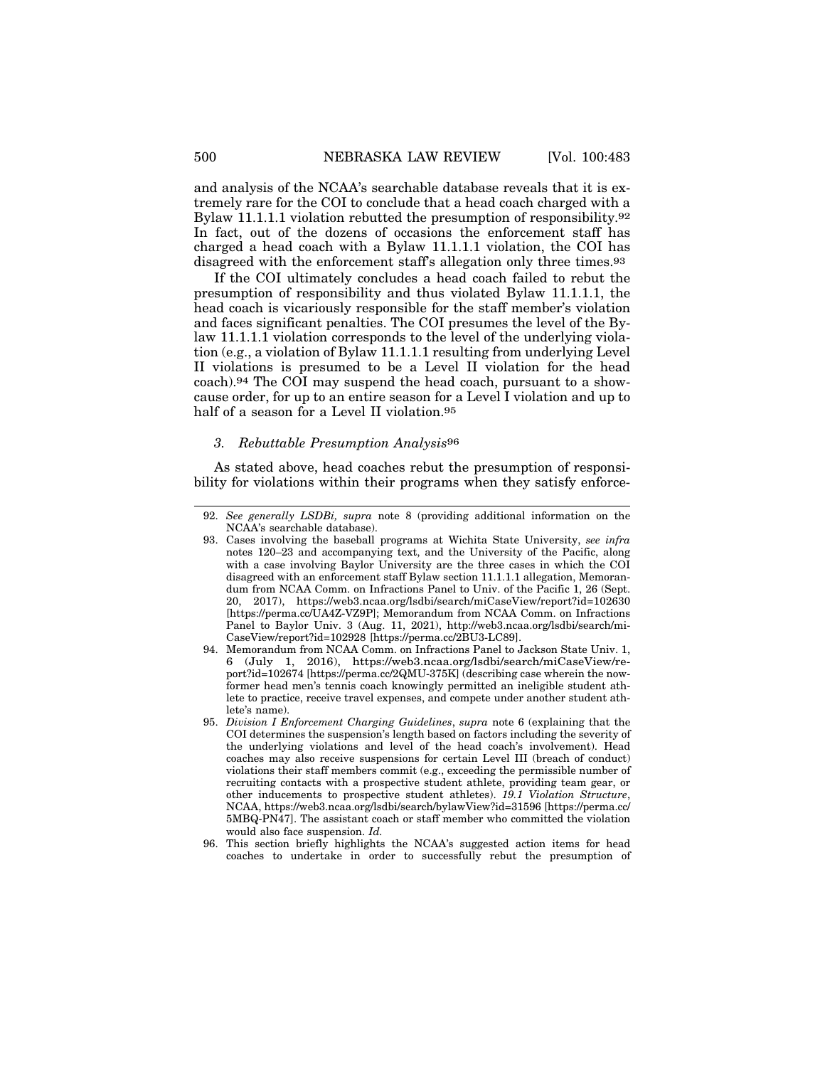and analysis of the NCAA's searchable database reveals that it is extremely rare for the COI to conclude that a head coach charged with a Bylaw 11.1.1.1 violation rebutted the presumption of responsibility.[92] In fact, out of the dozens of occasions the enforcement staff has charged a head coach with a Bylaw 11.1.1.1 violation, the COI has disagreed with the enforcement staff's allegation only three times.[93]

If the COI ultimately concludes a head coach failed to rebut the presumption of responsibility and thus violated Bylaw 11.1.1.1, the head coach is vicariously responsible for the staff member's violation and faces significant penalties. The COI presumes the level of the Bylaw 11.1.1.1 violation corresponds to the level of the underlying violation (e.g., a violation of Bylaw 11.1.1.1 resulting from underlying Level II violations is presumed to be a Level II violation for the head coach).[94] The COI may suspend the head coach, pursuant to a show-cause order, for up to an entire season for a Level I violation and up to half of a season for a Level II violation.[95]

### *3. Rebuttable Presumption Analysis*[96]

As stated above, head coaches rebut the presumption of responsibility for violations within their programs when they satisfy enforce-

---

92. *See generally LSDBi, supra* note 8 (providing additional information on the NCAA's searchable database).

93. Cases involving the baseball programs at Wichita State University, *see infra* notes 120–23 and accompanying text, and the University of the Pacific, along with a case involving Baylor University are the three cases in which the COI disagreed with an enforcement staff Bylaw section 11.1.1.1 allegation, Memorandum from NCAA Comm. on Infractions Panel to Univ. of the Pacific 1, 26 (Sept. 20, 2017), https://web3.ncaa.org/lsdbi/search/miCaseView/report?id=102630 [https://perma.cc/UA4Z-VZ9P]; Memorandum from NCAA Comm. on Infractions Panel to Baylor Univ. 3 (Aug. 11, 2021), http://web3.ncaa.org/lsdbi/search/miCaseView/report?id=102928 [https://perma.cc/2BU3-LC89].

94. Memorandum from NCAA Comm. on Infractions Panel to Jackson State Univ. 1, 6 (July 1, 2016), https://web3.ncaa.org/lsdbi/search/miCaseView/report?id=102674 [https://perma.cc/2QMU-375K] (describing case wherein the now-former head men's tennis coach knowingly permitted an ineligible student athlete to practice, receive travel expenses, and compete under another student athlete's name).

95. *Division I Enforcement Charging Guidelines*, *supra* note 6 (explaining that the COI determines the suspension's length based on factors including the severity of the underlying violations and level of the head coach's involvement). Head coaches may also receive suspensions for certain Level III (breach of conduct) violations their staff members commit (e.g., exceeding the permissible number of recruiting contacts with a prospective student athlete, providing team gear, or other inducements to prospective student athletes). *19.1 Violation Structure*, NCAA, https://web3.ncaa.org/lsdbi/search/bylawView?id=31596 [https://perma.cc/5MBQ-PN47]. The assistant coach or staff member who committed the violation would also face suspension. *Id.*

96. This section briefly highlights the NCAA's suggested action items for head coaches to undertake in order to successfully rebut the presumption of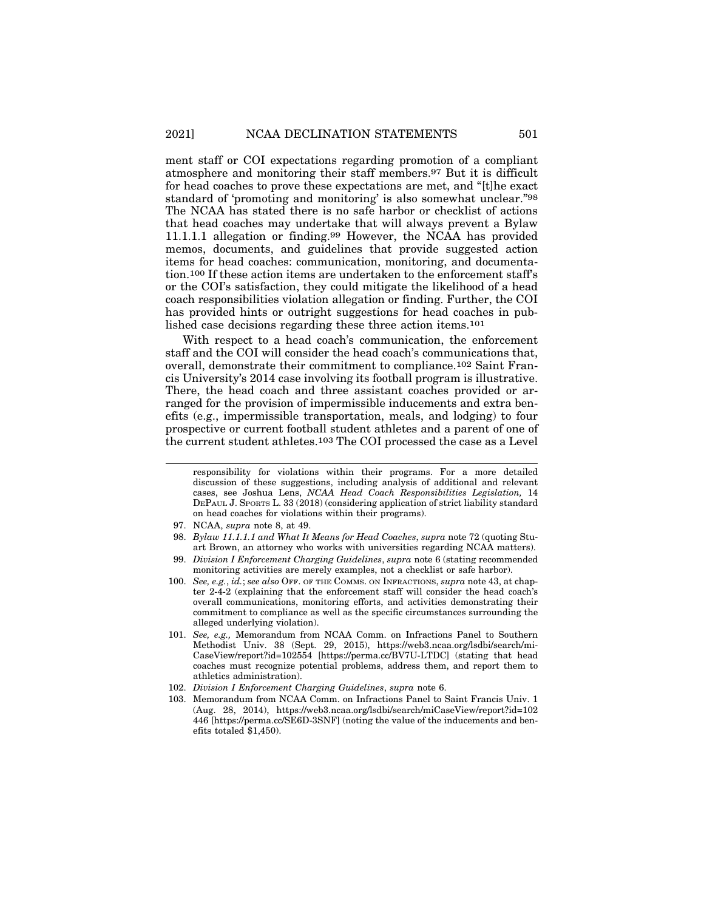ment staff or COI expectations regarding promotion of a compliant atmosphere and monitoring their staff members.[97] But it is difficult for head coaches to prove these expectations are met, and "[t]he exact standard of 'promoting and monitoring' is also somewhat unclear."[98] The NCAA has stated there is no safe harbor or checklist of actions that head coaches may undertake that will always prevent a Bylaw 11.1.1.1 allegation or finding.[99] However, the NCAA has provided memos, documents, and guidelines that provide suggested action items for head coaches: communication, monitoring, and documentation.[100] If these action items are undertaken to the enforcement staff's or the COI's satisfaction, they could mitigate the likelihood of a head coach responsibilities violation allegation or finding. Further, the COI has provided hints or outright suggestions for head coaches in published case decisions regarding these three action items.[101]

With respect to a head coach's communication, the enforcement staff and the COI will consider the head coach's communications that, overall, demonstrate their commitment to compliance.[102] Saint Francis University's 2014 case involving its football program is illustrative. There, the head coach and three assistant coaches provided or arranged for the provision of impermissible inducements and extra benefits (e.g., impermissible transportation, meals, and lodging) to four prospective or current football student athletes and a parent of one of the current student athletes.[103] The COI processed the case as a Level

---

responsibility for violations within their programs. For a more detailed discussion of these suggestions, including analysis of additional and relevant cases, see Joshua Lens, *NCAA Head Coach Responsibilities Legislation,* 14 DEPAUL J. SPORTS L. 33 (2018) (considering application of strict liability standard on head coaches for violations within their programs).

97. NCAA, *supra* note 8, at 49.

98. *Bylaw 11.1.1.1 and What It Means for Head Coaches*, *supra* note 72 (quoting Stuart Brown, an attorney who works with universities regarding NCAA matters).

99. *Division I Enforcement Charging Guidelines*, *supra* note 6 (stating recommended monitoring activities are merely examples, not a checklist or safe harbor).

100. *See, e.g.*, *id.*; *see also* OFF. OF THE COMMS. ON INFRACTIONS, *supra* note 43, at chapter 2-4-2 (explaining that the enforcement staff will consider the head coach's overall communications, monitoring efforts, and activities demonstrating their commitment to compliance as well as the specific circumstances surrounding the alleged underlying violation).

101. *See, e.g.,* Memorandum from NCAA Comm. on Infractions Panel to Southern Methodist Univ. 38 (Sept. 29, 2015), https://web3.ncaa.org/lsdbi/search/miCaseView/report?id=102554 [https://perma.cc/BV7U-LTDC] (stating that head coaches must recognize potential problems, address them, and report them to athletics administration).

102. *Division I Enforcement Charging Guidelines*, *supra* note 6.

103. Memorandum from NCAA Comm. on Infractions Panel to Saint Francis Univ. 1 (Aug. 28, 2014), https://web3.ncaa.org/lsdbi/search/miCaseView/report?id=102446 [https://perma.cc/SE6D-3SNF] (noting the value of the inducements and benefits totaled $1,450).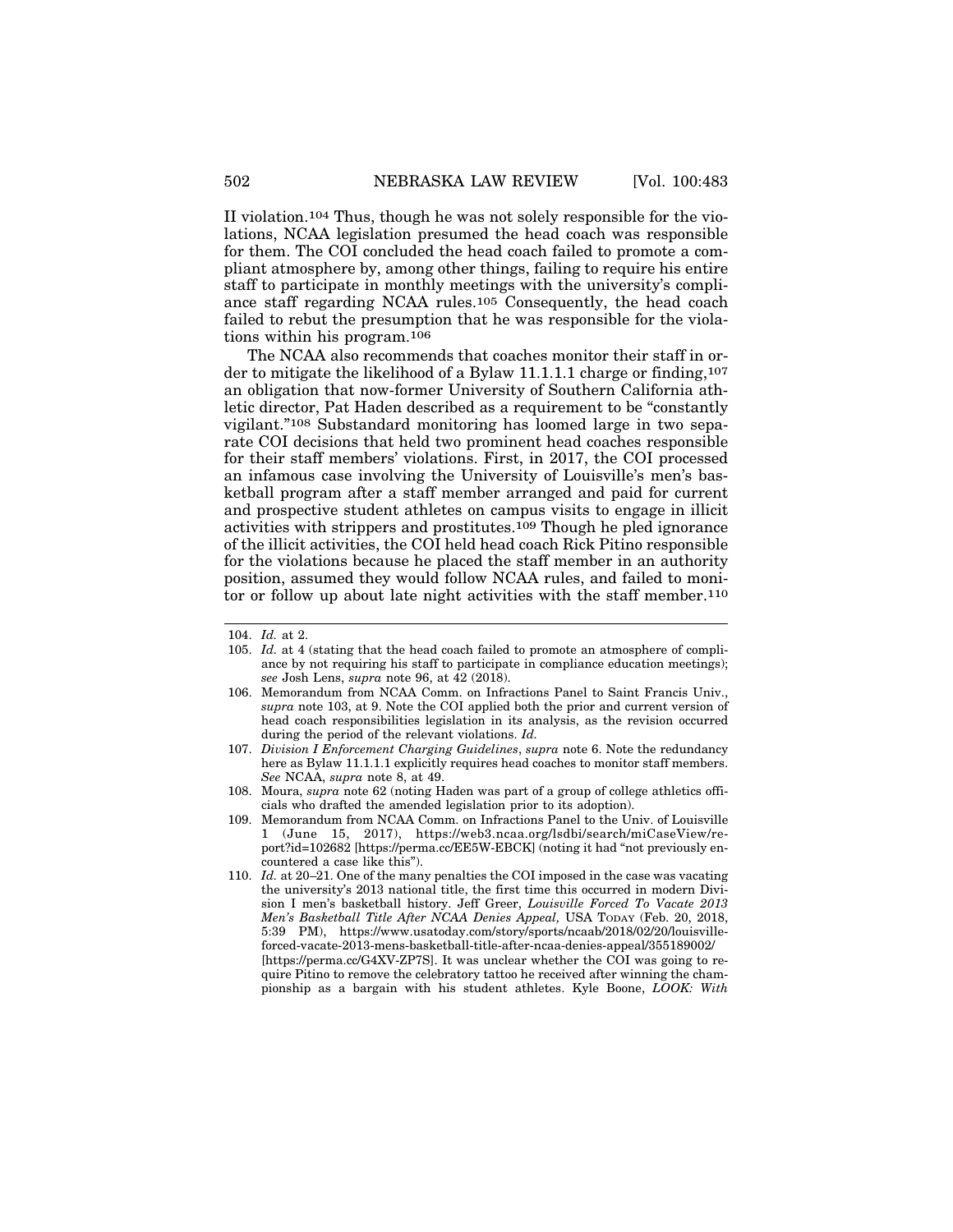II violation.[104] Thus, though he was not solely responsible for the violations, NCAA legislation presumed the head coach was responsible for them. The COI concluded the head coach failed to promote a compliant atmosphere by, among other things, failing to require his entire staff to participate in monthly meetings with the university's compliance staff regarding NCAA rules.[105] Consequently, the head coach failed to rebut the presumption that he was responsible for the violations within his program.[106]

The NCAA also recommends that coaches monitor their staff in order to mitigate the likelihood of a Bylaw 11.1.1.1 charge or finding,[107] an obligation that now-former University of Southern California athletic director, Pat Haden described as a requirement to be "constantly vigilant."[108] Substandard monitoring has loomed large in two separate COI decisions that held two prominent head coaches responsible for their staff members' violations. First, in 2017, the COI processed an infamous case involving the University of Louisville's men's basketball program after a staff member arranged and paid for current and prospective student athletes on campus visits to engage in illicit activities with strippers and prostitutes.[109] Though he pled ignorance of the illicit activities, the COI held head coach Rick Pitino responsible for the violations because he placed the staff member in an authority position, assumed they would follow NCAA rules, and failed to monitor or follow up about late night activities with the staff member.[110]

---

104. *Id.* at 2.

105. *Id.* at 4 (stating that the head coach failed to promote an atmosphere of compliance by not requiring his staff to participate in compliance education meetings); *see* Josh Lens, *supra* note 96, at 42 (2018).

106. Memorandum from NCAA Comm. on Infractions Panel to Saint Francis Univ., *supra* note 103, at 9. Note the COI applied both the prior and current version of head coach responsibilities legislation in its analysis, as the revision occurred during the period of the relevant violations. *Id.*

107. *Division I Enforcement Charging Guidelines*, *supra* note 6. Note the redundancy here as Bylaw 11.1.1.1 explicitly requires head coaches to monitor staff members. *See* NCAA, *supra* note 8, at 49.

108. Moura, *supra* note 62 (noting Haden was part of a group of college athletics officials who drafted the amended legislation prior to its adoption).

109. Memorandum from NCAA Comm. on Infractions Panel to the Univ. of Louisville 1 (June 15, 2017), https://web3.ncaa.org/lsdbi/search/miCaseView/report?id=102682 [https://perma.cc/EE5W-EBCK] (noting it had "not previously encountered a case like this").

110. *Id.* at 20–21. One of the many penalties the COI imposed in the case was vacating the university's 2013 national title, the first time this occurred in modern Division I men's basketball history. Jeff Greer, *Louisville Forced To Vacate 2013 Men's Basketball Title After NCAA Denies Appeal,* USA TODAY (Feb. 20, 2018, 5:39 PM), https://www.usatoday.com/story/sports/ncaab/2018/02/20/louisville-forced-vacate-2013-mens-basketball-title-after-ncaa-denies-appeal/355189002/ [https://perma.cc/G4XV-ZP7S]. It was unclear whether the COI was going to require Pitino to remove the celebratory tattoo he received after winning the championship as a bargain with his student athletes. Kyle Boone, *LOOK: With*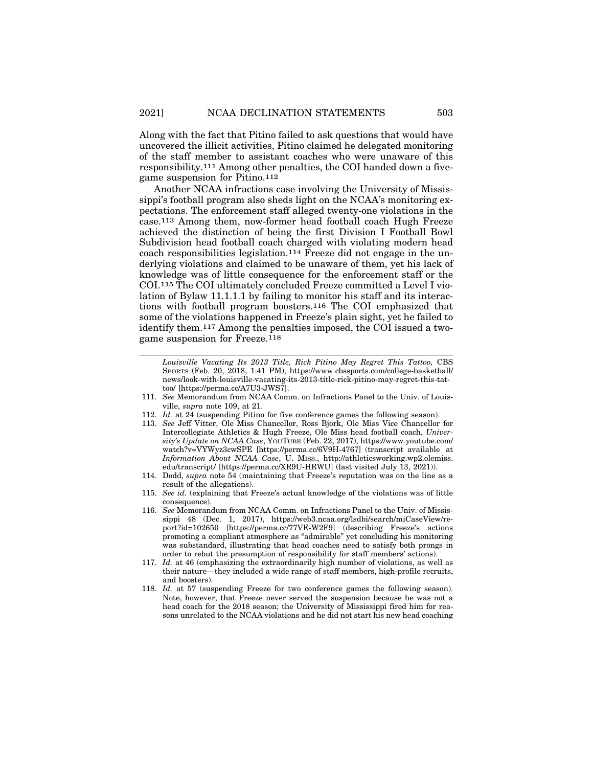Along with the fact that Pitino failed to ask questions that would have uncovered the illicit activities, Pitino claimed he delegated monitoring of the staff member to assistant coaches who were unaware of this responsibility.[111] Among other penalties, the COI handed down a five-game suspension for Pitino.[112]

Another NCAA infractions case involving the University of Mississippi's football program also sheds light on the NCAA's monitoring expectations. The enforcement staff alleged twenty-one violations in the case.[113] Among them, now-former head football coach Hugh Freeze achieved the distinction of being the first Division I Football Bowl Subdivision head football coach charged with violating modern head coach responsibilities legislation.[114] Freeze did not engage in the underlying violations and claimed to be unaware of them, yet his lack of knowledge was of little consequence for the enforcement staff or the COI.[115] The COI ultimately concluded Freeze committed a Level I violation of Bylaw 11.1.1.1 by failing to monitor his staff and its interactions with football program boosters.[116] The COI emphasized that some of the violations happened in Freeze's plain sight, yet he failed to identify them.[117] Among the penalties imposed, the COI issued a two-game suspension for Freeze.[118]

---

*Louisville Vacating Its 2013 Title, Rick Pitino May Regret This Tattoo,* CBS SPORTS (Feb. 20, 2018, 1:41 PM), https://www.cbssports.com/college-basketball/news/look-with-louisville-vacating-its-2013-title-rick-pitino-may-regret-this-tattoo/ [https://perma.cc/A7U3-JWS7].

111. *See* Memorandum from NCAA Comm. on Infractions Panel to the Univ. of Louisville, *supra* note 109, at 21.
112. *Id.* at 24 (suspending Pitino for five conference games the following season).
113. *See* Jeff Vitter, Ole Miss Chancellor, Ross Bjork, Ole Miss Vice Chancellor for Intercollegiate Athletics & Hugh Freeze, Ole Miss head football coach, *University's Update on NCAA Case*, YOUTUBE (Feb. 22, 2017), https://www.youtube.com/watch?v=VYWyz3cwSPE [https://perma.cc/6V9H-4767] (transcript available at *Information About NCAA Case*, U. MISS., http://athleticsworking.wp2.olemiss.edu/transcript/ [https://perma.cc/XR9U-HRWU] (last visited July 13, 2021)).
114. Dodd, *supra* note 54 (maintaining that Freeze's reputation was on the line as a result of the allegations).
115. *See id.* (explaining that Freeze's actual knowledge of the violations was of little consequence).
116. *See* Memorandum from NCAA Comm. on Infractions Panel to the Univ. of Mississippi 48 (Dec. 1, 2017), https://web3.ncaa.org/lsdbi/search/miCaseView/report?id=102650 [https://perma.cc/77VE-W2F9] (describing Freeze's actions promoting a compliant atmosphere as "admirable" yet concluding his monitoring was substandard, illustrating that head coaches need to satisfy both prongs in order to rebut the presumption of responsibility for staff members' actions).
117. *Id.* at 46 (emphasizing the extraordinarily high number of violations, as well as their nature—they included a wide range of staff members, high-profile recruits, and boosters).
118. *Id.* at 57 (suspending Freeze for two conference games the following season). Note, however, that Freeze never served the suspension because he was not a head coach for the 2018 season; the University of Mississippi fired him for reasons unrelated to the NCAA violations and he did not start his new head coaching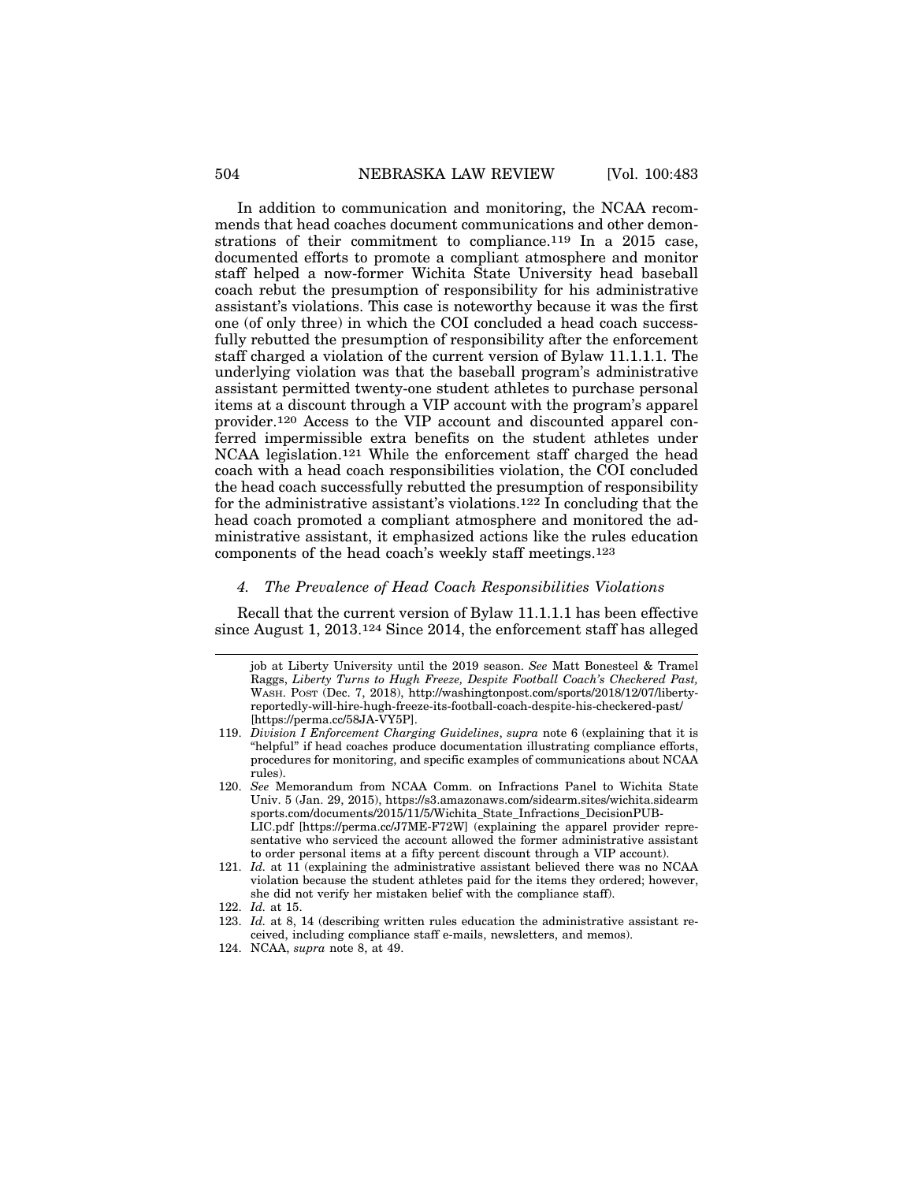In addition to communication and monitoring, the NCAA recommends that head coaches document communications and other demonstrations of their commitment to compliance.[119] In a 2015 case, documented efforts to promote a compliant atmosphere and monitor staff helped a now-former Wichita State University head baseball coach rebut the presumption of responsibility for his administrative assistant's violations. This case is noteworthy because it was the first one (of only three) in which the COI concluded a head coach successfully rebutted the presumption of responsibility after the enforcement staff charged a violation of the current version of Bylaw 11.1.1.1. The underlying violation was that the baseball program's administrative assistant permitted twenty-one student athletes to purchase personal items at a discount through a VIP account with the program's apparel provider.[120] Access to the VIP account and discounted apparel conferred impermissible extra benefits on the student athletes under NCAA legislation.[121] While the enforcement staff charged the head coach with a head coach responsibilities violation, the COI concluded the head coach successfully rebutted the presumption of responsibility for the administrative assistant's violations.[122] In concluding that the head coach promoted a compliant atmosphere and monitored the administrative assistant, it emphasized actions like the rules education components of the head coach's weekly staff meetings.[123]

### *4. The Prevalence of Head Coach Responsibilities Violations*

Recall that the current version of Bylaw 11.1.1.1 has been effective since August 1, 2013.[124] Since 2014, the enforcement staff has alleged

---

job at Liberty University until the 2019 season. *See* Matt Bonesteel & Tramel Raggs, *Liberty Turns to Hugh Freeze, Despite Football Coach's Checkered Past,* WASH. POST (Dec. 7, 2018), http://washingtonpost.com/sports/2018/12/07/liberty-reportedly-will-hire-hugh-freeze-its-football-coach-despite-his-checkered-past/ [https://perma.cc/58JA-VY5P].

119. *Division I Enforcement Charging Guidelines*, *supra* note 6 (explaining that it is "helpful" if head coaches produce documentation illustrating compliance efforts, procedures for monitoring, and specific examples of communications about NCAA rules).

120. *See* Memorandum from NCAA Comm. on Infractions Panel to Wichita State Univ. 5 (Jan. 29, 2015), https://s3.amazonaws.com/sidearm.sites/wichita.sidearmsports.com/documents/2015/11/5/Wichita_State_Infractions_DecisionPUBLIC.pdf [https://perma.cc/J7ME-F72W] (explaining the apparel provider representative who serviced the account allowed the former administrative assistant to order personal items at a fifty percent discount through a VIP account).

121. *Id.* at 11 (explaining the administrative assistant believed there was no NCAA violation because the student athletes paid for the items they ordered; however, she did not verify her mistaken belief with the compliance staff).

122. *Id.* at 15.

123. *Id.* at 8, 14 (describing written rules education the administrative assistant received, including compliance staff e-mails, newsletters, and memos).

124. NCAA, *supra* note 8, at 49.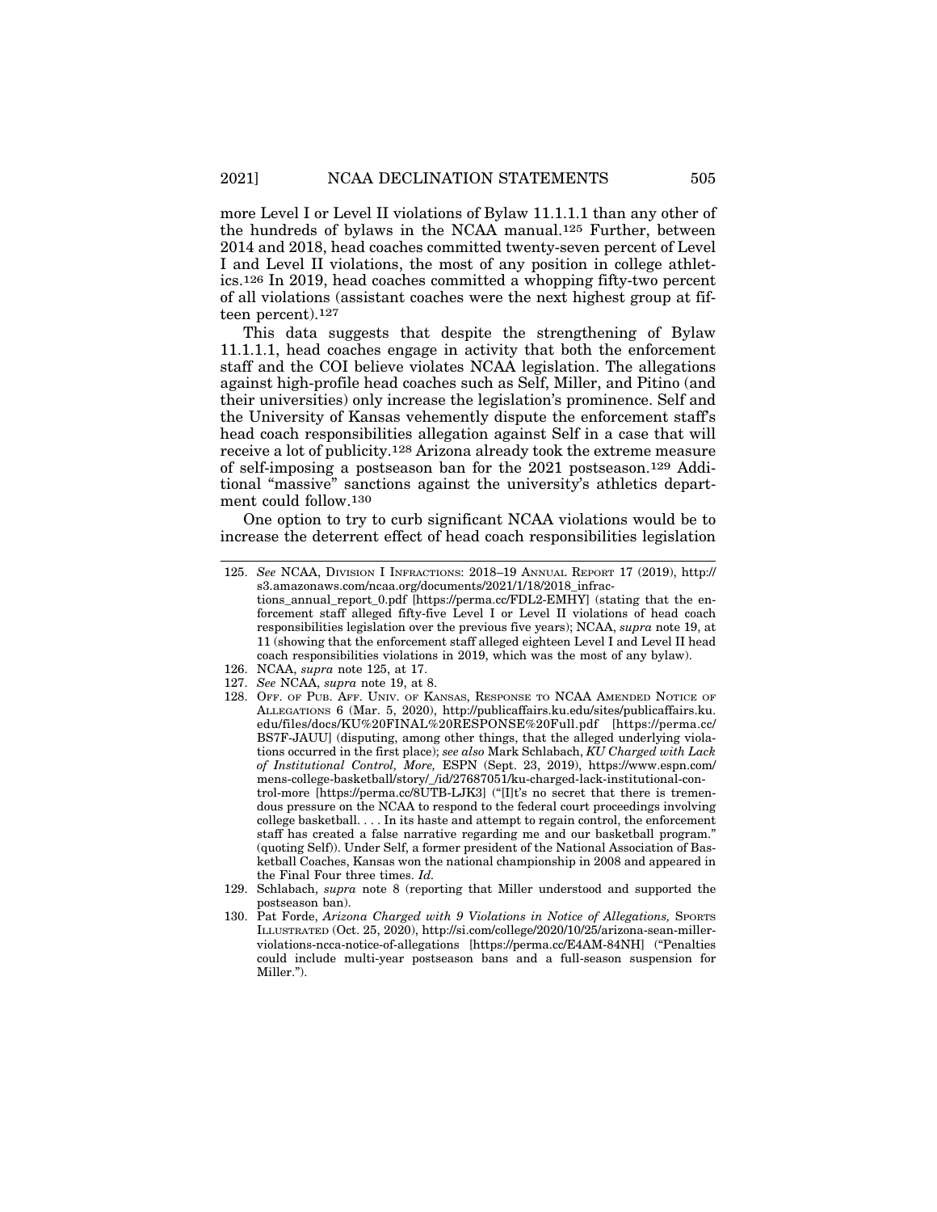more Level I or Level II violations of Bylaw 11.1.1.1 than any other of the hundreds of bylaws in the NCAA manual.[125] Further, between 2014 and 2018, head coaches committed twenty-seven percent of Level I and Level II violations, the most of any position in college athletics.[126] In 2019, head coaches committed a whopping fifty-two percent of all violations (assistant coaches were the next highest group at fifteen percent).[127]

This data suggests that despite the strengthening of Bylaw 11.1.1.1, head coaches engage in activity that both the enforcement staff and the COI believe violates NCAA legislation. The allegations against high-profile head coaches such as Self, Miller, and Pitino (and their universities) only increase the legislation's prominence. Self and the University of Kansas vehemently dispute the enforcement staff's head coach responsibilities allegation against Self in a case that will receive a lot of publicity.[128] Arizona already took the extreme measure of self-imposing a postseason ban for the 2021 postseason.[129] Additional "massive" sanctions against the university's athletics department could follow.[130]

One option to try to curb significant NCAA violations would be to increase the deterrent effect of head coach responsibilities legislation

---

125. *See* NCAA, DIVISION I INFRACTIONS: 2018–19 ANNUAL REPORT 17 (2019), http://s3.amazonaws.com/ncaa.org/documents/2021/1/18/2018_infractions_annual_report_0.pdf [https://perma.cc/FDL2-EMHY] (stating that the enforcement staff alleged fifty-five Level I or Level II violations of head coach responsibilities legislation over the previous five years); NCAA, *supra* note 19, at 11 (showing that the enforcement staff alleged eighteen Level I and Level II head coach responsibilities violations in 2019, which was the most of any bylaw).

126. NCAA, *supra* note 125, at 17.

127. *See* NCAA, *supra* note 19, at 8.

128. OFF. OF PUB. AFF. UNIV. OF KANSAS, RESPONSE TO NCAA AMENDED NOTICE OF ALLEGATIONS 6 (Mar. 5, 2020), http://publicaffairs.ku.edu/sites/publicaffairs.ku.edu/files/docs/KU%20FINAL%20RESPONSE%20Full.pdf [https://perma.cc/BS7F-JAUU] (disputing, among other things, that the alleged underlying violations occurred in the first place); *see also* Mark Schlabach, *KU Charged with Lack of Institutional Control, More,* ESPN (Sept. 23, 2019), https://www.espn.com/mens-college-basketball/story/_/id/27687051/ku-charged-lack-institutional-control-more [https://perma.cc/8UTB-LJK3] ("[I]t's no secret that there is tremendous pressure on the NCAA to respond to the federal court proceedings involving college basketball. . . . In its haste and attempt to regain control, the enforcement staff has created a false narrative regarding me and our basketball program." (quoting Self)). Under Self, a former president of the National Association of Basketball Coaches, Kansas won the national championship in 2008 and appeared in the Final Four three times. *Id.*

129. Schlabach, *supra* note 8 (reporting that Miller understood and supported the postseason ban).

130. Pat Forde, *Arizona Charged with 9 Violations in Notice of Allegations,* SPORTS ILLUSTRATED (Oct. 25, 2020), http://si.com/college/2020/10/25/arizona-sean-miller-violations-ncca-notice-of-allegations [https://perma.cc/E4AM-84NH] ("Penalties could include multi-year postseason bans and a full-season suspension for Miller.").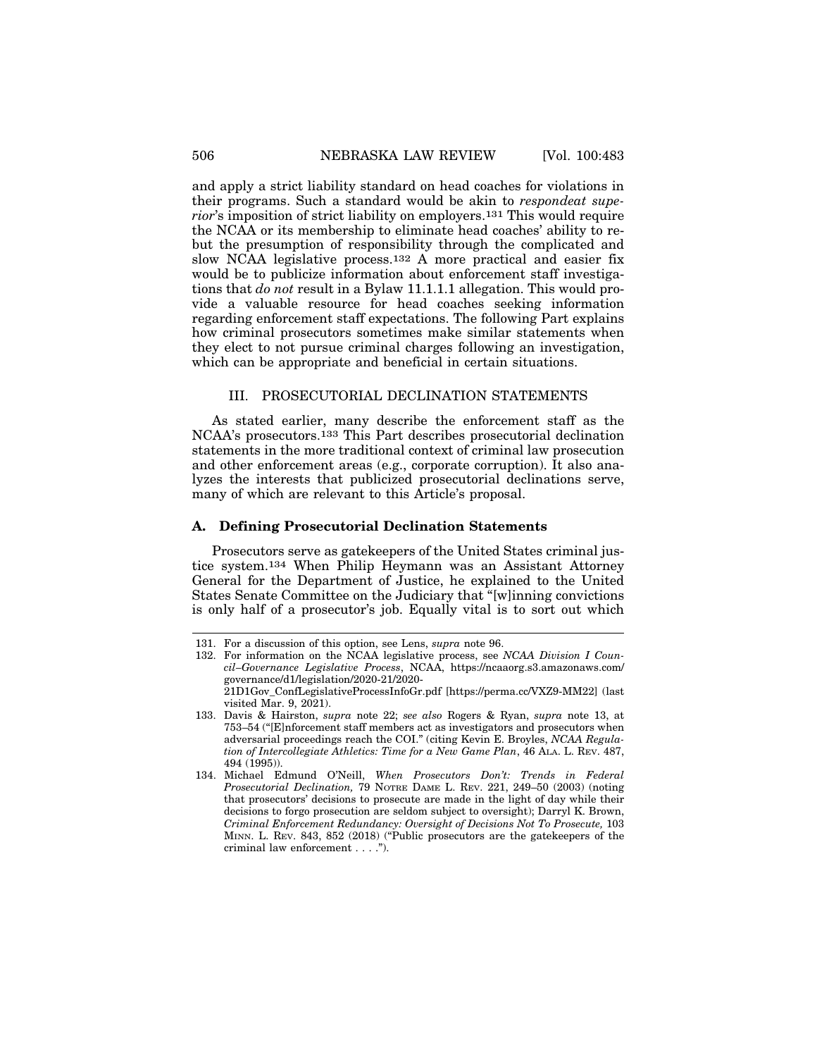and apply a strict liability standard on head coaches for violations in their programs. Such a standard would be akin to *respondeat superior*'s imposition of strict liability on employers.[131] This would require the NCAA or its membership to eliminate head coaches' ability to rebut the presumption of responsibility through the complicated and slow NCAA legislative process.[132] A more practical and easier fix would be to publicize information about enforcement staff investigations that *do not* result in a Bylaw 11.1.1.1 allegation. This would provide a valuable resource for head coaches seeking information regarding enforcement staff expectations. The following Part explains how criminal prosecutors sometimes make similar statements when they elect to not pursue criminal charges following an investigation, which can be appropriate and beneficial in certain situations.

## III. PROSECUTORIAL DECLINATION STATEMENTS

As stated earlier, many describe the enforcement staff as the NCAA's prosecutors.[133] This Part describes prosecutorial declination statements in the more traditional context of criminal law prosecution and other enforcement areas (e.g., corporate corruption). It also analyzes the interests that publicized prosecutorial declinations serve, many of which are relevant to this Article's proposal.

### A. Defining Prosecutorial Declination Statements

Prosecutors serve as gatekeepers of the United States criminal justice system.[134] When Philip Heymann was an Assistant Attorney General for the Department of Justice, he explained to the United States Senate Committee on the Judiciary that "[w]inning convictions is only half of a prosecutor's job. Equally vital is to sort out which

---

131. For a discussion of this option, see Lens, *supra* note 96.

132. For information on the NCAA legislative process, see *NCAA Division I Council–Governance Legislative Process*, NCAA, https://ncaaorg.s3.amazonaws.com/governance/d1/legislation/2020-21/2020-21D1Gov_ConfLegislativeProcessInfoGr.pdf [https://perma.cc/VXZ9-MM22] (last visited Mar. 9, 2021).

133. Davis & Hairston, *supra* note 22; *see also* Rogers & Ryan, *supra* note 13, at 753–54 ("[E]nforcement staff members act as investigators and prosecutors when adversarial proceedings reach the COI." (citing Kevin E. Broyles, *NCAA Regulation of Intercollegiate Athletics: Time for a New Game Plan*, 46 ALA. L. REV. 487, 494 (1995)).

134. Michael Edmund O'Neill, *When Prosecutors Don't: Trends in Federal Prosecutorial Declination,* 79 NOTRE DAME L. REV. 221, 249–50 (2003) (noting that prosecutors' decisions to prosecute are made in the light of day while their decisions to forgo prosecution are seldom subject to oversight); Darryl K. Brown, *Criminal Enforcement Redundancy: Oversight of Decisions Not To Prosecute,* 103 MINN. L. REV. 843, 852 (2018) ("Public prosecutors are the gatekeepers of the criminal law enforcement . . . .").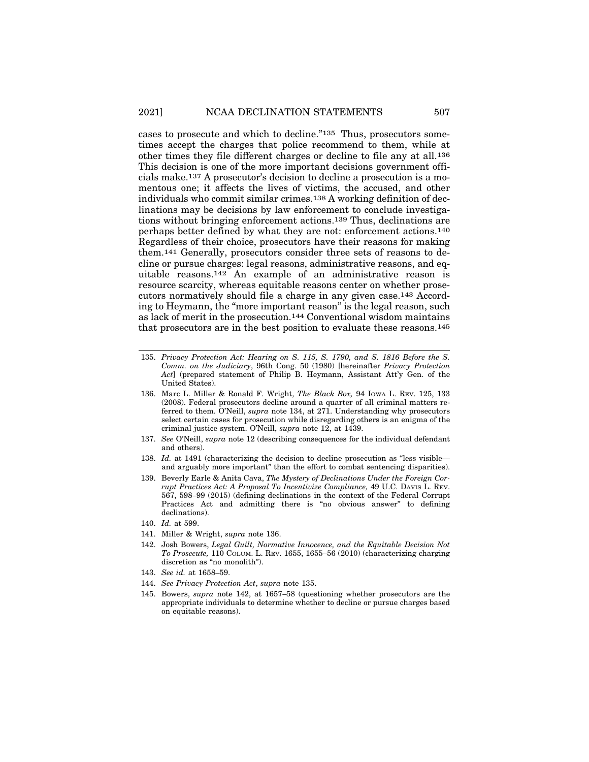cases to prosecute and which to decline."[135] Thus, prosecutors sometimes accept the charges that police recommend to them, while at other times they file different charges or decline to file any at all.[136] This decision is one of the more important decisions government officials make.[137] A prosecutor's decision to decline a prosecution is a momentous one; it affects the lives of victims, the accused, and other individuals who commit similar crimes.[138] A working definition of declinations may be decisions by law enforcement to conclude investigations without bringing enforcement actions.[139] Thus, declinations are perhaps better defined by what they are not: enforcement actions.[140] Regardless of their choice, prosecutors have their reasons for making them.[141] Generally, prosecutors consider three sets of reasons to decline or pursue charges: legal reasons, administrative reasons, and equitable reasons.[142] An example of an administrative reason is resource scarcity, whereas equitable reasons center on whether prosecutors normatively should file a charge in any given case.[143] According to Heymann, the "more important reason" is the legal reason, such as lack of merit in the prosecution.[144] Conventional wisdom maintains that prosecutors are in the best position to evaluate these reasons.[145]

---

135. *Privacy Protection Act: Hearing on S. 115, S. 1790, and S. 1816 Before the S. Comm. on the Judiciary*, 96th Cong. 50 (1980) [hereinafter *Privacy Protection Act*] (prepared statement of Philip B. Heymann, Assistant Att'y Gen. of the United States).

136. Marc L. Miller & Ronald F. Wright, *The Black Box,* 94 IOWA L. REV. 125, 133 (2008). Federal prosecutors decline around a quarter of all criminal matters referred to them. O'Neill, *supra* note 134, at 271. Understanding why prosecutors select certain cases for prosecution while disregarding others is an enigma of the criminal justice system. O'Neill, *supra* note 12, at 1439.

137. *See* O'Neill, *supra* note 12 (describing consequences for the individual defendant and others).

138. *Id.* at 1491 (characterizing the decision to decline prosecution as "less visible—and arguably more important" than the effort to combat sentencing disparities).

139. Beverly Earle & Anita Cava, *The Mystery of Declinations Under the Foreign Corrupt Practices Act: A Proposal To Incentivize Compliance,* 49 U.C. DAVIS L. REV. 567, 598–99 (2015) (defining declinations in the context of the Federal Corrupt Practices Act and admitting there is "no obvious answer" to defining declinations).

140. *Id.* at 599.

141. Miller & Wright, *supra* note 136.

142. Josh Bowers, *Legal Guilt, Normative Innocence, and the Equitable Decision Not To Prosecute,* 110 COLUM. L. REV. 1655, 1655–56 (2010) (characterizing charging discretion as "no monolith").

143. *See id.* at 1658–59.

144. *See Privacy Protection Act*, *supra* note 135.

145. Bowers, *supra* note 142, at 1657–58 (questioning whether prosecutors are the appropriate individuals to determine whether to decline or pursue charges based on equitable reasons).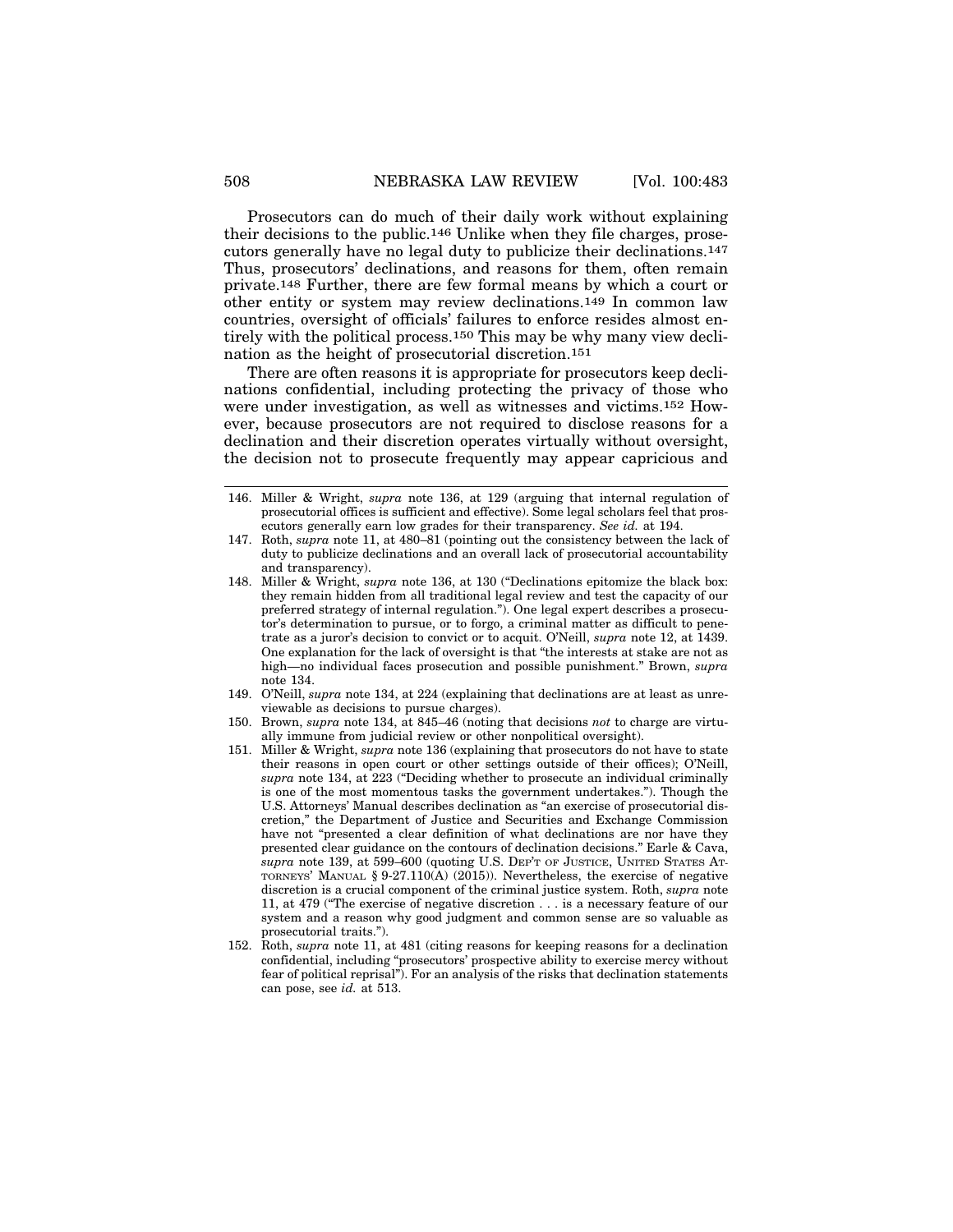Prosecutors can do much of their daily work without explaining their decisions to the public.[146] Unlike when they file charges, prosecutors generally have no legal duty to publicize their declinations.[147] Thus, prosecutors' declinations, and reasons for them, often remain private.[148] Further, there are few formal means by which a court or other entity or system may review declinations.[149] In common law countries, oversight of officials' failures to enforce resides almost entirely with the political process.[150] This may be why many view declination as the height of prosecutorial discretion.[151]

There are often reasons it is appropriate for prosecutors keep declinations confidential, including protecting the privacy of those who were under investigation, as well as witnesses and victims.[152] However, because prosecutors are not required to disclose reasons for a declination and their discretion operates virtually without oversight, the decision not to prosecute frequently may appear capricious and

---

146. Miller & Wright, *supra* note 136, at 129 (arguing that internal regulation of prosecutorial offices is sufficient and effective). Some legal scholars feel that prosecutors generally earn low grades for their transparency. *See id.* at 194.

147. Roth, *supra* note 11, at 480–81 (pointing out the consistency between the lack of duty to publicize declinations and an overall lack of prosecutorial accountability and transparency).

148. Miller & Wright, *supra* note 136, at 130 ("Declinations epitomize the black box: they remain hidden from all traditional legal review and test the capacity of our preferred strategy of internal regulation."). One legal expert describes a prosecutor's determination to pursue, or to forgo, a criminal matter as difficult to penetrate as a juror's decision to convict or to acquit. O'Neill, *supra* note 12, at 1439. One explanation for the lack of oversight is that "the interests at stake are not as high—no individual faces prosecution and possible punishment." Brown, *supra* note 134.

149. O'Neill, *supra* note 134, at 224 (explaining that declinations are at least as unreviewable as decisions to pursue charges).

150. Brown, *supra* note 134, at 845–46 (noting that decisions *not* to charge are virtually immune from judicial review or other nonpolitical oversight).

151. Miller & Wright, *supra* note 136 (explaining that prosecutors do not have to state their reasons in open court or other settings outside of their offices); O'Neill, *supra* note 134, at 223 ("Deciding whether to prosecute an individual criminally is one of the most momentous tasks the government undertakes."). Though the U.S. Attorneys' Manual describes declination as "an exercise of prosecutorial discretion," the Department of Justice and Securities and Exchange Commission have not "presented a clear definition of what declinations are nor have they presented clear guidance on the contours of declination decisions." Earle & Cava, *supra* note 139, at 599–600 (quoting U.S. DEP'T OF JUSTICE, UNITED STATES ATTORNEYS' MANUAL § 9-27.110(A) (2015)). Nevertheless, the exercise of negative discretion is a crucial component of the criminal justice system. Roth, *supra* note 11, at 479 ("The exercise of negative discretion . . . is a necessary feature of our system and a reason why good judgment and common sense are so valuable as prosecutorial traits.").

152. Roth, *supra* note 11, at 481 (citing reasons for keeping reasons for a declination confidential, including "prosecutors' prospective ability to exercise mercy without fear of political reprisal"). For an analysis of the risks that declination statements can pose, see *id.* at 513.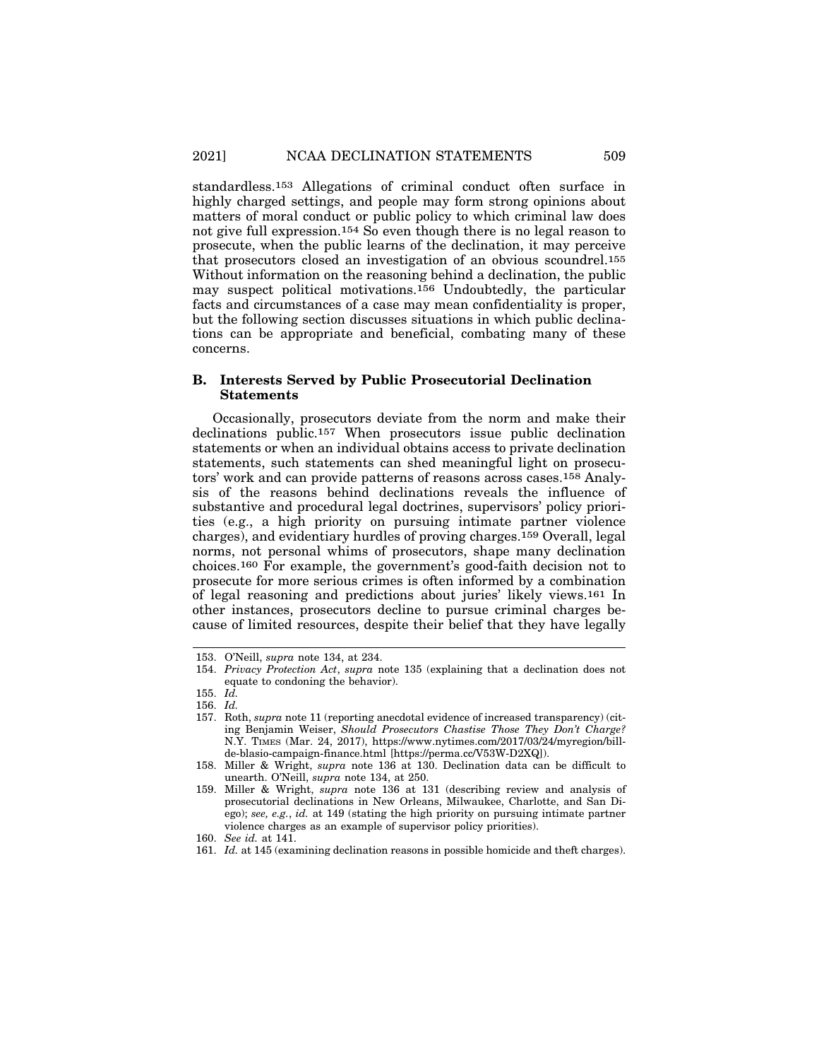standardless.[153] Allegations of criminal conduct often surface in highly charged settings, and people may form strong opinions about matters of moral conduct or public policy to which criminal law does not give full expression.[154] So even though there is no legal reason to prosecute, when the public learns of the declination, it may perceive that prosecutors closed an investigation of an obvious scoundrel.[155] Without information on the reasoning behind a declination, the public may suspect political motivations.[156] Undoubtedly, the particular facts and circumstances of a case may mean confidentiality is proper, but the following section discusses situations in which public declinations can be appropriate and beneficial, combating many of these concerns.

### B. Interests Served by Public Prosecutorial Declination Statements

Occasionally, prosecutors deviate from the norm and make their declinations public.[157] When prosecutors issue public declination statements or when an individual obtains access to private declination statements, such statements can shed meaningful light on prosecutors' work and can provide patterns of reasons across cases.[158] Analysis of the reasons behind declinations reveals the influence of substantive and procedural legal doctrines, supervisors' policy priorities (e.g., a high priority on pursuing intimate partner violence charges), and evidentiary hurdles of proving charges.[159] Overall, legal norms, not personal whims of prosecutors, shape many declination choices.[160] For example, the government's good-faith decision not to prosecute for more serious crimes is often informed by a combination of legal reasoning and predictions about juries' likely views.[161] In other instances, prosecutors decline to pursue criminal charges because of limited resources, despite their belief that they have legally

---

153. O'Neill, *supra* note 134, at 234.

154. *Privacy Protection Act*, *supra* note 135 (explaining that a declination does not equate to condoning the behavior).

155. *Id.*

156. *Id.*

157. Roth, *supra* note 11 (reporting anecdotal evidence of increased transparency) (citing Benjamin Weiser, *Should Prosecutors Chastise Those They Don't Charge?* N.Y. TIMES (Mar. 24, 2017), https://www.nytimes.com/2017/03/24/myregion/bill-de-blasio-campaign-finance.html [https://perma.cc/V53W-D2XQ]).

158. Miller & Wright, *supra* note 136 at 130. Declination data can be difficult to unearth. O'Neill, *supra* note 134, at 250.

159. Miller & Wright, *supra* note 136 at 131 (describing review and analysis of prosecutorial declinations in New Orleans, Milwaukee, Charlotte, and San Diego); *see, e.g.*, *id.* at 149 (stating the high priority on pursuing intimate partner violence charges as an example of supervisor policy priorities).

160. *See id.* at 141.

161. *Id.* at 145 (examining declination reasons in possible homicide and theft charges).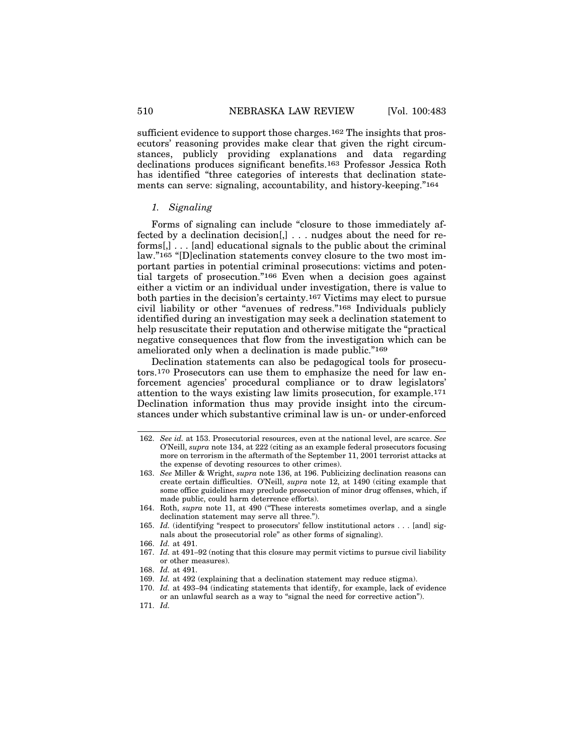sufficient evidence to support those charges.[162] The insights that prosecutors' reasoning provides make clear that given the right circumstances, publicly providing explanations and data regarding declinations produces significant benefits.[163] Professor Jessica Roth has identified "three categories of interests that declination statements can serve: signaling, accountability, and history-keeping."[164]

### *1. Signaling*

Forms of signaling can include "closure to those immediately affected by a declination decision[,] . . . nudges about the need for reforms[,] . . . [and] educational signals to the public about the criminal law."[165] "[D]eclination statements convey closure to the two most important parties in potential criminal prosecutions: victims and potential targets of prosecution."[166] Even when a decision goes against either a victim or an individual under investigation, there is value to both parties in the decision's certainty.[167] Victims may elect to pursue civil liability or other "avenues of redress."[168] Individuals publicly identified during an investigation may seek a declination statement to help resuscitate their reputation and otherwise mitigate the "practical negative consequences that flow from the investigation which can be ameliorated only when a declination is made public."[169]

Declination statements can also be pedagogical tools for prosecutors.[170] Prosecutors can use them to emphasize the need for law enforcement agencies' procedural compliance or to draw legislators' attention to the ways existing law limits prosecution, for example.[171] Declination information thus may provide insight into the circumstances under which substantive criminal law is un- or under-enforced

---

162. *See id.* at 153. Prosecutorial resources, even at the national level, are scarce. *See* O'Neill, *supra* note 134, at 222 (citing as an example federal prosecutors focusing more on terrorism in the aftermath of the September 11, 2001 terrorist attacks at the expense of devoting resources to other crimes).

163. *See* Miller & Wright, *supra* note 136, at 196. Publicizing declination reasons can create certain difficulties. O'Neill, *supra* note 12, at 1490 (citing example that some office guidelines may preclude prosecution of minor drug offenses, which, if made public, could harm deterrence efforts).

164. Roth, *supra* note 11, at 490 ("These interests sometimes overlap, and a single declination statement may serve all three.").

165. *Id.* (identifying "respect to prosecutors' fellow institutional actors . . . [and] signals about the prosecutorial role" as other forms of signaling).

166. *Id.* at 491.

167. *Id.* at 491–92 (noting that this closure may permit victims to pursue civil liability or other measures).

168. *Id.* at 491.

169. *Id.* at 492 (explaining that a declination statement may reduce stigma).

170. *Id.* at 493–94 (indicating statements that identify, for example, lack of evidence or an unlawful search as a way to "signal the need for corrective action").

171. *Id.*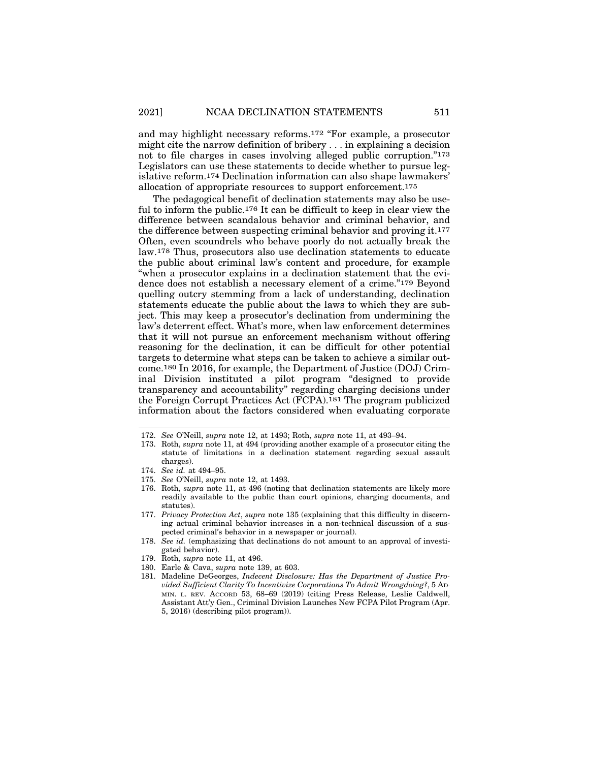and may highlight necessary reforms.[172] "For example, a prosecutor might cite the narrow definition of bribery . . . in explaining a decision not to file charges in cases involving alleged public corruption."[173] Legislators can use these statements to decide whether to pursue legislative reform.[174] Declination information can also shape lawmakers' allocation of appropriate resources to support enforcement.[175]

The pedagogical benefit of declination statements may also be useful to inform the public.[176] It can be difficult to keep in clear view the difference between scandalous behavior and criminal behavior, and the difference between suspecting criminal behavior and proving it.[177] Often, even scoundrels who behave poorly do not actually break the law.[178] Thus, prosecutors also use declination statements to educate the public about criminal law's content and procedure, for example "when a prosecutor explains in a declination statement that the evidence does not establish a necessary element of a crime."[179] Beyond quelling outcry stemming from a lack of understanding, declination statements educate the public about the laws to which they are subject. This may keep a prosecutor's declination from undermining the law's deterrent effect. What's more, when law enforcement determines that it will not pursue an enforcement mechanism without offering reasoning for the declination, it can be difficult for other potential targets to determine what steps can be taken to achieve a similar outcome.[180] In 2016, for example, the Department of Justice (DOJ) Criminal Division instituted a pilot program "designed to provide transparency and accountability" regarding charging decisions under the Foreign Corrupt Practices Act (FCPA).[181] The program publicized information about the factors considered when evaluating corporate

---

172. *See* O'Neill, *supra* note 12, at 1493; Roth, *supra* note 11, at 493–94.

173. Roth, *supra* note 11, at 494 (providing another example of a prosecutor citing the statute of limitations in a declination statement regarding sexual assault charges).

174. *See id.* at 494–95.

175. *See* O'Neill, *supra* note 12, at 1493.

176. Roth, *supra* note 11, at 496 (noting that declination statements are likely more readily available to the public than court opinions, charging documents, and statutes).

177. *Privacy Protection Act*, *supra* note 135 (explaining that this difficulty in discerning actual criminal behavior increases in a non-technical discussion of a suspected criminal's behavior in a newspaper or journal).

178. *See id.* (emphasizing that declinations do not amount to an approval of investigated behavior).

179. Roth, *supra* note 11, at 496.

180. Earle & Cava, *supra* note 139, at 603.

181. Madeline DeGeorges, *Indecent Disclosure: Has the Department of Justice Provided Sufficient Clarity To Incentivize Corporations To Admit Wrongdoing?*, 5 ADMIN. L. REV. ACCORD 53, 68–69 (2019) (citing Press Release, Leslie Caldwell, Assistant Att'y Gen., Criminal Division Launches New FCPA Pilot Program (Apr. 5, 2016) (describing pilot program)).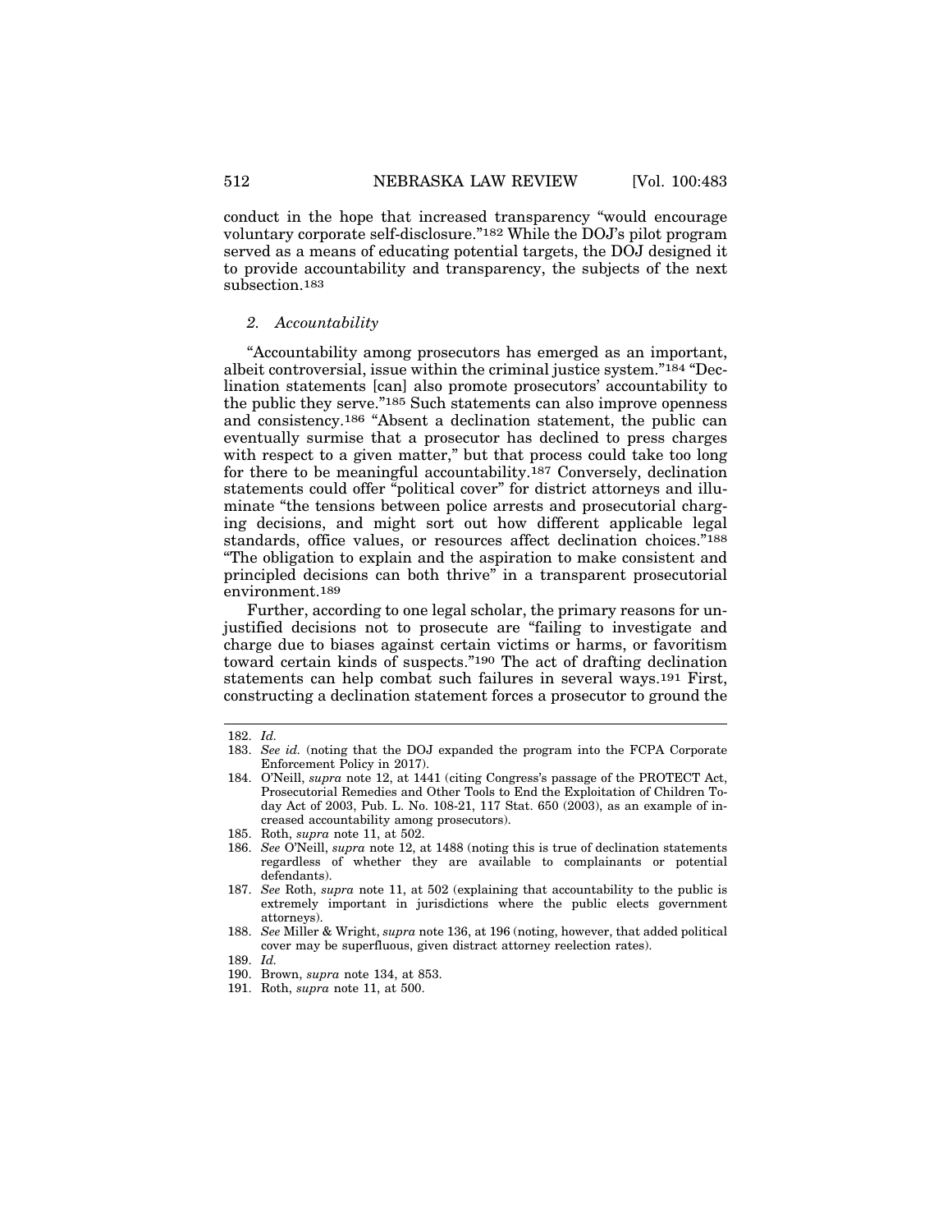conduct in the hope that increased transparency "would encourage voluntary corporate self-disclosure."[182] While the DOJ's pilot program served as a means of educating potential targets, the DOJ designed it to provide accountability and transparency, the subjects of the next subsection.[183]

### *2. Accountability*

"Accountability among prosecutors has emerged as an important, albeit controversial, issue within the criminal justice system."[184] "Declination statements [can] also promote prosecutors' accountability to the public they serve."[185] Such statements can also improve openness and consistency.[186] "Absent a declination statement, the public can eventually surmise that a prosecutor has declined to press charges with respect to a given matter," but that process could take too long for there to be meaningful accountability.[187] Conversely, declination statements could offer "political cover" for district attorneys and illuminate "the tensions between police arrests and prosecutorial charging decisions, and might sort out how different applicable legal standards, office values, or resources affect declination choices."[188] "The obligation to explain and the aspiration to make consistent and principled decisions can both thrive" in a transparent prosecutorial environment.[189]

Further, according to one legal scholar, the primary reasons for unjustified decisions not to prosecute are "failing to investigate and charge due to biases against certain victims or harms, or favoritism toward certain kinds of suspects."[190] The act of drafting declination statements can help combat such failures in several ways.[191] First, constructing a declination statement forces a prosecutor to ground the

---

182. *Id.*

183. *See id.* (noting that the DOJ expanded the program into the FCPA Corporate Enforcement Policy in 2017).

184. O'Neill, *supra* note 12, at 1441 (citing Congress's passage of the PROTECT Act, Prosecutorial Remedies and Other Tools to End the Exploitation of Children Today Act of 2003, Pub. L. No. 108-21, 117 Stat. 650 (2003), as an example of increased accountability among prosecutors).

185. Roth, *supra* note 11, at 502.

186. *See* O'Neill, *supra* note 12, at 1488 (noting this is true of declination statements regardless of whether they are available to complainants or potential defendants).

187. *See* Roth, *supra* note 11, at 502 (explaining that accountability to the public is extremely important in jurisdictions where the public elects government attorneys).

188. *See* Miller & Wright, *supra* note 136, at 196 (noting, however, that added political cover may be superfluous, given distract attorney reelection rates).

189. *Id.*

190. Brown, *supra* note 134, at 853.

191. Roth, *supra* note 11, at 500.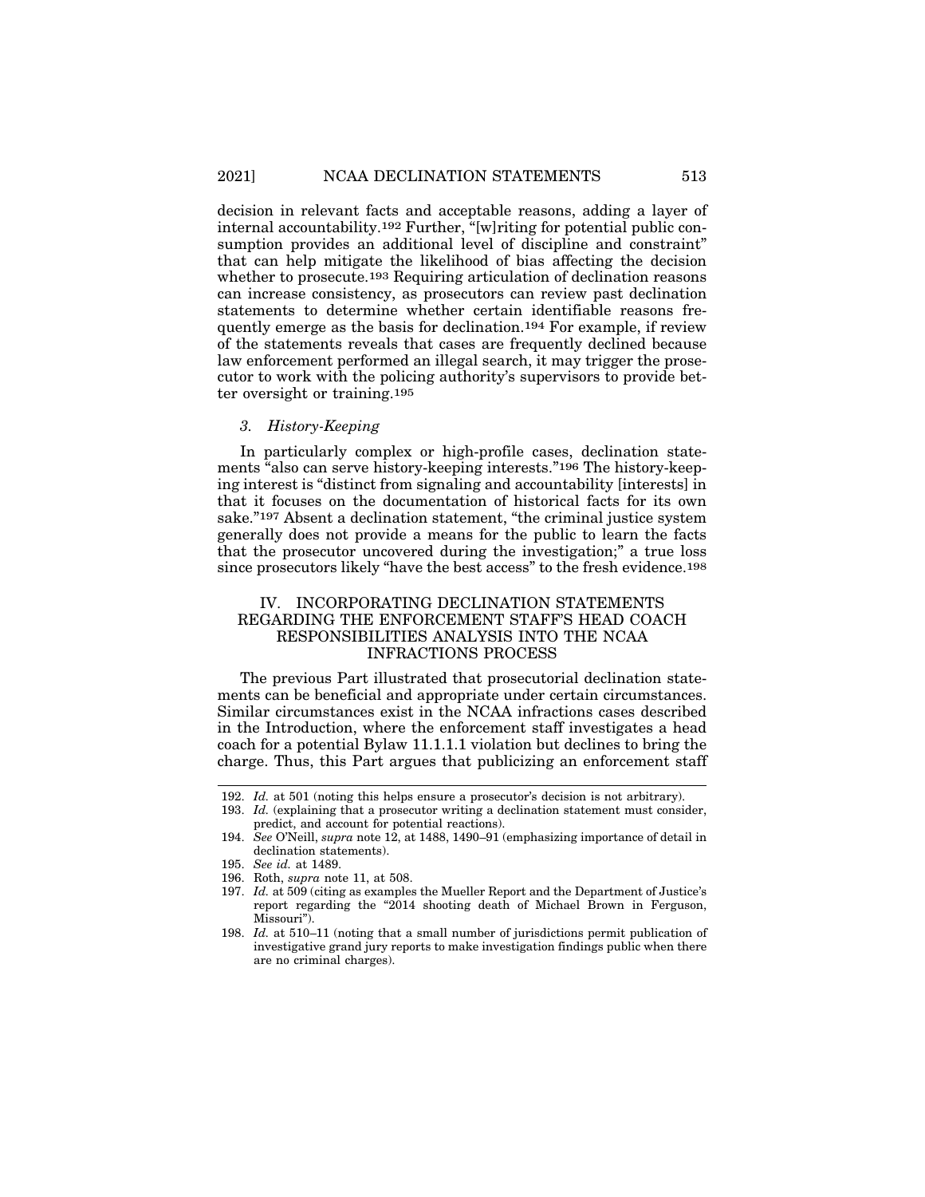decision in relevant facts and acceptable reasons, adding a layer of internal accountability.[192] Further, "[w]riting for potential public consumption provides an additional level of discipline and constraint" that can help mitigate the likelihood of bias affecting the decision whether to prosecute.[193] Requiring articulation of declination reasons can increase consistency, as prosecutors can review past declination statements to determine whether certain identifiable reasons frequently emerge as the basis for declination.[194] For example, if review of the statements reveals that cases are frequently declined because law enforcement performed an illegal search, it may trigger the prosecutor to work with the policing authority's supervisors to provide better oversight or training.[195]

### *3. History-Keeping*

In particularly complex or high-profile cases, declination statements "also can serve history-keeping interests."[196] The history-keeping interest is "distinct from signaling and accountability [interests] in that it focuses on the documentation of historical facts for its own sake."[197] Absent a declination statement, "the criminal justice system generally does not provide a means for the public to learn the facts that the prosecutor uncovered during the investigation;" a true loss since prosecutors likely "have the best access" to the fresh evidence.[198]

## IV. INCORPORATING DECLINATION STATEMENTS REGARDING THE ENFORCEMENT STAFF'S HEAD COACH RESPONSIBILITIES ANALYSIS INTO THE NCAA INFRACTIONS PROCESS

The previous Part illustrated that prosecutorial declination statements can be beneficial and appropriate under certain circumstances. Similar circumstances exist in the NCAA infractions cases described in the Introduction, where the enforcement staff investigates a head coach for a potential Bylaw 11.1.1.1 violation but declines to bring the charge. Thus, this Part argues that publicizing an enforcement staff

---

192. *Id.* at 501 (noting this helps ensure a prosecutor's decision is not arbitrary).

193. *Id.* (explaining that a prosecutor writing a declination statement must consider, predict, and account for potential reactions).

194. *See* O'Neill, *supra* note 12, at 1488, 1490–91 (emphasizing importance of detail in declination statements).

195. *See id.* at 1489.

196. Roth, *supra* note 11, at 508.

197. *Id.* at 509 (citing as examples the Mueller Report and the Department of Justice's report regarding the "2014 shooting death of Michael Brown in Ferguson, Missouri").

198. *Id.* at 510–11 (noting that a small number of jurisdictions permit publication of investigative grand jury reports to make investigation findings public when there are no criminal charges).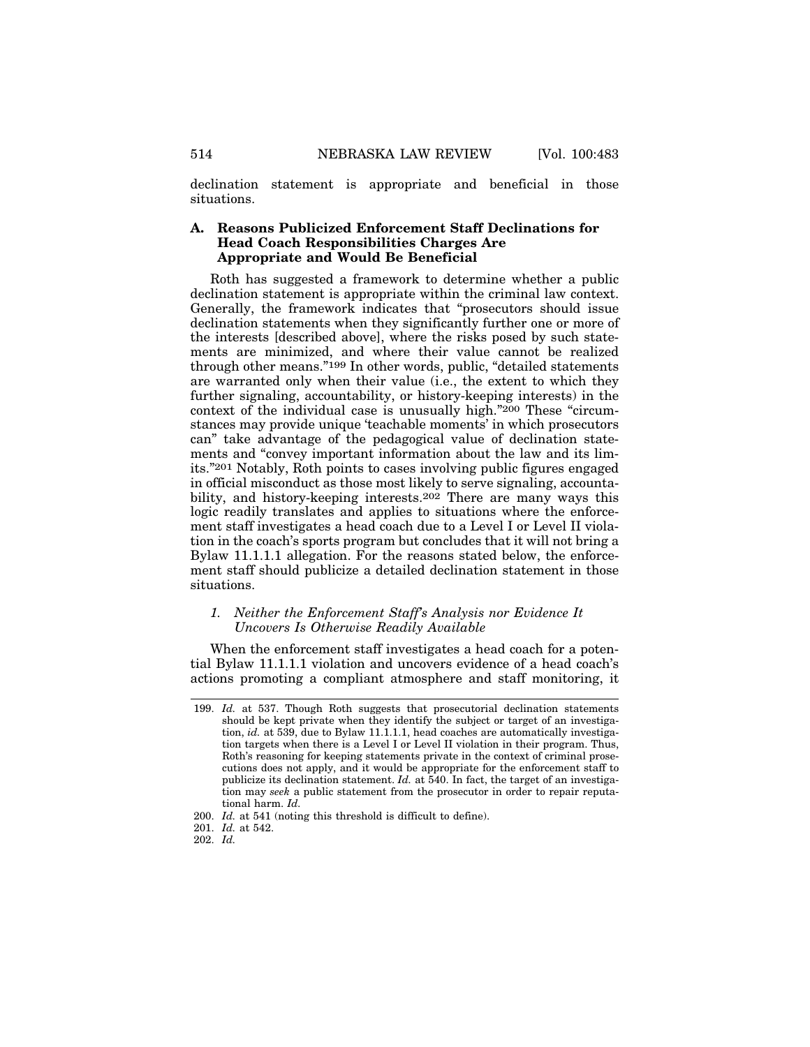declination statement is appropriate and beneficial in those situations.

### A. Reasons Publicized Enforcement Staff Declinations for Head Coach Responsibilities Charges Are Appropriate and Would Be Beneficial

Roth has suggested a framework to determine whether a public declination statement is appropriate within the criminal law context. Generally, the framework indicates that "prosecutors should issue declination statements when they significantly further one or more of the interests [described above], where the risks posed by such statements are minimized, and where their value cannot be realized through other means."[199] In other words, public, "detailed statements are warranted only when their value (i.e., the extent to which they further signaling, accountability, or history-keeping interests) in the context of the individual case is unusually high."[200] These "circumstances may provide unique 'teachable moments' in which prosecutors can" take advantage of the pedagogical value of declination statements and "convey important information about the law and its limits."[201] Notably, Roth points to cases involving public figures engaged in official misconduct as those most likely to serve signaling, accountability, and history-keeping interests.[202] There are many ways this logic readily translates and applies to situations where the enforcement staff investigates a head coach due to a Level I or Level II violation in the coach's sports program but concludes that it will not bring a Bylaw 11.1.1.1 allegation. For the reasons stated below, the enforcement staff should publicize a detailed declination statement in those situations.

#### 1. *Neither the Enforcement Staff's Analysis nor Evidence It Uncovers Is Otherwise Readily Available*

When the enforcement staff investigates a head coach for a potential Bylaw 11.1.1.1 violation and uncovers evidence of a head coach's actions promoting a compliant atmosphere and staff monitoring, it

---

199. *Id.* at 537. Though Roth suggests that prosecutorial declination statements should be kept private when they identify the subject or target of an investigation, *id.* at 539, due to Bylaw 11.1.1.1, head coaches are automatically investigation targets when there is a Level I or Level II violation in their program. Thus, Roth's reasoning for keeping statements private in the context of criminal prosecutions does not apply, and it would be appropriate for the enforcement staff to publicize its declination statement. *Id.* at 540. In fact, the target of an investigation may *seek* a public statement from the prosecutor in order to repair reputational harm. *Id.*

200. *Id.* at 541 (noting this threshold is difficult to define).

201. *Id.* at 542.

202. *Id.*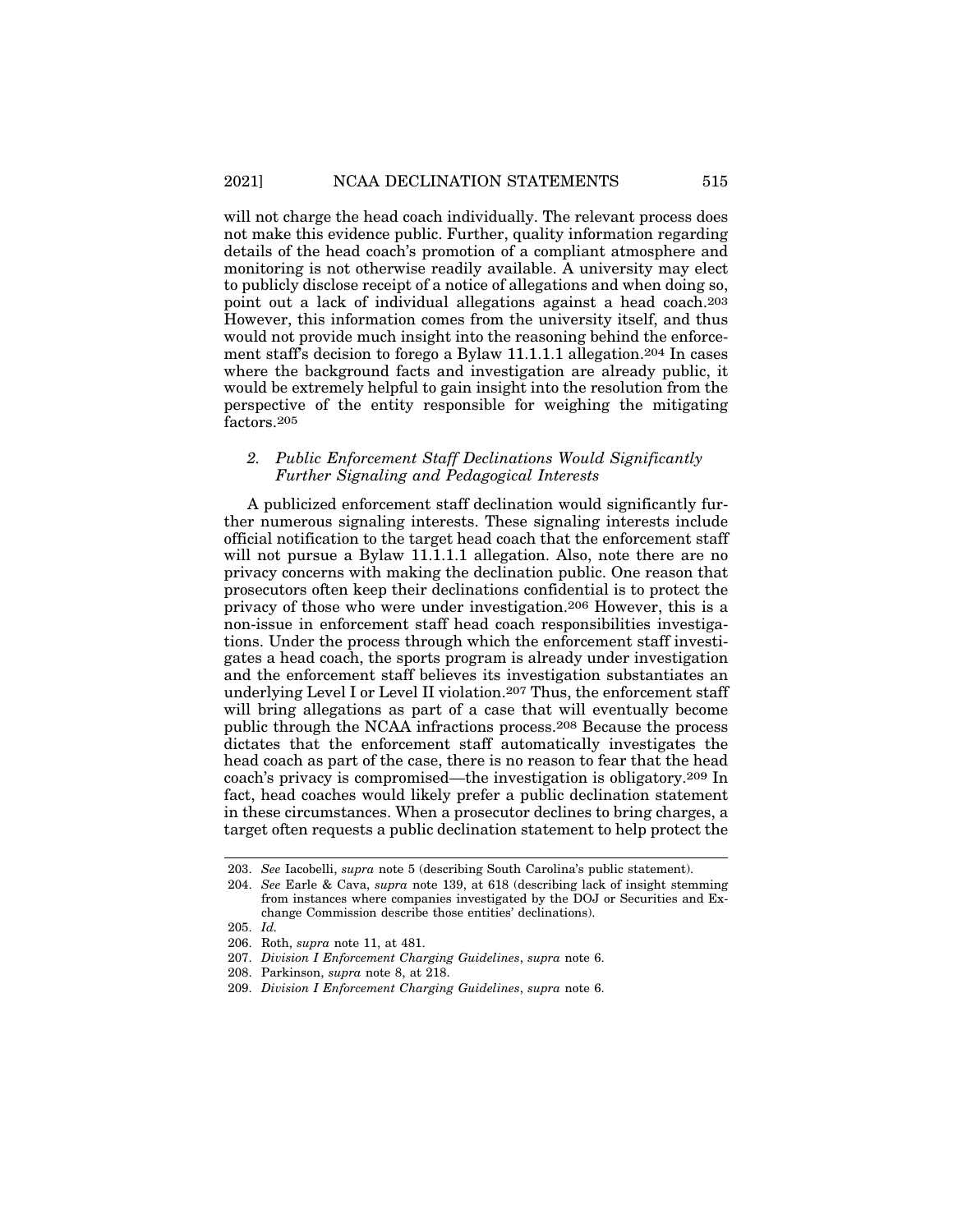will not charge the head coach individually. The relevant process does not make this evidence public. Further, quality information regarding details of the head coach's promotion of a compliant atmosphere and monitoring is not otherwise readily available. A university may elect to publicly disclose receipt of a notice of allegations and when doing so, point out a lack of individual allegations against a head coach.[203] However, this information comes from the university itself, and thus would not provide much insight into the reasoning behind the enforcement staff's decision to forego a Bylaw 11.1.1.1 allegation.[204] In cases where the background facts and investigation are already public, it would be extremely helpful to gain insight into the resolution from the perspective of the entity responsible for weighing the mitigating factors.[205]

### *2. Public Enforcement Staff Declinations Would Significantly Further Signaling and Pedagogical Interests*

A publicized enforcement staff declination would significantly further numerous signaling interests. These signaling interests include official notification to the target head coach that the enforcement staff will not pursue a Bylaw 11.1.1.1 allegation. Also, note there are no privacy concerns with making the declination public. One reason that prosecutors often keep their declinations confidential is to protect the privacy of those who were under investigation.[206] However, this is a non-issue in enforcement staff head coach responsibilities investigations. Under the process through which the enforcement staff investigates a head coach, the sports program is already under investigation and the enforcement staff believes its investigation substantiates an underlying Level I or Level II violation.[207] Thus, the enforcement staff will bring allegations as part of a case that will eventually become public through the NCAA infractions process.[208] Because the process dictates that the enforcement staff automatically investigates the head coach as part of the case, there is no reason to fear that the head coach's privacy is compromised—the investigation is obligatory.[209] In fact, head coaches would likely prefer a public declination statement in these circumstances. When a prosecutor declines to bring charges, a target often requests a public declination statement to help protect the

---

203. *See* Iacobelli, *supra* note 5 (describing South Carolina's public statement).

204. *See* Earle & Cava, *supra* note 139, at 618 (describing lack of insight stemming from instances where companies investigated by the DOJ or Securities and Exchange Commission describe those entities' declinations).

205. *Id.*

206. Roth, *supra* note 11, at 481.

207. *Division I Enforcement Charging Guidelines*, *supra* note 6.

208. Parkinson, *supra* note 8, at 218.

209. *Division I Enforcement Charging Guidelines*, *supra* note 6.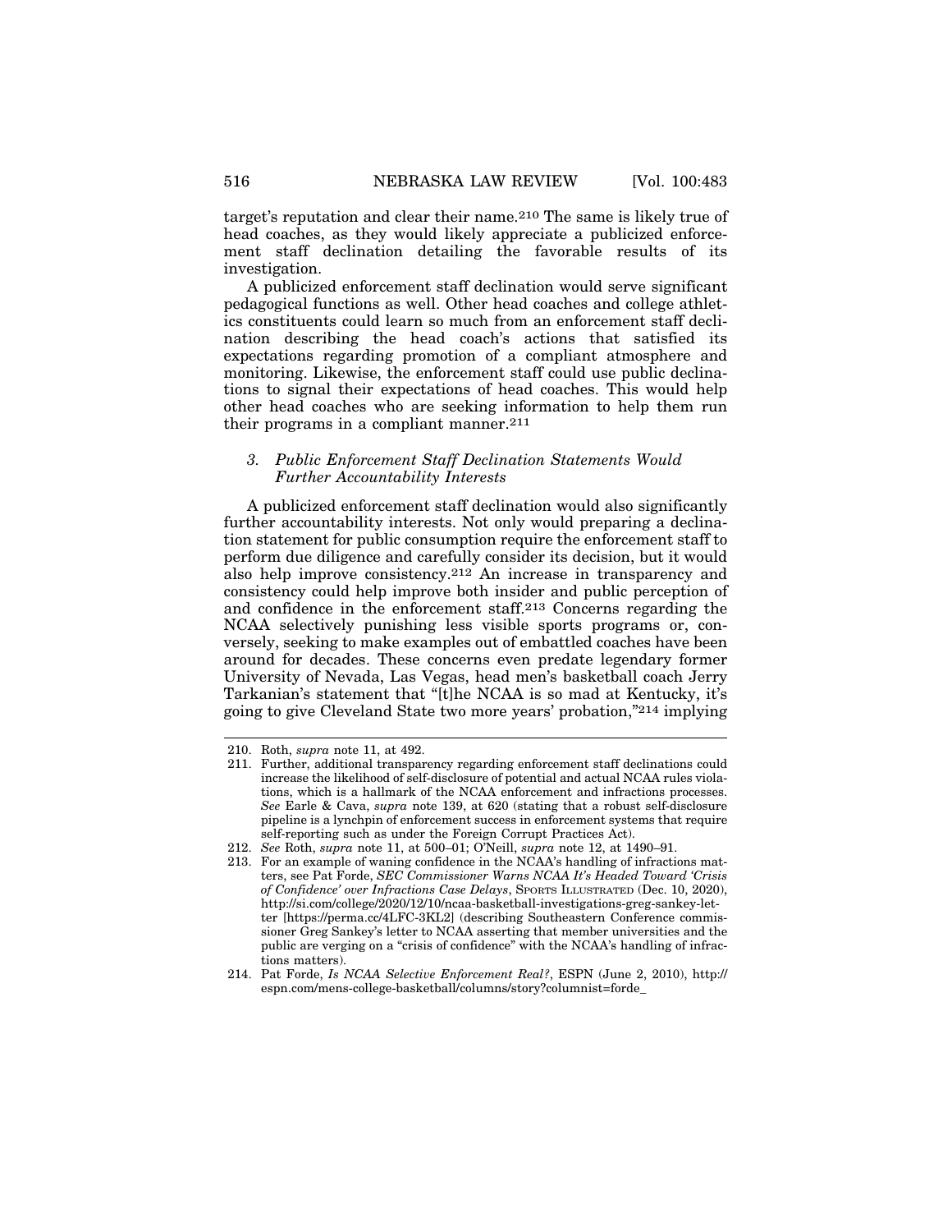target's reputation and clear their name.[210] The same is likely true of head coaches, as they would likely appreciate a publicized enforcement staff declination detailing the favorable results of its investigation.

A publicized enforcement staff declination would serve significant pedagogical functions as well. Other head coaches and college athletics constituents could learn so much from an enforcement staff declination describing the head coach's actions that satisfied its expectations regarding promotion of a compliant atmosphere and monitoring. Likewise, the enforcement staff could use public declinations to signal their expectations of head coaches. This would help other head coaches who are seeking information to help them run their programs in a compliant manner.[211]

### *3. Public Enforcement Staff Declination Statements Would Further Accountability Interests*

A publicized enforcement staff declination would also significantly further accountability interests. Not only would preparing a declination statement for public consumption require the enforcement staff to perform due diligence and carefully consider its decision, but it would also help improve consistency.[212] An increase in transparency and consistency could help improve both insider and public perception of and confidence in the enforcement staff.[213] Concerns regarding the NCAA selectively punishing less visible sports programs or, conversely, seeking to make examples out of embattled coaches have been around for decades. These concerns even predate legendary former University of Nevada, Las Vegas, head men's basketball coach Jerry Tarkanian's statement that "[t]he NCAA is so mad at Kentucky, it's going to give Cleveland State two more years' probation,"[214] implying

---

210. Roth, *supra* note 11, at 492.

211. Further, additional transparency regarding enforcement staff declinations could increase the likelihood of self-disclosure of potential and actual NCAA rules violations, which is a hallmark of the NCAA enforcement and infractions processes. *See* Earle & Cava, *supra* note 139, at 620 (stating that a robust self-disclosure pipeline is a lynchpin of enforcement success in enforcement systems that require self-reporting such as under the Foreign Corrupt Practices Act).

212. *See* Roth, *supra* note 11, at 500–01; O'Neill, *supra* note 12, at 1490–91.

213. For an example of waning confidence in the NCAA's handling of infractions matters, see Pat Forde, *SEC Commissioner Warns NCAA It's Headed Toward 'Crisis of Confidence' over Infractions Case Delays*, SPORTS ILLUSTRATED (Dec. 10, 2020), http://si.com/college/2020/12/10/ncaa-basketball-investigations-greg-sankey-letter [https://perma.cc/4LFC-3KL2] (describing Southeastern Conference commissioner Greg Sankey's letter to NCAA asserting that member universities and the public are verging on a "crisis of confidence" with the NCAA's handling of infractions matters).

214. Pat Forde, *Is NCAA Selective Enforcement Real?*, ESPN (June 2, 2010), http://espn.com/mens-college-basketball/columns/story?columnist=forde_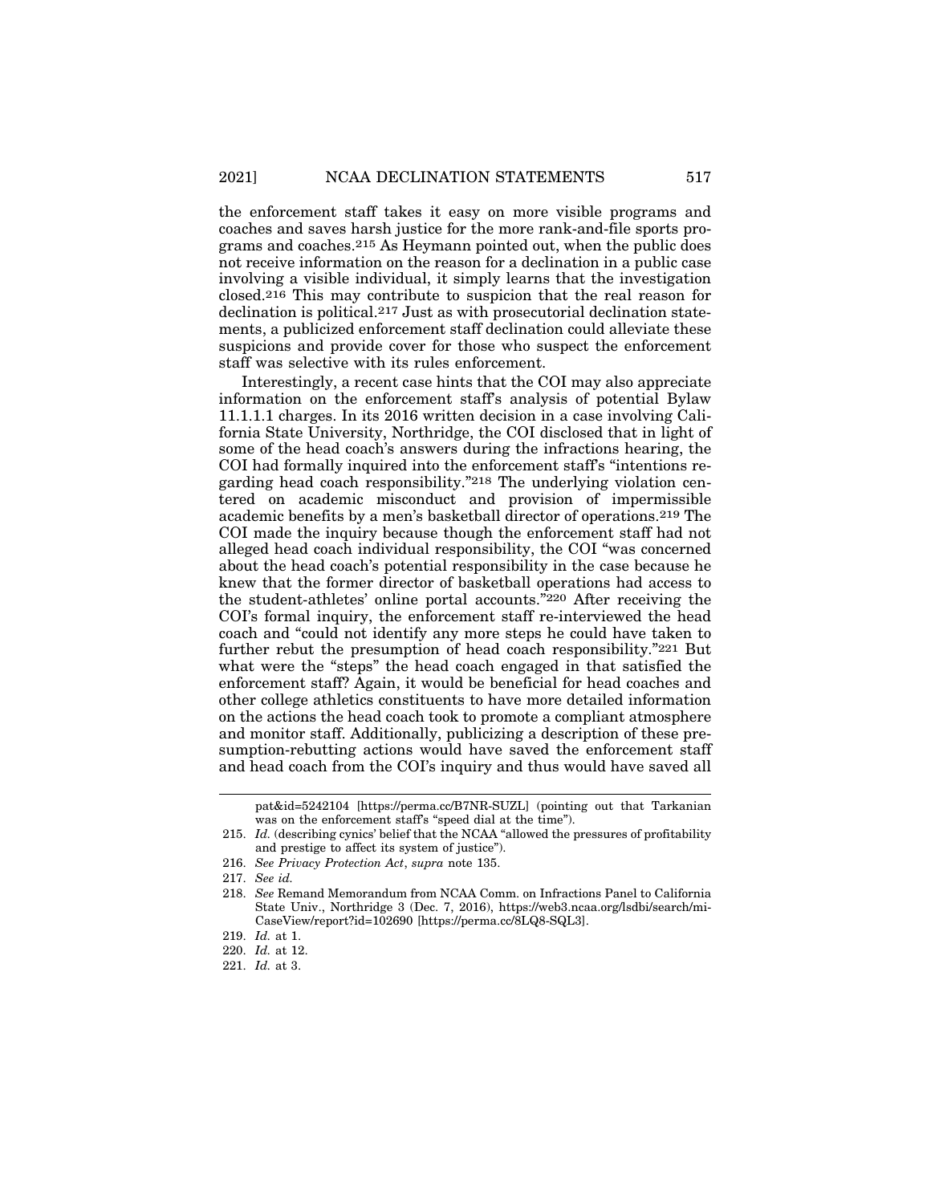the enforcement staff takes it easy on more visible programs and coaches and saves harsh justice for the more rank-and-file sports programs and coaches.[215] As Heymann pointed out, when the public does not receive information on the reason for a declination in a public case involving a visible individual, it simply learns that the investigation closed.[216] This may contribute to suspicion that the real reason for declination is political.[217] Just as with prosecutorial declination statements, a publicized enforcement staff declination could alleviate these suspicions and provide cover for those who suspect the enforcement staff was selective with its rules enforcement.

Interestingly, a recent case hints that the COI may also appreciate information on the enforcement staff's analysis of potential Bylaw 11.1.1.1 charges. In its 2016 written decision in a case involving California State University, Northridge, the COI disclosed that in light of some of the head coach's answers during the infractions hearing, the COI had formally inquired into the enforcement staff's "intentions regarding head coach responsibility."[218] The underlying violation centered on academic misconduct and provision of impermissible academic benefits by a men's basketball director of operations.[219] The COI made the inquiry because though the enforcement staff had not alleged head coach individual responsibility, the COI "was concerned about the head coach's potential responsibility in the case because he knew that the former director of basketball operations had access to the student-athletes' online portal accounts."[220] After receiving the COI's formal inquiry, the enforcement staff re-interviewed the head coach and "could not identify any more steps he could have taken to further rebut the presumption of head coach responsibility."[221] But what were the "steps" the head coach engaged in that satisfied the enforcement staff? Again, it would be beneficial for head coaches and other college athletics constituents to have more detailed information on the actions the head coach took to promote a compliant atmosphere and monitor staff. Additionally, publicizing a description of these presumption-rebutting actions would have saved the enforcement staff and head coach from the COI's inquiry and thus would have saved all

---

pat&id=5242104 [https://perma.cc/B7NR-SUZL] (pointing out that Tarkanian was on the enforcement staff's "speed dial at the time").

215. *Id.* (describing cynics' belief that the NCAA "allowed the pressures of profitability and prestige to affect its system of justice").

216. *See Privacy Protection Act*, *supra* note 135.

217. *See id.*

218. *See* Remand Memorandum from NCAA Comm. on Infractions Panel to California State Univ., Northridge 3 (Dec. 7, 2016), https://web3.ncaa.org/lsdbi/search/miCaseView/report?id=102690 [https://perma.cc/8LQ8-SQL3].

219. *Id.* at 1.

220. *Id.* at 12.

221. *Id.* at 3.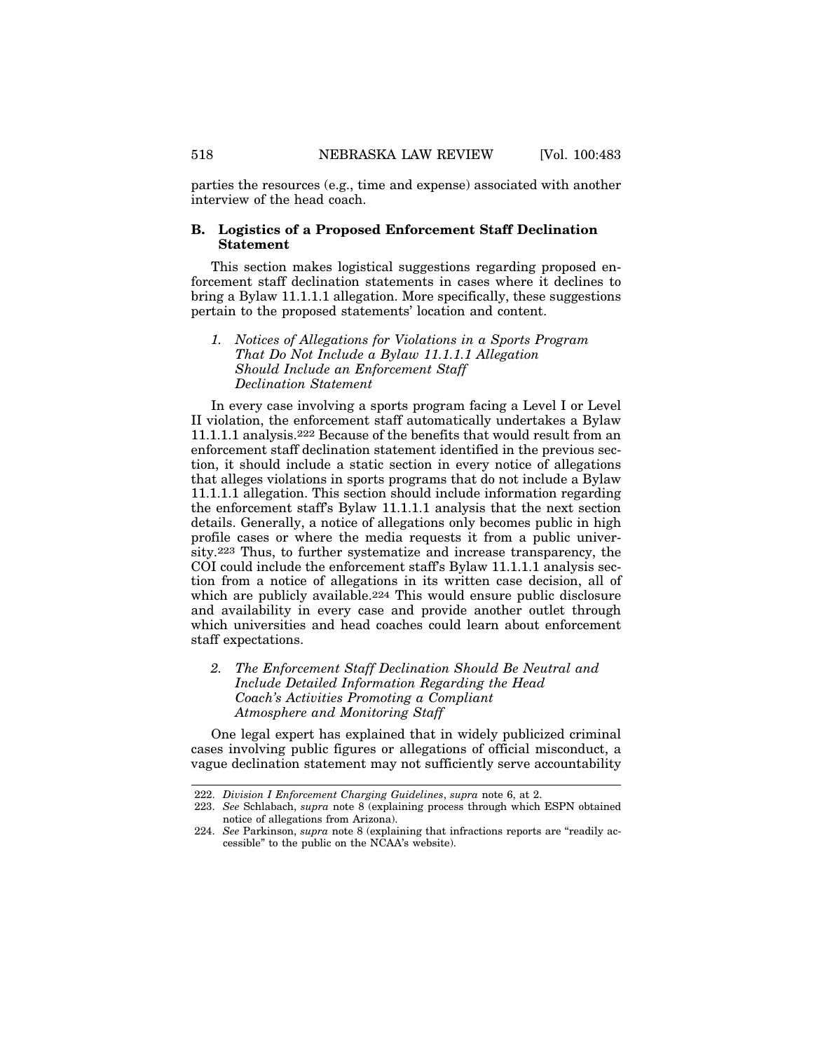parties the resources (e.g., time and expense) associated with another interview of the head coach.

### B. Logistics of a Proposed Enforcement Staff Declination Statement

This section makes logistical suggestions regarding proposed enforcement staff declination statements in cases where it declines to bring a Bylaw 11.1.1.1 allegation. More specifically, these suggestions pertain to the proposed statements' location and content.

#### *1. Notices of Allegations for Violations in a Sports Program That Do Not Include a Bylaw 11.1.1.1 Allegation Should Include an Enforcement Staff Declination Statement*

In every case involving a sports program facing a Level I or Level II violation, the enforcement staff automatically undertakes a Bylaw 11.1.1.1 analysis.[222] Because of the benefits that would result from an enforcement staff declination statement identified in the previous section, it should include a static section in every notice of allegations that alleges violations in sports programs that do not include a Bylaw 11.1.1.1 allegation. This section should include information regarding the enforcement staff's Bylaw 11.1.1.1 analysis that the next section details. Generally, a notice of allegations only becomes public in high profile cases or where the media requests it from a public university.[223] Thus, to further systematize and increase transparency, the COI could include the enforcement staff's Bylaw 11.1.1.1 analysis section from a notice of allegations in its written case decision, all of which are publicly available.[224] This would ensure public disclosure and availability in every case and provide another outlet through which universities and head coaches could learn about enforcement staff expectations.

#### *2. The Enforcement Staff Declination Should Be Neutral and Include Detailed Information Regarding the Head Coach's Activities Promoting a Compliant Atmosphere and Monitoring Staff*

One legal expert has explained that in widely publicized criminal cases involving public figures or allegations of official misconduct, a vague declination statement may not sufficiently serve accountability

---

222. *Division I Enforcement Charging Guidelines*, *supra* note 6, at 2.

223. *See* Schlabach, *supra* note 8 (explaining process through which ESPN obtained notice of allegations from Arizona).

224. *See* Parkinson, *supra* note 8 (explaining that infractions reports are "readily accessible" to the public on the NCAA's website).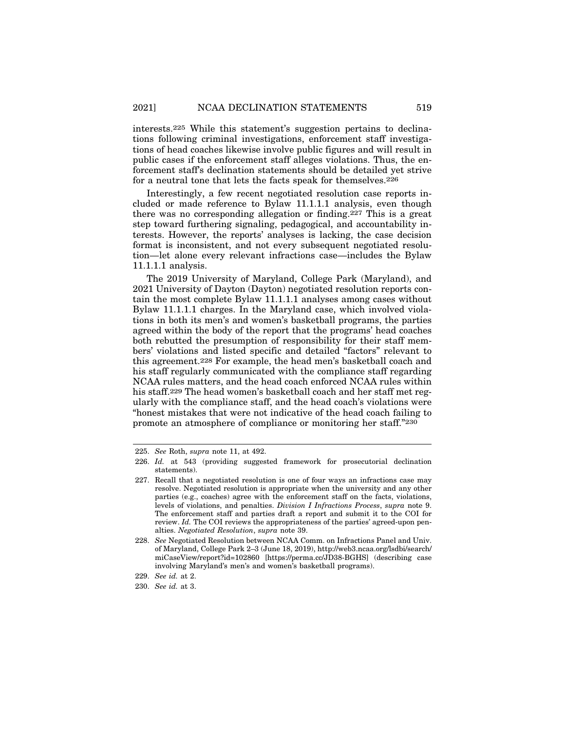interests.[225] While this statement's suggestion pertains to declinations following criminal investigations, enforcement staff investigations of head coaches likewise involve public figures and will result in public cases if the enforcement staff alleges violations. Thus, the enforcement staff's declination statements should be detailed yet strive for a neutral tone that lets the facts speak for themselves.[226]

Interestingly, a few recent negotiated resolution case reports included or made reference to Bylaw 11.1.1.1 analysis, even though there was no corresponding allegation or finding.[227] This is a great step toward furthering signaling, pedagogical, and accountability interests. However, the reports' analyses is lacking, the case decision format is inconsistent, and not every subsequent negotiated resolution—let alone every relevant infractions case—includes the Bylaw 11.1.1.1 analysis.

The 2019 University of Maryland, College Park (Maryland), and 2021 University of Dayton (Dayton) negotiated resolution reports contain the most complete Bylaw 11.1.1.1 analyses among cases without Bylaw 11.1.1.1 charges. In the Maryland case, which involved violations in both its men's and women's basketball programs, the parties agreed within the body of the report that the programs' head coaches both rebutted the presumption of responsibility for their staff members' violations and listed specific and detailed "factors" relevant to this agreement.[228] For example, the head men's basketball coach and his staff regularly communicated with the compliance staff regarding NCAA rules matters, and the head coach enforced NCAA rules within his staff.[229] The head women's basketball coach and her staff met regularly with the compliance staff, and the head coach's violations were "honest mistakes that were not indicative of the head coach failing to promote an atmosphere of compliance or monitoring her staff."[230]

---

225. *See* Roth, *supra* note 11, at 492.

226. *Id.* at 543 (providing suggested framework for prosecutorial declination statements).

227. Recall that a negotiated resolution is one of four ways an infractions case may resolve. Negotiated resolution is appropriate when the university and any other parties (e.g., coaches) agree with the enforcement staff on the facts, violations, levels of violations, and penalties. *Division I Infractions Process*, *supra* note 9. The enforcement staff and parties draft a report and submit it to the COI for review. *Id.* The COI reviews the appropriateness of the parties' agreed-upon penalties. *Negotiated Resolution*, *supra* note 39.

228. *See* Negotiated Resolution between NCAA Comm. on Infractions Panel and Univ. of Maryland, College Park 2–3 (June 18, 2019), http://web3.ncaa.org/lsdbi/search/miCaseView/report?id=102860 [https://perma.cc/JD38-BGHS] (describing case involving Maryland's men's and women's basketball programs).

229. *See id.* at 2.

230. *See id.* at 3.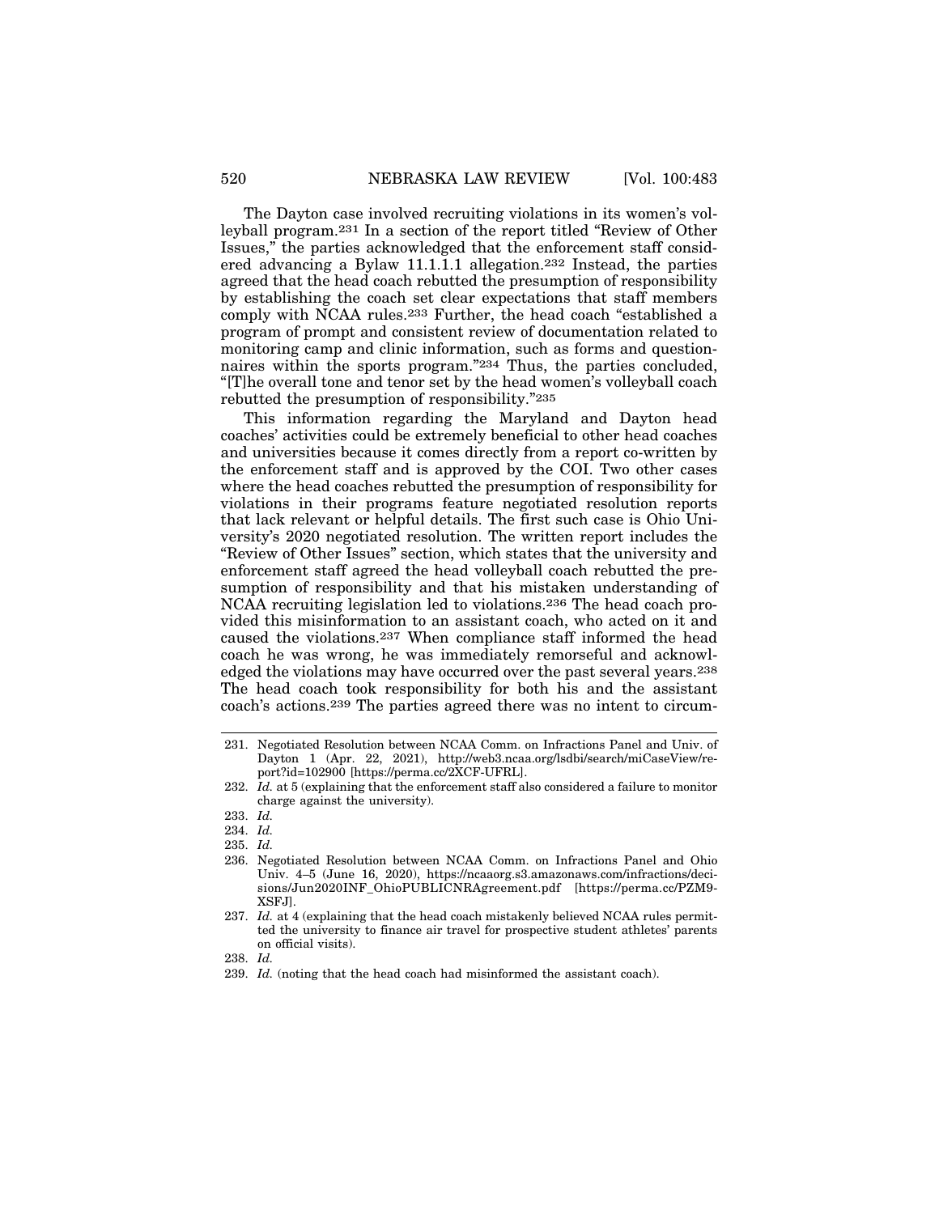The Dayton case involved recruiting violations in its women's volleyball program.[231] In a section of the report titled "Review of Other Issues," the parties acknowledged that the enforcement staff considered advancing a Bylaw 11.1.1.1 allegation.[232] Instead, the parties agreed that the head coach rebutted the presumption of responsibility by establishing the coach set clear expectations that staff members comply with NCAA rules.[233] Further, the head coach "established a program of prompt and consistent review of documentation related to monitoring camp and clinic information, such as forms and questionnaires within the sports program."[234] Thus, the parties concluded, "[T]he overall tone and tenor set by the head women's volleyball coach rebutted the presumption of responsibility."[235]

This information regarding the Maryland and Dayton head coaches' activities could be extremely beneficial to other head coaches and universities because it comes directly from a report co-written by the enforcement staff and is approved by the COI. Two other cases where the head coaches rebutted the presumption of responsibility for violations in their programs feature negotiated resolution reports that lack relevant or helpful details. The first such case is Ohio University's 2020 negotiated resolution. The written report includes the "Review of Other Issues" section, which states that the university and enforcement staff agreed the head volleyball coach rebutted the presumption of responsibility and that his mistaken understanding of NCAA recruiting legislation led to violations.[236] The head coach provided this misinformation to an assistant coach, who acted on it and caused the violations.[237] When compliance staff informed the head coach he was wrong, he was immediately remorseful and acknowledged the violations may have occurred over the past several years.[238] The head coach took responsibility for both his and the assistant coach's actions.[239] The parties agreed there was no intent to circum-

---

231. Negotiated Resolution between NCAA Comm. on Infractions Panel and Univ. of Dayton 1 (Apr. 22, 2021), http://web3.ncaa.org/lsdbi/search/miCaseView/report?id=102900 [https://perma.cc/2XCF-UFRL].

232. *Id.* at 5 (explaining that the enforcement staff also considered a failure to monitor charge against the university).

233. *Id.*

234. *Id.*

235. *Id.*

236. Negotiated Resolution between NCAA Comm. on Infractions Panel and Ohio Univ. 4–5 (June 16, 2020), https://ncaaorg.s3.amazonaws.com/infractions/decisions/Jun2020INF_OhioPUBLICNRAgreement.pdf [https://perma.cc/PZM9-XSFJ].

237. *Id.* at 4 (explaining that the head coach mistakenly believed NCAA rules permitted the university to finance air travel for prospective student athletes' parents on official visits).

238. *Id.*

239. *Id.* (noting that the head coach had misinformed the assistant coach).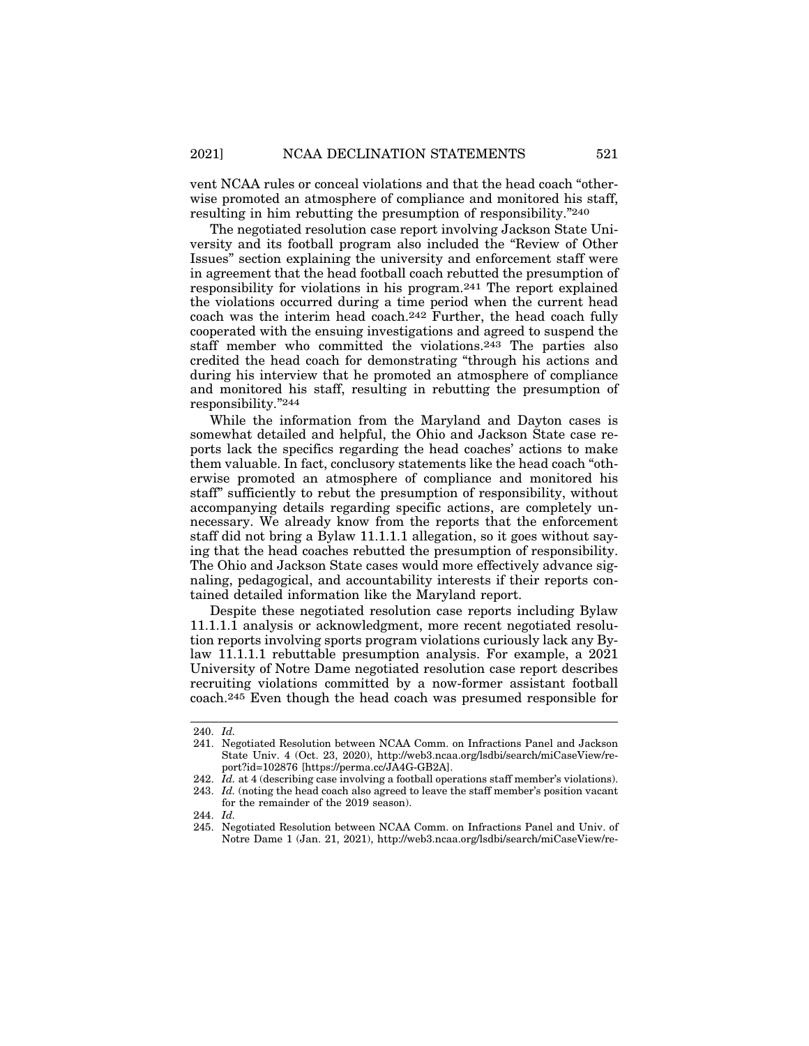vent NCAA rules or conceal violations and that the head coach "otherwise promoted an atmosphere of compliance and monitored his staff, resulting in him rebutting the presumption of responsibility."[240]

The negotiated resolution case report involving Jackson State University and its football program also included the "Review of Other Issues" section explaining the university and enforcement staff were in agreement that the head football coach rebutted the presumption of responsibility for violations in his program.[241] The report explained the violations occurred during a time period when the current head coach was the interim head coach.[242] Further, the head coach fully cooperated with the ensuing investigations and agreed to suspend the staff member who committed the violations.[243] The parties also credited the head coach for demonstrating "through his actions and during his interview that he promoted an atmosphere of compliance and monitored his staff, resulting in rebutting the presumption of responsibility."[244]

While the information from the Maryland and Dayton cases is somewhat detailed and helpful, the Ohio and Jackson State case reports lack the specifics regarding the head coaches' actions to make them valuable. In fact, conclusory statements like the head coach "otherwise promoted an atmosphere of compliance and monitored his staff" sufficiently to rebut the presumption of responsibility, without accompanying details regarding specific actions, are completely unnecessary. We already know from the reports that the enforcement staff did not bring a Bylaw 11.1.1.1 allegation, so it goes without saying that the head coaches rebutted the presumption of responsibility. The Ohio and Jackson State cases would more effectively advance signaling, pedagogical, and accountability interests if their reports contained detailed information like the Maryland report.

Despite these negotiated resolution case reports including Bylaw 11.1.1.1 analysis or acknowledgment, more recent negotiated resolution reports involving sports program violations curiously lack any Bylaw 11.1.1.1 rebuttable presumption analysis. For example, a 2021 University of Notre Dame negotiated resolution case report describes recruiting violations committed by a now-former assistant football coach.[245] Even though the head coach was presumed responsible for

---

240. *Id.*

241. Negotiated Resolution between NCAA Comm. on Infractions Panel and Jackson State Univ. 4 (Oct. 23, 2020), http://web3.ncaa.org/lsdbi/search/miCaseView/report?id=102876 [https://perma.cc/JA4G-GB2A].

242. *Id.* at 4 (describing case involving a football operations staff member's violations).

243. *Id.* (noting the head coach also agreed to leave the staff member's position vacant for the remainder of the 2019 season).

244. *Id.*

245. Negotiated Resolution between NCAA Comm. on Infractions Panel and Univ. of Notre Dame 1 (Jan. 21, 2021), http://web3.ncaa.org/lsdbi/search/miCaseView/re-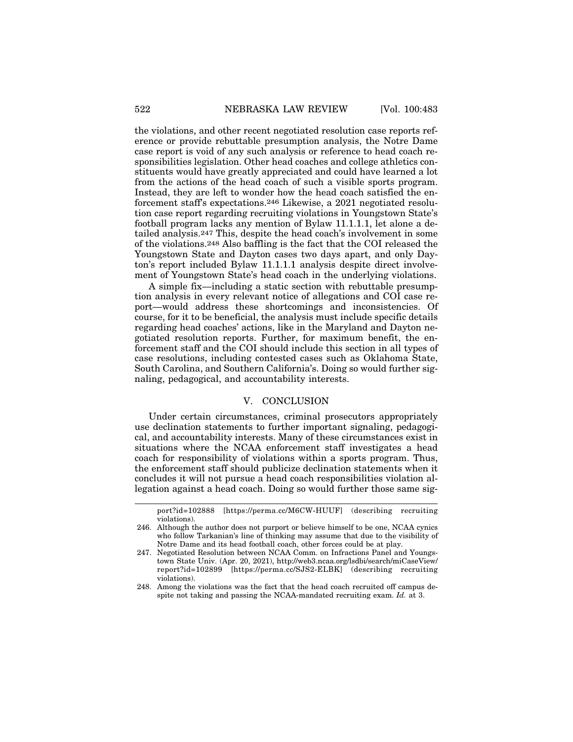the violations, and other recent negotiated resolution case reports reference or provide rebuttable presumption analysis, the Notre Dame case report is void of any such analysis or reference to head coach responsibilities legislation. Other head coaches and college athletics constituents would have greatly appreciated and could have learned a lot from the actions of the head coach of such a visible sports program. Instead, they are left to wonder how the head coach satisfied the enforcement staff's expectations.[246] Likewise, a 2021 negotiated resolution case report regarding recruiting violations in Youngstown State's football program lacks any mention of Bylaw 11.1.1.1, let alone a detailed analysis.[247] This, despite the head coach's involvement in some of the violations.[248] Also baffling is the fact that the COI released the Youngstown State and Dayton cases two days apart, and only Dayton's report included Bylaw 11.1.1.1 analysis despite direct involvement of Youngstown State's head coach in the underlying violations.

A simple fix—including a static section with rebuttable presumption analysis in every relevant notice of allegations and COI case report—would address these shortcomings and inconsistencies. Of course, for it to be beneficial, the analysis must include specific details regarding head coaches' actions, like in the Maryland and Dayton negotiated resolution reports. Further, for maximum benefit, the enforcement staff and the COI should include this section in all types of case resolutions, including contested cases such as Oklahoma State, South Carolina, and Southern California's. Doing so would further signaling, pedagogical, and accountability interests.

## V. CONCLUSION

Under certain circumstances, criminal prosecutors appropriately use declination statements to further important signaling, pedagogical, and accountability interests. Many of these circumstances exist in situations where the NCAA enforcement staff investigates a head coach for responsibility of violations within a sports program. Thus, the enforcement staff should publicize declination statements when it concludes it will not pursue a head coach responsibilities violation allegation against a head coach. Doing so would further those same sig-

---

port?id=102888 [https://perma.cc/M6CW-HUUF] (describing recruiting violations).

246. Although the author does not purport or believe himself to be one, NCAA cynics who follow Tarkanian's line of thinking may assume that due to the visibility of Notre Dame and its head football coach, other forces could be at play.

247. Negotiated Resolution between NCAA Comm. on Infractions Panel and Youngstown State Univ. (Apr. 20, 2021), http://web3.ncaa.org/lsdbi/search/miCaseView/report?id=102899 [https://perma.cc/SJS2-ELBK] (describing recruiting violations).

248. Among the violations was the fact that the head coach recruited off campus despite not taking and passing the NCAA-mandated recruiting exam. *Id.* at 3.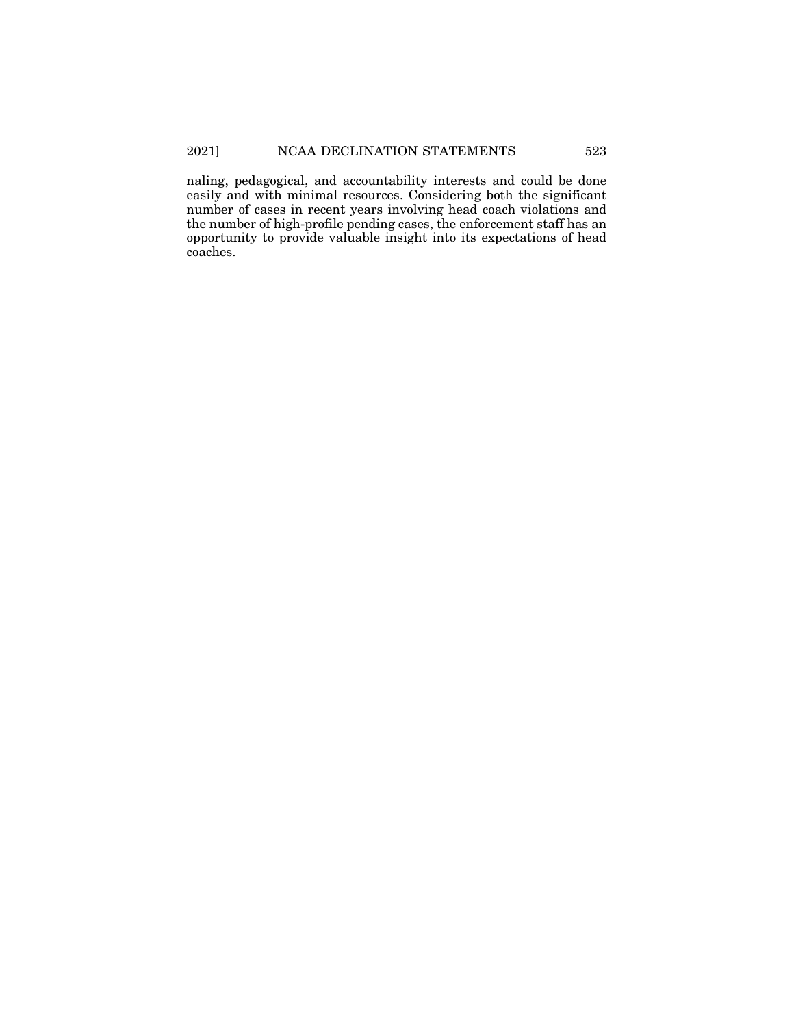naling, pedagogical, and accountability interests and could be done easily and with minimal resources. Considering both the significant number of cases in recent years involving head coach violations and the number of high-profile pending cases, the enforcement staff has an opportunity to provide valuable insight into its expectations of head coaches.